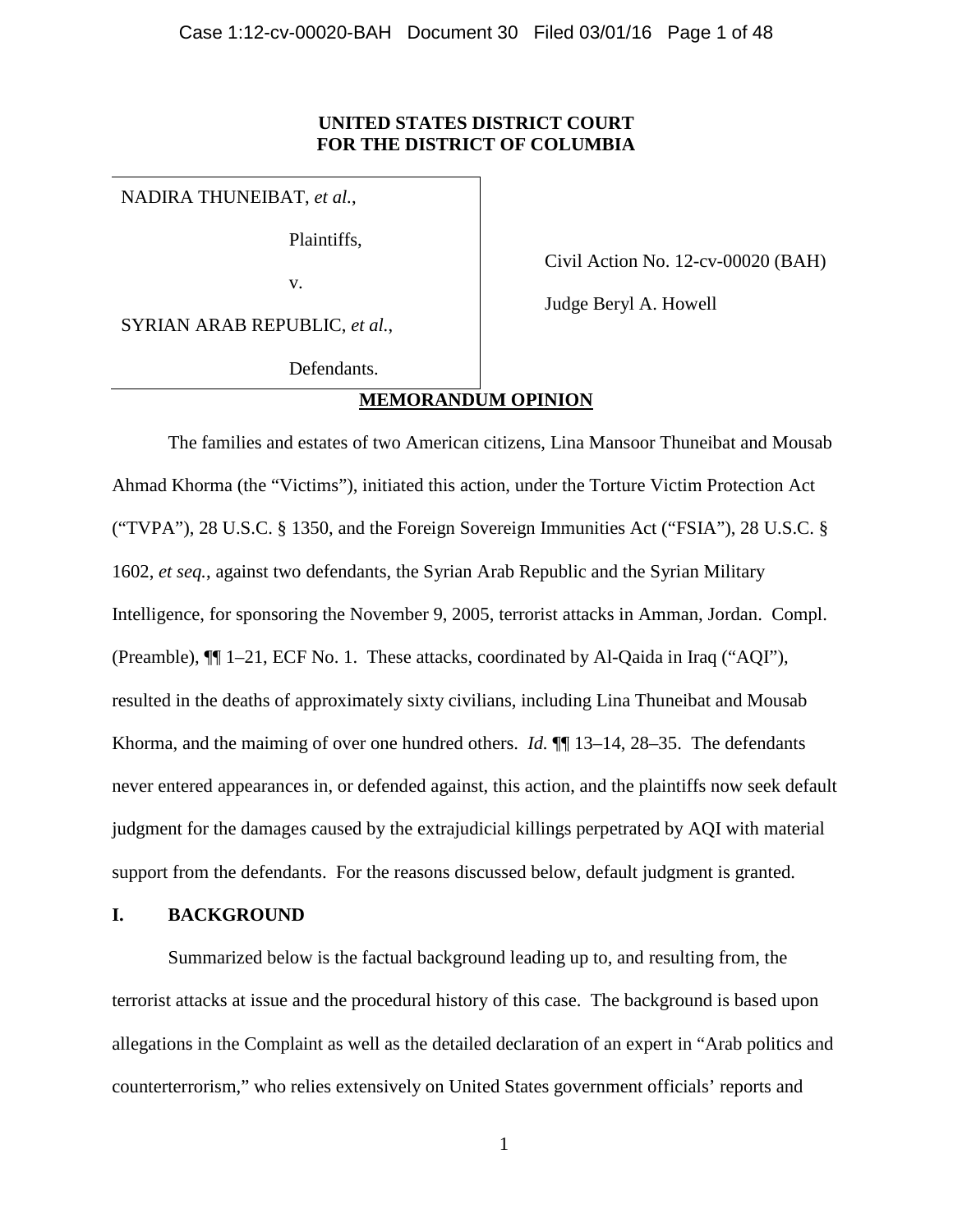**UNITED STATES DISTRICT COURT**
**FOR THE DISTRICT OF COLUMBIA**

| | |
|---|---|
| NADIRA THUNEIBAT, *et al.*, Plaintiffs, v. SYRIAN ARAB REPUBLIC, *et al.*, Defendants. | Civil Action No. 12-cv-00020 (BAH) Judge Beryl A. Howell |

**MEMORANDUM OPINION**

The families and estates of two American citizens, Lina Mansoor Thuneibat and Mousab Ahmad Khorma (the "Victims"), initiated this action, under the Torture Victim Protection Act ("TVPA"), 28 U.S.C. § 1350, and the Foreign Sovereign Immunities Act ("FSIA"), 28 U.S.C. § 1602, *et seq.*, against two defendants, the Syrian Arab Republic and the Syrian Military Intelligence, for sponsoring the November 9, 2005, terrorist attacks in Amman, Jordan. Compl. (Preamble), ¶¶ 1–21, ECF No. 1. These attacks, coordinated by Al-Qaida in Iraq ("AQI"), resulted in the deaths of approximately sixty civilians, including Lina Thuneibat and Mousab Khorma, and the maiming of over one hundred others. *Id.* ¶¶ 13–14, 28–35. The defendants never entered appearances in, or defended against, this action, and the plaintiffs now seek default judgment for the damages caused by the extrajudicial killings perpetrated by AQI with material support from the defendants. For the reasons discussed below, default judgment is granted.

## I. BACKGROUND

Summarized below is the factual background leading up to, and resulting from, the terrorist attacks at issue and the procedural history of this case. The background is based upon allegations in the Complaint as well as the detailed declaration of an expert in "Arab politics and counterterrorism," who relies extensively on United States government officials' reports and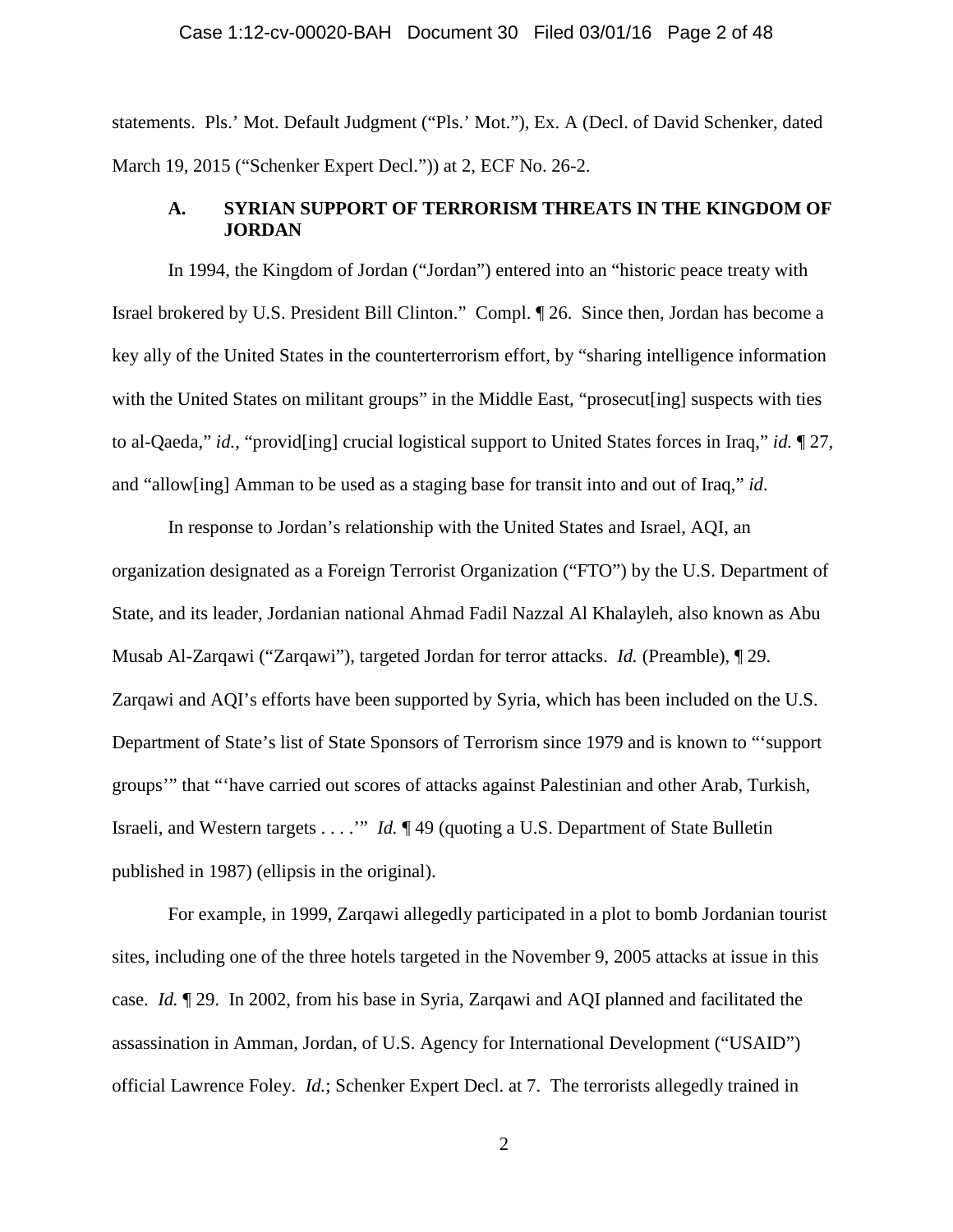statements. Pls.' Mot. Default Judgment ("Pls.' Mot."), Ex. A (Decl. of David Schenker, dated March 19, 2015 ("Schenker Expert Decl.")) at 2, ECF No. 26-2.

### A. SYRIAN SUPPORT OF TERRORISM THREATS IN THE KINGDOM OF JORDAN

In 1994, the Kingdom of Jordan ("Jordan") entered into an "historic peace treaty with Israel brokered by U.S. President Bill Clinton." Compl. ¶ 26. Since then, Jordan has become a key ally of the United States in the counterterrorism effort, by "sharing intelligence information with the United States on militant groups" in the Middle East, "prosecut[ing] suspects with ties to al-Qaeda," *id.*, "provid[ing] crucial logistical support to United States forces in Iraq," *id.* ¶ 27, and "allow[ing] Amman to be used as a staging base for transit into and out of Iraq," *id*.

In response to Jordan's relationship with the United States and Israel, AQI, an organization designated as a Foreign Terrorist Organization ("FTO") by the U.S. Department of State, and its leader, Jordanian national Ahmad Fadil Nazzal Al Khalayleh, also known as Abu Musab Al-Zarqawi ("Zarqawi"), targeted Jordan for terror attacks. *Id.* (Preamble), ¶ 29. Zarqawi and AQI's efforts have been supported by Syria, which has been included on the U.S. Department of State's list of State Sponsors of Terrorism since 1979 and is known to "'support groups'" that "'have carried out scores of attacks against Palestinian and other Arab, Turkish, Israeli, and Western targets . . . .'" *Id.* ¶ 49 (quoting a U.S. Department of State Bulletin published in 1987) (ellipsis in the original).

For example, in 1999, Zarqawi allegedly participated in a plot to bomb Jordanian tourist sites, including one of the three hotels targeted in the November 9, 2005 attacks at issue in this case. *Id.* ¶ 29. In 2002, from his base in Syria, Zarqawi and AQI planned and facilitated the assassination in Amman, Jordan, of U.S. Agency for International Development ("USAID") official Lawrence Foley. *Id.*; Schenker Expert Decl. at 7. The terrorists allegedly trained in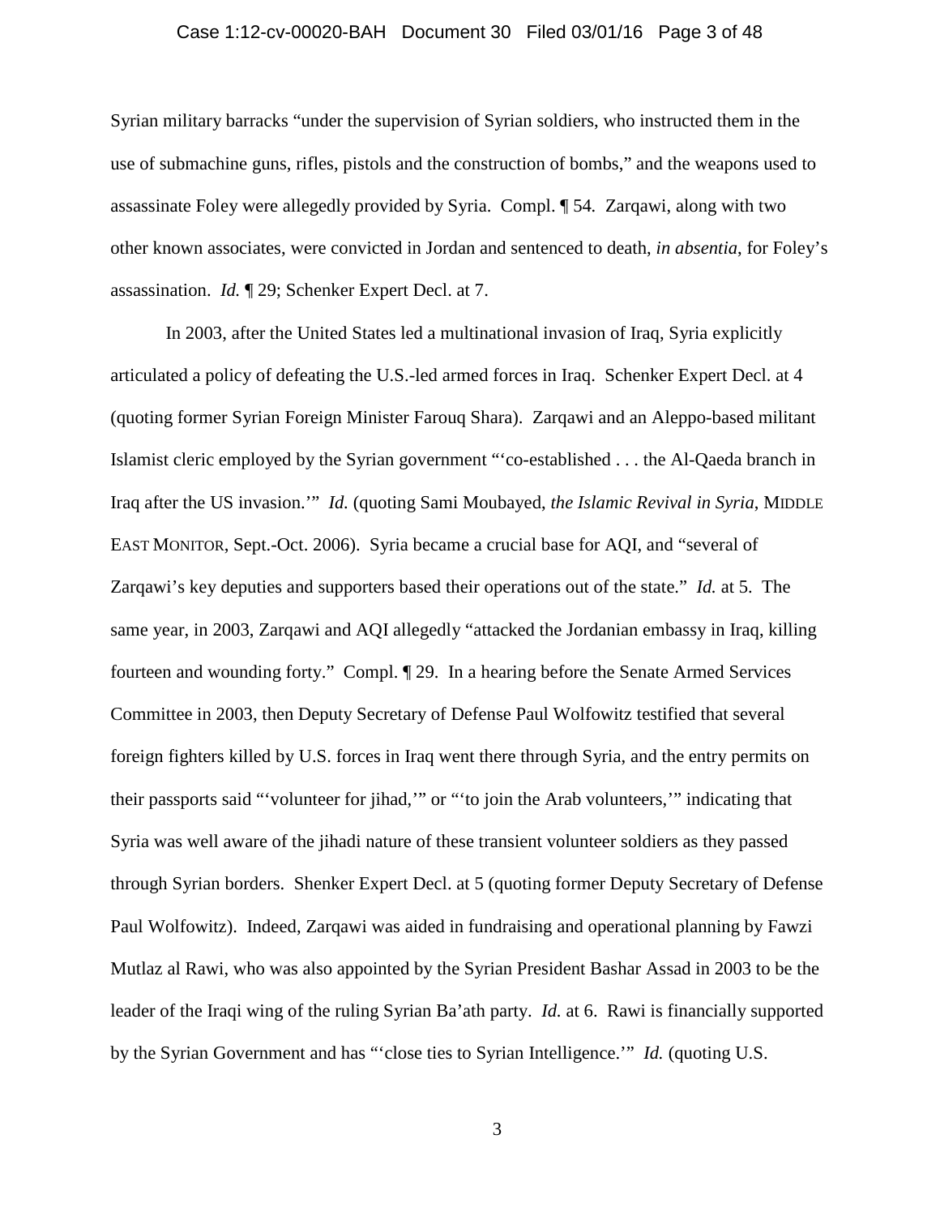Syrian military barracks "under the supervision of Syrian soldiers, who instructed them in the use of submachine guns, rifles, pistols and the construction of bombs," and the weapons used to assassinate Foley were allegedly provided by Syria. Compl. ¶ 54. Zarqawi, along with two other known associates, were convicted in Jordan and sentenced to death, *in absentia*, for Foley's assassination. *Id.* ¶ 29; Schenker Expert Decl. at 7.

In 2003, after the United States led a multinational invasion of Iraq, Syria explicitly articulated a policy of defeating the U.S.-led armed forces in Iraq. Schenker Expert Decl. at 4 (quoting former Syrian Foreign Minister Farouq Shara). Zarqawi and an Aleppo-based militant Islamist cleric employed by the Syrian government "'co-established . . . the Al-Qaeda branch in Iraq after the US invasion.'" *Id.* (quoting Sami Moubayed, *the Islamic Revival in Syria*, MIDDLE EAST MONITOR, Sept.-Oct. 2006). Syria became a crucial base for AQI, and "several of Zarqawi's key deputies and supporters based their operations out of the state." *Id.* at 5. The same year, in 2003, Zarqawi and AQI allegedly "attacked the Jordanian embassy in Iraq, killing fourteen and wounding forty." Compl. ¶ 29. In a hearing before the Senate Armed Services Committee in 2003, then Deputy Secretary of Defense Paul Wolfowitz testified that several foreign fighters killed by U.S. forces in Iraq went there through Syria, and the entry permits on their passports said "'volunteer for jihad,'" or "'to join the Arab volunteers,'" indicating that Syria was well aware of the jihadi nature of these transient volunteer soldiers as they passed through Syrian borders. Shenker Expert Decl. at 5 (quoting former Deputy Secretary of Defense Paul Wolfowitz). Indeed, Zarqawi was aided in fundraising and operational planning by Fawzi Mutlaz al Rawi, who was also appointed by the Syrian President Bashar Assad in 2003 to be the leader of the Iraqi wing of the ruling Syrian Ba'ath party. *Id.* at 6. Rawi is financially supported by the Syrian Government and has "'close ties to Syrian Intelligence.'" *Id.* (quoting U.S.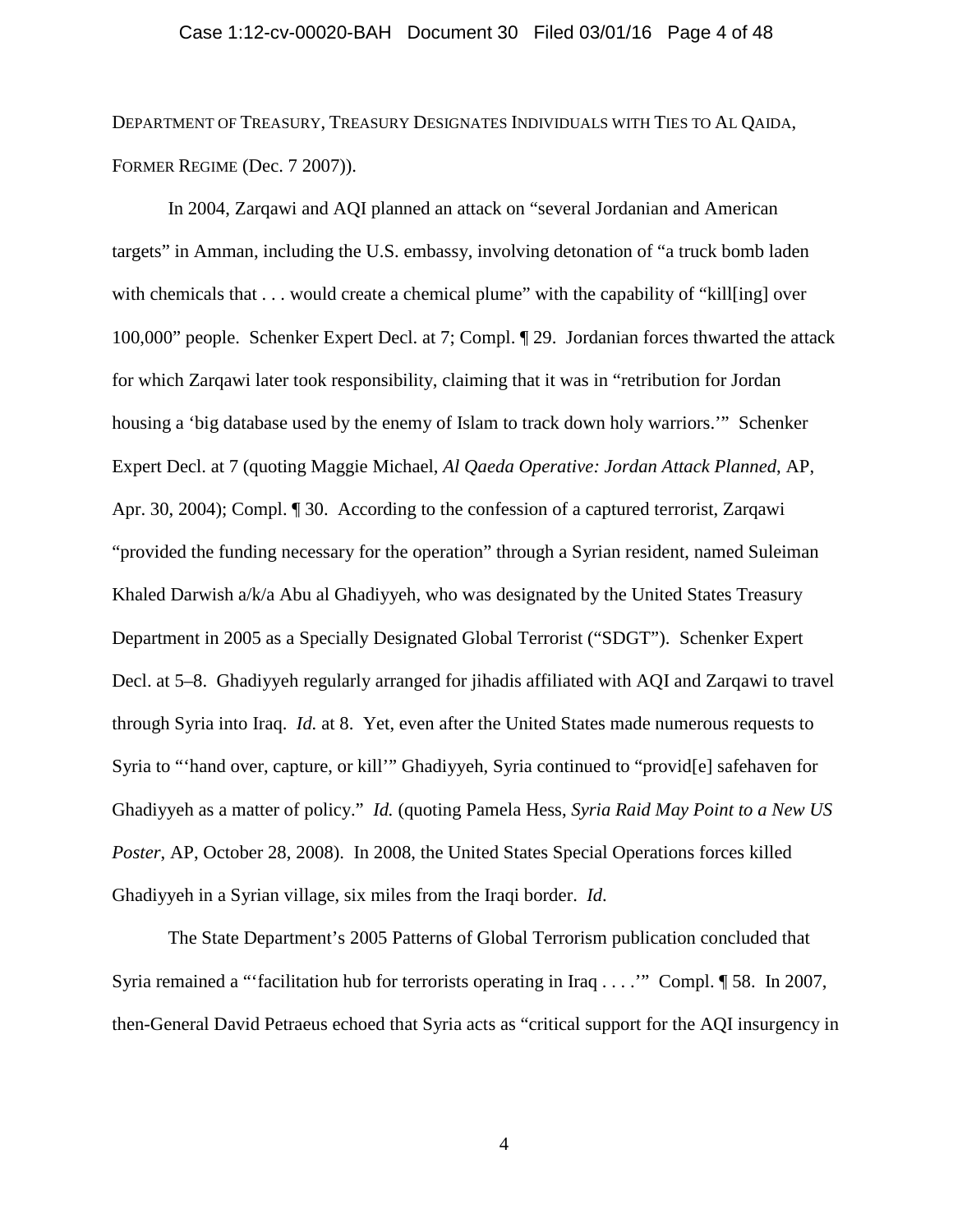DEPARTMENT OF TREASURY, TREASURY DESIGNATES INDIVIDUALS WITH TIES TO AL QAIDA, FORMER REGIME (Dec. 7 2007)).

In 2004, Zarqawi and AQI planned an attack on "several Jordanian and American targets" in Amman, including the U.S. embassy, involving detonation of "a truck bomb laden with chemicals that . . . would create a chemical plume" with the capability of "kill[ing] over 100,000" people. Schenker Expert Decl. at 7; Compl. ¶ 29. Jordanian forces thwarted the attack for which Zarqawi later took responsibility, claiming that it was in "retribution for Jordan housing a 'big database used by the enemy of Islam to track down holy warriors.'" Schenker Expert Decl. at 7 (quoting Maggie Michael, *Al Qaeda Operative: Jordan Attack Planned*, AP, Apr. 30, 2004); Compl. ¶ 30. According to the confession of a captured terrorist, Zarqawi "provided the funding necessary for the operation" through a Syrian resident, named Suleiman Khaled Darwish a/k/a Abu al Ghadiyyeh, who was designated by the United States Treasury Department in 2005 as a Specially Designated Global Terrorist ("SDGT"). Schenker Expert Decl. at 5–8. Ghadiyyeh regularly arranged for jihadis affiliated with AQI and Zarqawi to travel through Syria into Iraq. *Id.* at 8. Yet, even after the United States made numerous requests to Syria to "'hand over, capture, or kill'" Ghadiyyeh, Syria continued to "provid[e] safehaven for Ghadiyyeh as a matter of policy." *Id.* (quoting Pamela Hess, *Syria Raid May Point to a New US Poster*, AP, October 28, 2008). In 2008, the United States Special Operations forces killed Ghadiyyeh in a Syrian village, six miles from the Iraqi border. *Id.*

The State Department's 2005 Patterns of Global Terrorism publication concluded that Syria remained a "'facilitation hub for terrorists operating in Iraq . . . .'" Compl. ¶ 58. In 2007, then-General David Petraeus echoed that Syria acts as "critical support for the AQI insurgency in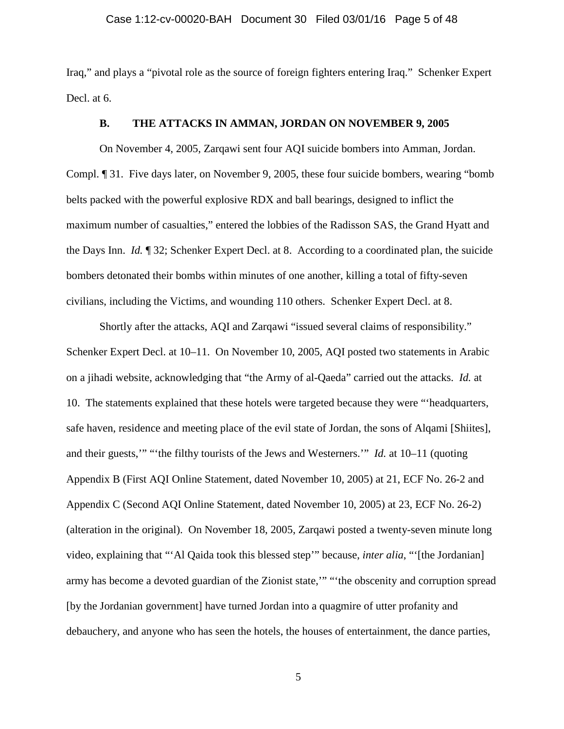Iraq," and plays a "pivotal role as the source of foreign fighters entering Iraq." Schenker Expert Decl. at 6.

### B. THE ATTACKS IN AMMAN, JORDAN ON NOVEMBER 9, 2005

On November 4, 2005, Zarqawi sent four AQI suicide bombers into Amman, Jordan. Compl. ¶ 31. Five days later, on November 9, 2005, these four suicide bombers, wearing "bomb belts packed with the powerful explosive RDX and ball bearings, designed to inflict the maximum number of casualties," entered the lobbies of the Radisson SAS, the Grand Hyatt and the Days Inn. *Id.* ¶ 32; Schenker Expert Decl. at 8. According to a coordinated plan, the suicide bombers detonated their bombs within minutes of one another, killing a total of fifty-seven civilians, including the Victims, and wounding 110 others. Schenker Expert Decl. at 8.

Shortly after the attacks, AQI and Zarqawi "issued several claims of responsibility." Schenker Expert Decl. at 10–11. On November 10, 2005, AQI posted two statements in Arabic on a jihadi website, acknowledging that "the Army of al-Qaeda" carried out the attacks. *Id.* at 10. The statements explained that these hotels were targeted because they were "'headquarters, safe haven, residence and meeting place of the evil state of Jordan, the sons of Alqami [Shiites], and their guests,'" "'the filthy tourists of the Jews and Westerners.'" *Id.* at 10–11 (quoting Appendix B (First AQI Online Statement, dated November 10, 2005) at 21, ECF No. 26-2 and Appendix C (Second AQI Online Statement, dated November 10, 2005) at 23, ECF No. 26-2) (alteration in the original). On November 18, 2005, Zarqawi posted a twenty-seven minute long video, explaining that "'Al Qaida took this blessed step'" because, *inter alia*, "'[the Jordanian] army has become a devoted guardian of the Zionist state,'" "'the obscenity and corruption spread [by the Jordanian government] have turned Jordan into a quagmire of utter profanity and debauchery, and anyone who has seen the hotels, the houses of entertainment, the dance parties,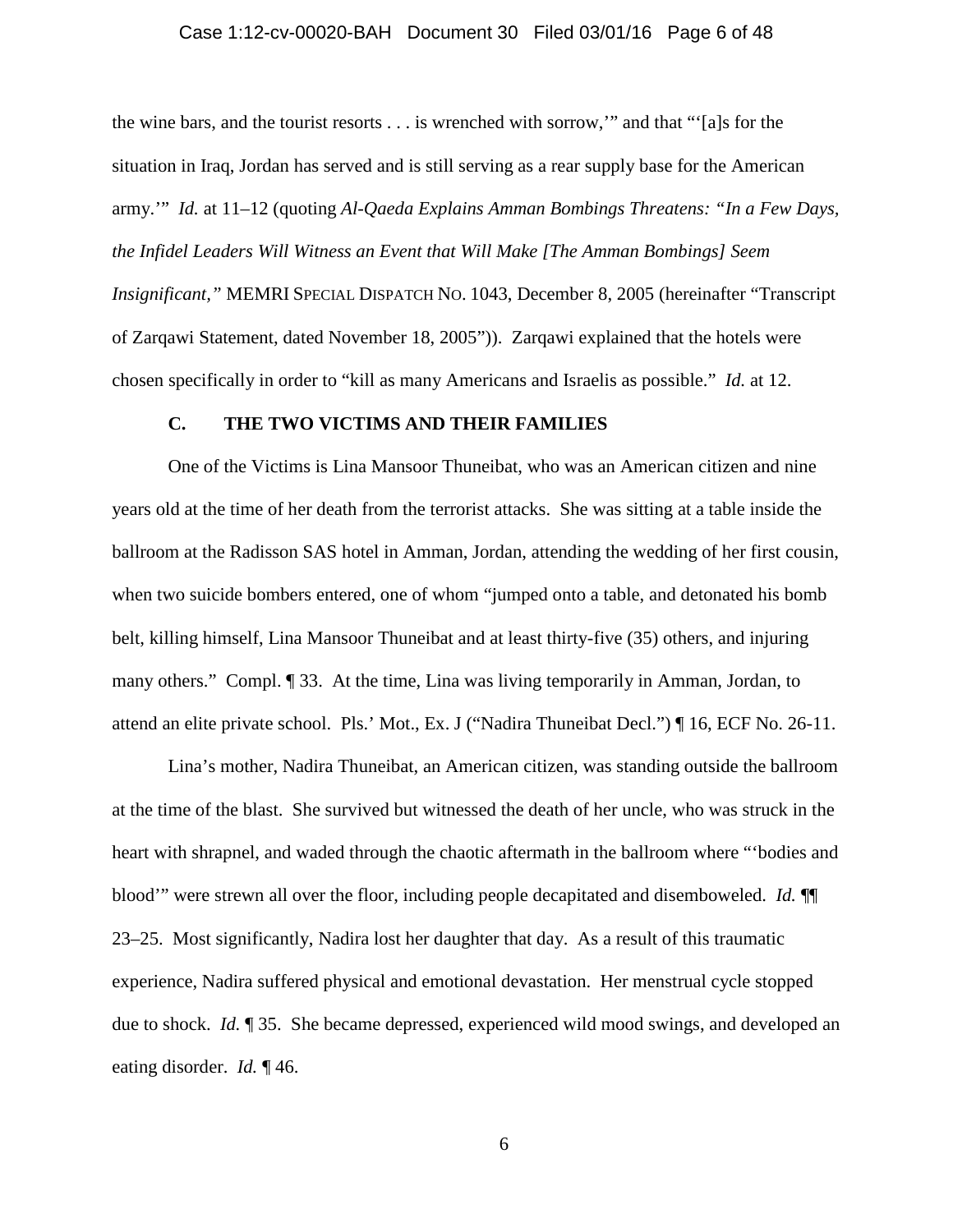the wine bars, and the tourist resorts . . . is wrenched with sorrow,'" and that "'[a]s for the situation in Iraq, Jordan has served and is still serving as a rear supply base for the American army.'" *Id.* at 11–12 (quoting *Al-Qaeda Explains Amman Bombings Threatens: "In a Few Days, the Infidel Leaders Will Witness an Event that Will Make [The Amman Bombings] Seem Insignificant,"* MEMRI SPECIAL DISPATCH NO. 1043, December 8, 2005 (hereinafter "Transcript of Zarqawi Statement, dated November 18, 2005")). Zarqawi explained that the hotels were chosen specifically in order to "kill as many Americans and Israelis as possible." *Id.* at 12.

### C. THE TWO VICTIMS AND THEIR FAMILIES

One of the Victims is Lina Mansoor Thuneibat, who was an American citizen and nine years old at the time of her death from the terrorist attacks. She was sitting at a table inside the ballroom at the Radisson SAS hotel in Amman, Jordan, attending the wedding of her first cousin, when two suicide bombers entered, one of whom "jumped onto a table, and detonated his bomb belt, killing himself, Lina Mansoor Thuneibat and at least thirty-five (35) others, and injuring many others." Compl. ¶ 33. At the time, Lina was living temporarily in Amman, Jordan, to attend an elite private school. Pls.' Mot., Ex. J ("Nadira Thuneibat Decl.") ¶ 16, ECF No. 26-11.

Lina's mother, Nadira Thuneibat, an American citizen, was standing outside the ballroom at the time of the blast. She survived but witnessed the death of her uncle, who was struck in the heart with shrapnel, and waded through the chaotic aftermath in the ballroom where "'bodies and blood'" were strewn all over the floor, including people decapitated and disemboweled. *Id.* ¶¶ 23–25. Most significantly, Nadira lost her daughter that day. As a result of this traumatic experience, Nadira suffered physical and emotional devastation. Her menstrual cycle stopped due to shock. *Id.* ¶ 35. She became depressed, experienced wild mood swings, and developed an eating disorder. *Id.* ¶ 46.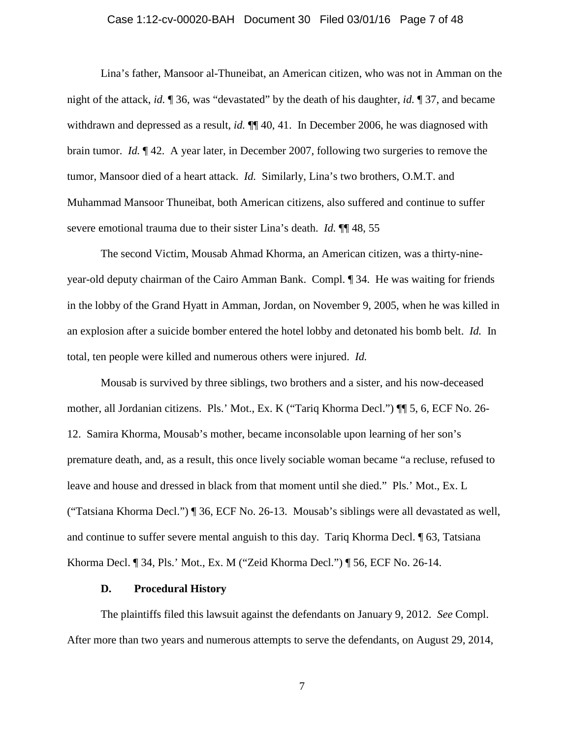Lina's father, Mansoor al-Thuneibat, an American citizen, who was not in Amman on the night of the attack, *id.* ¶ 36, was "devastated" by the death of his daughter, *id.* ¶ 37, and became withdrawn and depressed as a result, *id.* ¶¶ 40, 41. In December 2006, he was diagnosed with brain tumor. *Id.* ¶ 42. A year later, in December 2007, following two surgeries to remove the tumor, Mansoor died of a heart attack. *Id.* Similarly, Lina's two brothers, O.M.T. and Muhammad Mansoor Thuneibat, both American citizens, also suffered and continue to suffer severe emotional trauma due to their sister Lina's death. *Id.* ¶¶ 48, 55

The second Victim, Mousab Ahmad Khorma, an American citizen, was a thirty-nine-year-old deputy chairman of the Cairo Amman Bank. Compl. ¶ 34. He was waiting for friends in the lobby of the Grand Hyatt in Amman, Jordan, on November 9, 2005, when he was killed in an explosion after a suicide bomber entered the hotel lobby and detonated his bomb belt. *Id.* In total, ten people were killed and numerous others were injured. *Id.*

Mousab is survived by three siblings, two brothers and a sister, and his now-deceased mother, all Jordanian citizens. Pls.' Mot., Ex. K ("Tariq Khorma Decl.") ¶¶ 5, 6, ECF No. 26-12. Samira Khorma, Mousab's mother, became inconsolable upon learning of her son's premature death, and, as a result, this once lively sociable woman became "a recluse, refused to leave and house and dressed in black from that moment until she died." Pls.' Mot., Ex. L ("Tatsiana Khorma Decl.") ¶ 36, ECF No. 26-13. Mousab's siblings were all devastated as well, and continue to suffer severe mental anguish to this day. Tariq Khorma Decl. ¶ 63, Tatsiana Khorma Decl. ¶ 34, Pls.' Mot., Ex. M ("Zeid Khorma Decl.") ¶ 56, ECF No. 26-14.

### D. Procedural History

The plaintiffs filed this lawsuit against the defendants on January 9, 2012. *See* Compl. After more than two years and numerous attempts to serve the defendants, on August 29, 2014,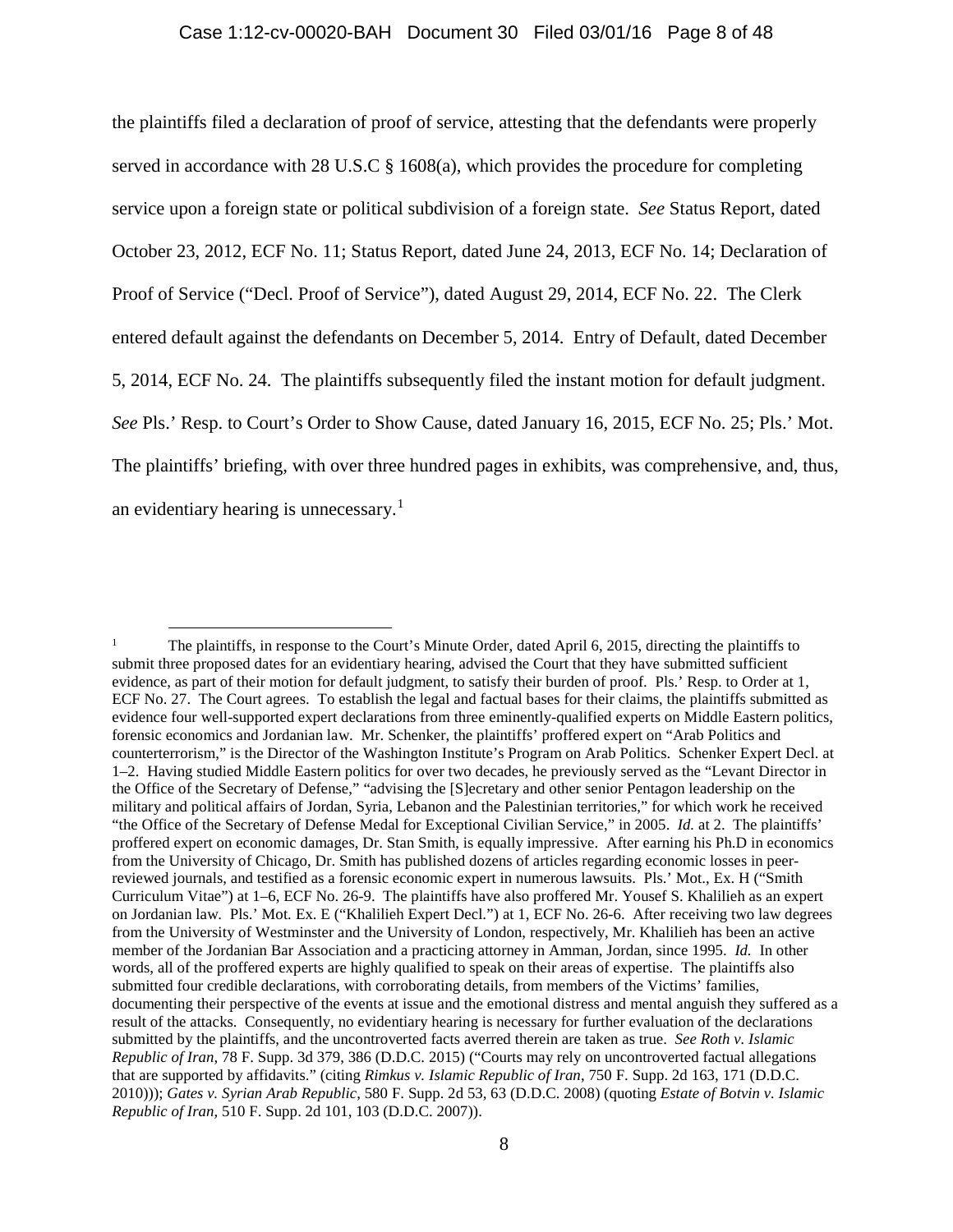the plaintiffs filed a declaration of proof of service, attesting that the defendants were properly served in accordance with 28 U.S.C § 1608(a), which provides the procedure for completing service upon a foreign state or political subdivision of a foreign state. *See* Status Report, dated October 23, 2012, ECF No. 11; Status Report, dated June 24, 2013, ECF No. 14; Declaration of Proof of Service ("Decl. Proof of Service"), dated August 29, 2014, ECF No. 22. The Clerk entered default against the defendants on December 5, 2014. Entry of Default, dated December 5, 2014, ECF No. 24. The plaintiffs subsequently filed the instant motion for default judgment. *See* Pls.' Resp. to Court's Order to Show Cause, dated January 16, 2015, ECF No. 25; Pls.' Mot. The plaintiffs' briefing, with over three hundred pages in exhibits, was comprehensive, and, thus, an evidentiary hearing is unnecessary.[1]

---

[1] The plaintiffs, in response to the Court's Minute Order, dated April 6, 2015, directing the plaintiffs to submit three proposed dates for an evidentiary hearing, advised the Court that they have submitted sufficient evidence, as part of their motion for default judgment, to satisfy their burden of proof. Pls.' Resp. to Order at 1, ECF No. 27. The Court agrees. To establish the legal and factual bases for their claims, the plaintiffs submitted as evidence four well-supported expert declarations from three eminently-qualified experts on Middle Eastern politics, forensic economics and Jordanian law. Mr. Schenker, the plaintiffs' proffered expert on "Arab Politics and counterterrorism," is the Director of the Washington Institute's Program on Arab Politics. Schenker Expert Decl. at 1–2. Having studied Middle Eastern politics for over two decades, he previously served as the "Levant Director in the Office of the Secretary of Defense," "advising the [S]ecretary and other senior Pentagon leadership on the military and political affairs of Jordan, Syria, Lebanon and the Palestinian territories," for which work he received "the Office of the Secretary of Defense Medal for Exceptional Civilian Service," in 2005. *Id.* at 2. The plaintiffs' proffered expert on economic damages, Dr. Stan Smith, is equally impressive. After earning his Ph.D in economics from the University of Chicago, Dr. Smith has published dozens of articles regarding economic losses in peer-reviewed journals, and testified as a forensic economic expert in numerous lawsuits. Pls.' Mot., Ex. H ("Smith Curriculum Vitae") at 1–6, ECF No. 26-9. The plaintiffs have also proffered Mr. Yousef S. Khalilieh as an expert on Jordanian law. Pls.' Mot. Ex. E ("Khalilieh Expert Decl.") at 1, ECF No. 26-6. After receiving two law degrees from the University of Westminster and the University of London, respectively, Mr. Khalilieh has been an active member of the Jordanian Bar Association and a practicing attorney in Amman, Jordan, since 1995. *Id.* In other words, all of the proffered experts are highly qualified to speak on their areas of expertise. The plaintiffs also submitted four credible declarations, with corroborating details, from members of the Victims' families, documenting their perspective of the events at issue and the emotional distress and mental anguish they suffered as a result of the attacks. Consequently, no evidentiary hearing is necessary for further evaluation of the declarations submitted by the plaintiffs, and the uncontroverted facts averred therein are taken as true. *See Roth v. Islamic Republic of Iran*, 78 F. Supp. 3d 379, 386 (D.D.C. 2015) ("Courts may rely on uncontroverted factual allegations that are supported by affidavits." (citing *Rimkus v. Islamic Republic of Iran*, 750 F. Supp. 2d 163, 171 (D.D.C. 2010))); *Gates v. Syrian Arab Republic*, 580 F. Supp. 2d 53, 63 (D.D.C. 2008) (quoting *Estate of Botvin v. Islamic Republic of Iran*, 510 F. Supp. 2d 101, 103 (D.D.C. 2007)).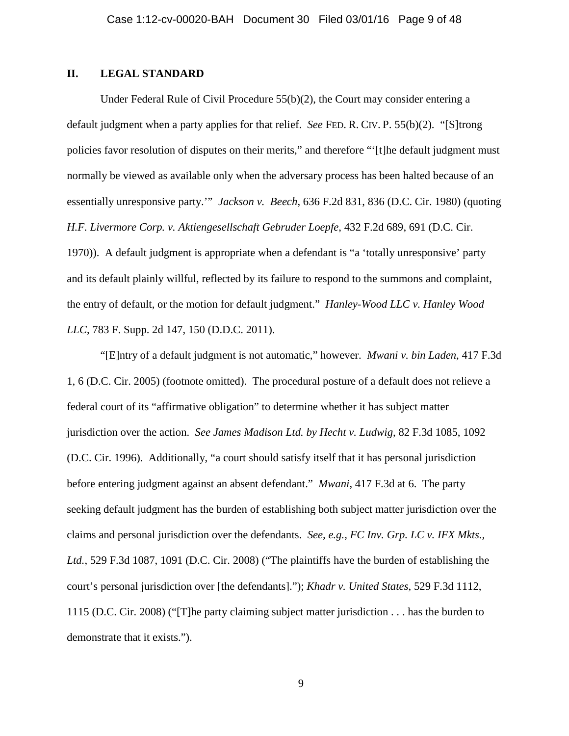## II. LEGAL STANDARD

Under Federal Rule of Civil Procedure 55(b)(2), the Court may consider entering a default judgment when a party applies for that relief. *See* FED. R. CIV. P. 55(b)(2). "[S]trong policies favor resolution of disputes on their merits," and therefore "'[t]he default judgment must normally be viewed as available only when the adversary process has been halted because of an essentially unresponsive party.'" *Jackson v. Beech*, 636 F.2d 831, 836 (D.C. Cir. 1980) (quoting *H.F. Livermore Corp. v. Aktiengesellschaft Gebruder Loepfe*, 432 F.2d 689, 691 (D.C. Cir. 1970)). A default judgment is appropriate when a defendant is "a 'totally unresponsive' party and its default plainly willful, reflected by its failure to respond to the summons and complaint, the entry of default, or the motion for default judgment." *Hanley-Wood LLC v. Hanley Wood LLC*, 783 F. Supp. 2d 147, 150 (D.D.C. 2011).

"[E]ntry of a default judgment is not automatic," however. *Mwani v. bin Laden*, 417 F.3d 1, 6 (D.C. Cir. 2005) (footnote omitted). The procedural posture of a default does not relieve a federal court of its "affirmative obligation" to determine whether it has subject matter jurisdiction over the action. *See James Madison Ltd. by Hecht v. Ludwig*, 82 F.3d 1085, 1092 (D.C. Cir. 1996). Additionally, "a court should satisfy itself that it has personal jurisdiction before entering judgment against an absent defendant." *Mwani*, 417 F.3d at 6. The party seeking default judgment has the burden of establishing both subject matter jurisdiction over the claims and personal jurisdiction over the defendants. *See, e.g.*, *FC Inv. Grp. LC v. IFX Mkts., Ltd.*, 529 F.3d 1087, 1091 (D.C. Cir. 2008) ("The plaintiffs have the burden of establishing the court's personal jurisdiction over [the defendants]."); *Khadr v. United States*, 529 F.3d 1112, 1115 (D.C. Cir. 2008) ("[T]he party claiming subject matter jurisdiction . . . has the burden to demonstrate that it exists.").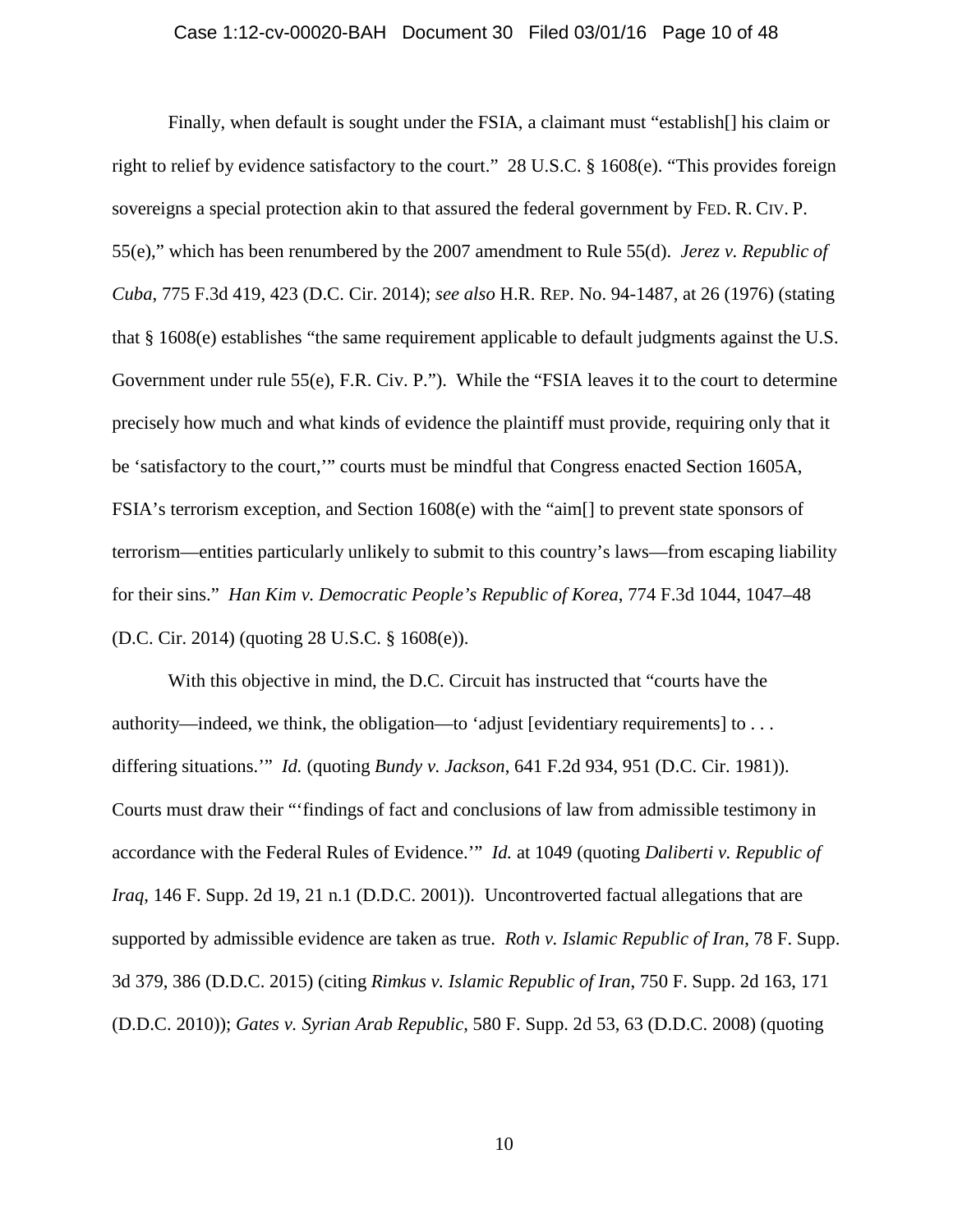Finally, when default is sought under the FSIA, a claimant must "establish[] his claim or right to relief by evidence satisfactory to the court." 28 U.S.C. § 1608(e). "This provides foreign sovereigns a special protection akin to that assured the federal government by FED. R. CIV. P. 55(e)," which has been renumbered by the 2007 amendment to Rule 55(d). *Jerez v. Republic of Cuba*, 775 F.3d 419, 423 (D.C. Cir. 2014); *see also* H.R. REP. No. 94-1487, at 26 (1976) (stating that § 1608(e) establishes "the same requirement applicable to default judgments against the U.S. Government under rule 55(e), F.R. Civ. P."). While the "FSIA leaves it to the court to determine precisely how much and what kinds of evidence the plaintiff must provide, requiring only that it be 'satisfactory to the court,'" courts must be mindful that Congress enacted Section 1605A, FSIA's terrorism exception, and Section 1608(e) with the "aim[] to prevent state sponsors of terrorism—entities particularly unlikely to submit to this country's laws—from escaping liability for their sins." *Han Kim v. Democratic People's Republic of Korea*, 774 F.3d 1044, 1047–48 (D.C. Cir. 2014) (quoting 28 U.S.C. § 1608(e)).

With this objective in mind, the D.C. Circuit has instructed that "courts have the authority—indeed, we think, the obligation—to 'adjust [evidentiary requirements] to . . . differing situations.'" *Id.* (quoting *Bundy v. Jackson*, 641 F.2d 934, 951 (D.C. Cir. 1981)). Courts must draw their "'findings of fact and conclusions of law from admissible testimony in accordance with the Federal Rules of Evidence.'" *Id.* at 1049 (quoting *Daliberti v. Republic of Iraq*, 146 F. Supp. 2d 19, 21 n.1 (D.D.C. 2001)). Uncontroverted factual allegations that are supported by admissible evidence are taken as true. *Roth v. Islamic Republic of Iran*, 78 F. Supp. 3d 379, 386 (D.D.C. 2015) (citing *Rimkus v. Islamic Republic of Iran*, 750 F. Supp. 2d 163, 171 (D.D.C. 2010)); *Gates v. Syrian Arab Republic*, 580 F. Supp. 2d 53, 63 (D.D.C. 2008) (quoting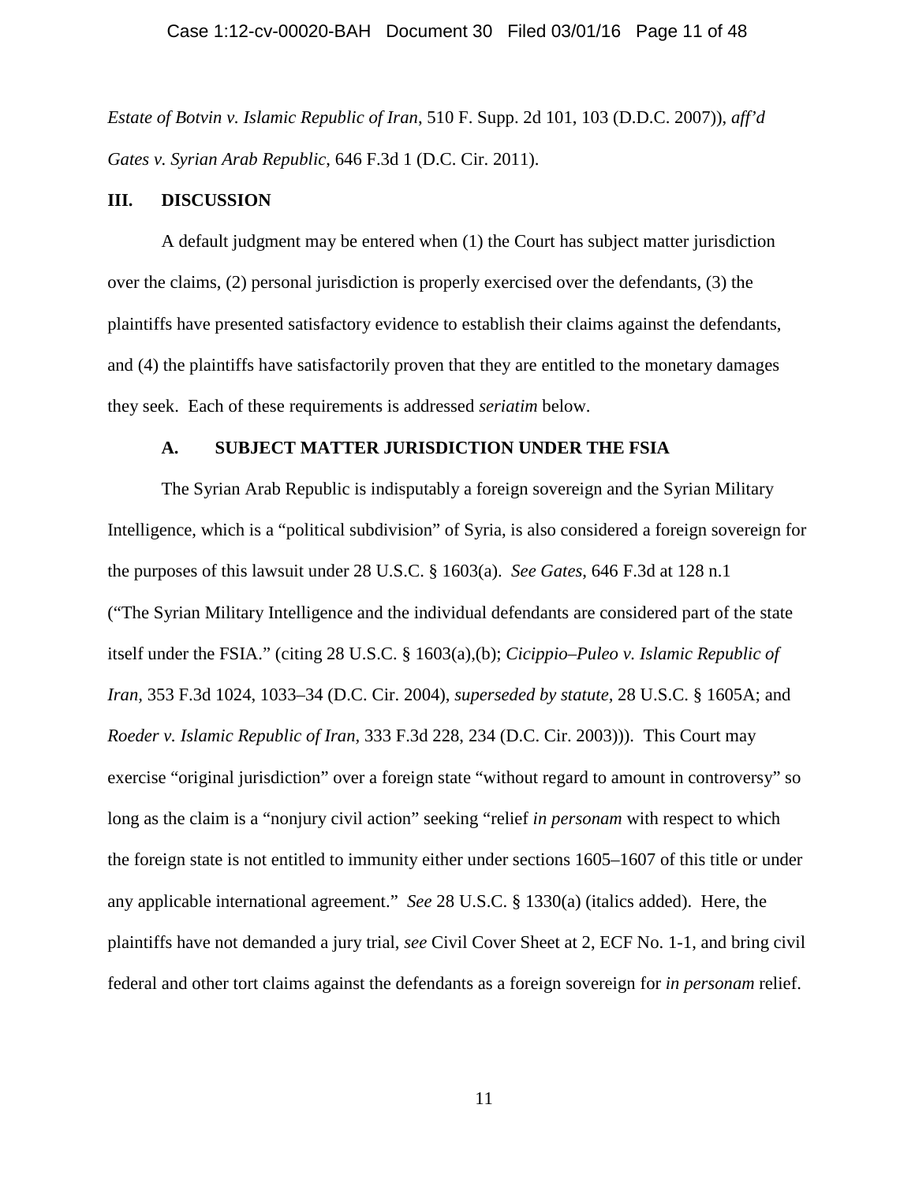*Estate of Botvin v. Islamic Republic of Iran*, 510 F. Supp. 2d 101, 103 (D.D.C. 2007)), *aff'd Gates v. Syrian Arab Republic*, 646 F.3d 1 (D.C. Cir. 2011).

## III. DISCUSSION

A default judgment may be entered when (1) the Court has subject matter jurisdiction over the claims, (2) personal jurisdiction is properly exercised over the defendants, (3) the plaintiffs have presented satisfactory evidence to establish their claims against the defendants, and (4) the plaintiffs have satisfactorily proven that they are entitled to the monetary damages they seek. Each of these requirements is addressed *seriatim* below.

### A. SUBJECT MATTER JURISDICTION UNDER THE FSIA

The Syrian Arab Republic is indisputably a foreign sovereign and the Syrian Military Intelligence, which is a "political subdivision" of Syria, is also considered a foreign sovereign for the purposes of this lawsuit under 28 U.S.C. § 1603(a). *See Gates*, 646 F.3d at 128 n.1 ("The Syrian Military Intelligence and the individual defendants are considered part of the state itself under the FSIA." (citing 28 U.S.C. § 1603(a),(b); *Cicippio–Puleo v. Islamic Republic of Iran*, 353 F.3d 1024, 1033–34 (D.C. Cir. 2004), *superseded by statute*, 28 U.S.C. § 1605A; and *Roeder v. Islamic Republic of Iran*, 333 F.3d 228, 234 (D.C. Cir. 2003))). This Court may exercise "original jurisdiction" over a foreign state "without regard to amount in controversy" so long as the claim is a "nonjury civil action" seeking "relief *in personam* with respect to which the foreign state is not entitled to immunity either under sections 1605–1607 of this title or under any applicable international agreement." *See* 28 U.S.C. § 1330(a) (italics added). Here, the plaintiffs have not demanded a jury trial, *see* Civil Cover Sheet at 2, ECF No. 1-1, and bring civil federal and other tort claims against the defendants as a foreign sovereign for *in personam* relief.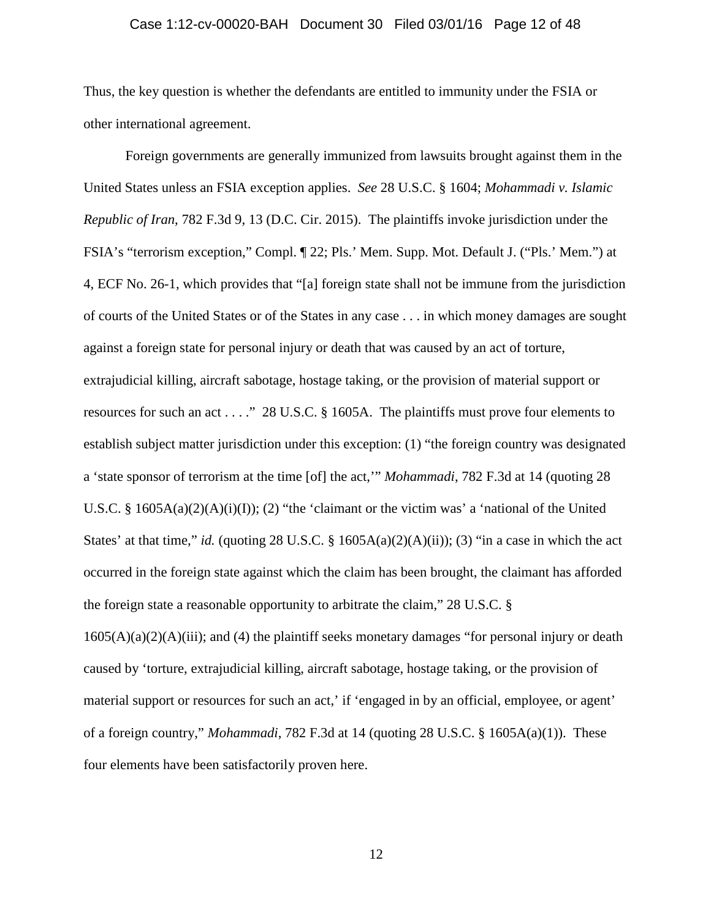Thus, the key question is whether the defendants are entitled to immunity under the FSIA or other international agreement.

Foreign governments are generally immunized from lawsuits brought against them in the United States unless an FSIA exception applies. *See* 28 U.S.C. § 1604; *Mohammadi v. Islamic Republic of Iran*, 782 F.3d 9, 13 (D.C. Cir. 2015). The plaintiffs invoke jurisdiction under the FSIA's "terrorism exception," Compl. ¶ 22; Pls.' Mem. Supp. Mot. Default J. ("Pls.' Mem.") at 4, ECF No. 26-1, which provides that "[a] foreign state shall not be immune from the jurisdiction of courts of the United States or of the States in any case . . . in which money damages are sought against a foreign state for personal injury or death that was caused by an act of torture, extrajudicial killing, aircraft sabotage, hostage taking, or the provision of material support or resources for such an act . . . ." 28 U.S.C. § 1605A. The plaintiffs must prove four elements to establish subject matter jurisdiction under this exception: (1) "the foreign country was designated a 'state sponsor of terrorism at the time [of] the act,'" *Mohammadi*, 782 F.3d at 14 (quoting 28 U.S.C. § 1605A(a)(2)(A)(i)(I)); (2) "the 'claimant or the victim was' a 'national of the United States' at that time," *id.* (quoting 28 U.S.C. § 1605A(a)(2)(A)(ii)); (3) "in a case in which the act occurred in the foreign state against which the claim has been brought, the claimant has afforded the foreign state a reasonable opportunity to arbitrate the claim," 28 U.S.C. § 1605(A)(a)(2)(A)(iii); and (4) the plaintiff seeks monetary damages "for personal injury or death caused by 'torture, extrajudicial killing, aircraft sabotage, hostage taking, or the provision of material support or resources for such an act,' if 'engaged in by an official, employee, or agent' of a foreign country," *Mohammadi*, 782 F.3d at 14 (quoting 28 U.S.C. § 1605A(a)(1)). These four elements have been satisfactorily proven here.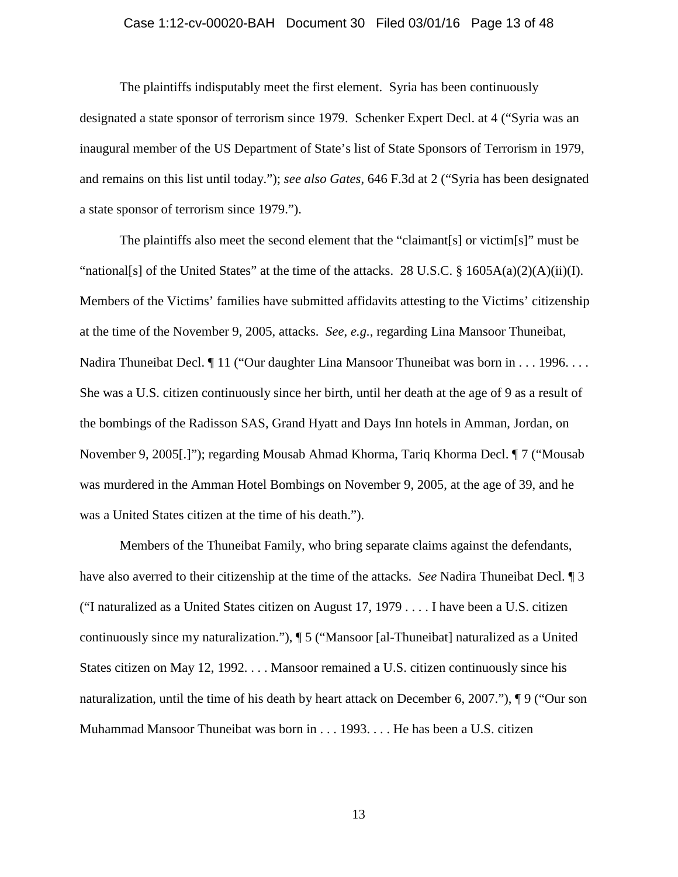The plaintiffs indisputably meet the first element. Syria has been continuously designated a state sponsor of terrorism since 1979. Schenker Expert Decl. at 4 ("Syria was an inaugural member of the US Department of State's list of State Sponsors of Terrorism in 1979, and remains on this list until today."); *see also Gates*, 646 F.3d at 2 ("Syria has been designated a state sponsor of terrorism since 1979.").

The plaintiffs also meet the second element that the "claimant[s] or victim[s]" must be "national[s] of the United States" at the time of the attacks. 28 U.S.C. § 1605A(a)(2)(A)(ii)(I). Members of the Victims' families have submitted affidavits attesting to the Victims' citizenship at the time of the November 9, 2005, attacks. *See, e.g.,* regarding Lina Mansoor Thuneibat, Nadira Thuneibat Decl. ¶ 11 ("Our daughter Lina Mansoor Thuneibat was born in . . . 1996. . . . She was a U.S. citizen continuously since her birth, until her death at the age of 9 as a result of the bombings of the Radisson SAS, Grand Hyatt and Days Inn hotels in Amman, Jordan, on November 9, 2005[.]"); regarding Mousab Ahmad Khorma, Tariq Khorma Decl. ¶ 7 ("Mousab was murdered in the Amman Hotel Bombings on November 9, 2005, at the age of 39, and he was a United States citizen at the time of his death.").

Members of the Thuneibat Family, who bring separate claims against the defendants, have also averred to their citizenship at the time of the attacks. *See* Nadira Thuneibat Decl. ¶ 3 ("I naturalized as a United States citizen on August 17, 1979 . . . . I have been a U.S. citizen continuously since my naturalization."), ¶ 5 ("Mansoor [al-Thuneibat] naturalized as a United States citizen on May 12, 1992. . . . Mansoor remained a U.S. citizen continuously since his naturalization, until the time of his death by heart attack on December 6, 2007."), ¶ 9 ("Our son Muhammad Mansoor Thuneibat was born in . . . 1993. . . . He has been a U.S. citizen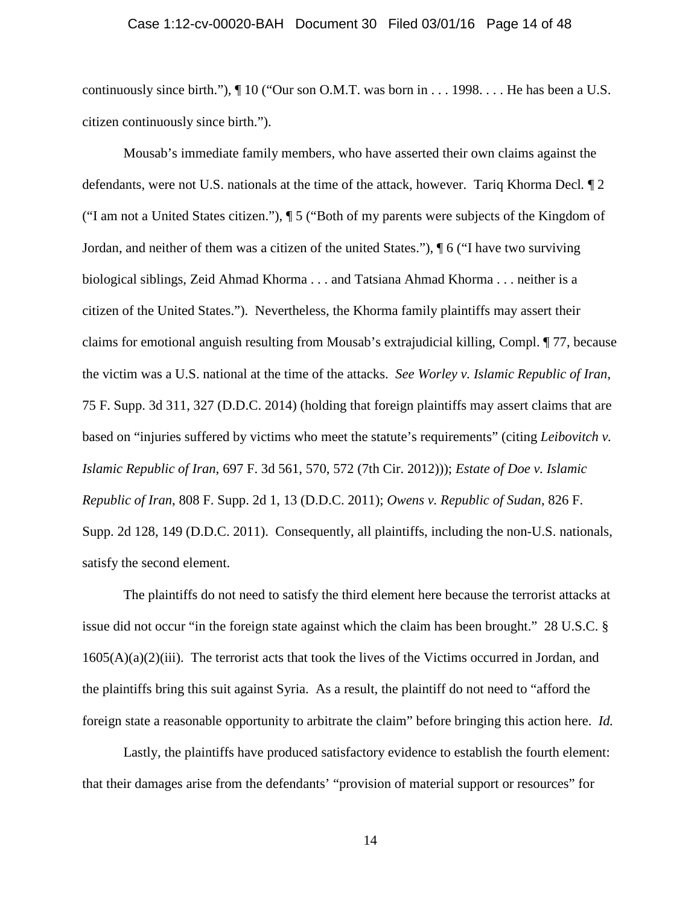continuously since birth."), ¶ 10 ("Our son O.M.T. was born in . . . 1998. . . . He has been a U.S. citizen continuously since birth.").

Mousab's immediate family members, who have asserted their own claims against the defendants, were not U.S. nationals at the time of the attack, however. Tariq Khorma Decl. ¶ 2 ("I am not a United States citizen."), ¶ 5 ("Both of my parents were subjects of the Kingdom of Jordan, and neither of them was a citizen of the united States."), ¶ 6 ("I have two surviving biological siblings, Zeid Ahmad Khorma . . . and Tatsiana Ahmad Khorma . . . neither is a citizen of the United States."). Nevertheless, the Khorma family plaintiffs may assert their claims for emotional anguish resulting from Mousab's extrajudicial killing, Compl. ¶ 77, because the victim was a U.S. national at the time of the attacks. *See Worley v. Islamic Republic of Iran*, 75 F. Supp. 3d 311, 327 (D.D.C. 2014) (holding that foreign plaintiffs may assert claims that are based on "injuries suffered by victims who meet the statute's requirements" (citing *Leibovitch v. Islamic Republic of Iran*, 697 F. 3d 561, 570, 572 (7th Cir. 2012))); *Estate of Doe v. Islamic Republic of Iran*, 808 F. Supp. 2d 1, 13 (D.D.C. 2011); *Owens v. Republic of Sudan*, 826 F. Supp. 2d 128, 149 (D.D.C. 2011). Consequently, all plaintiffs, including the non-U.S. nationals, satisfy the second element.

The plaintiffs do not need to satisfy the third element here because the terrorist attacks at issue did not occur "in the foreign state against which the claim has been brought." 28 U.S.C. § 1605(A)(a)(2)(iii). The terrorist acts that took the lives of the Victims occurred in Jordan, and the plaintiffs bring this suit against Syria. As a result, the plaintiff do not need to "afford the foreign state a reasonable opportunity to arbitrate the claim" before bringing this action here. *Id.*

Lastly, the plaintiffs have produced satisfactory evidence to establish the fourth element: that their damages arise from the defendants' "provision of material support or resources" for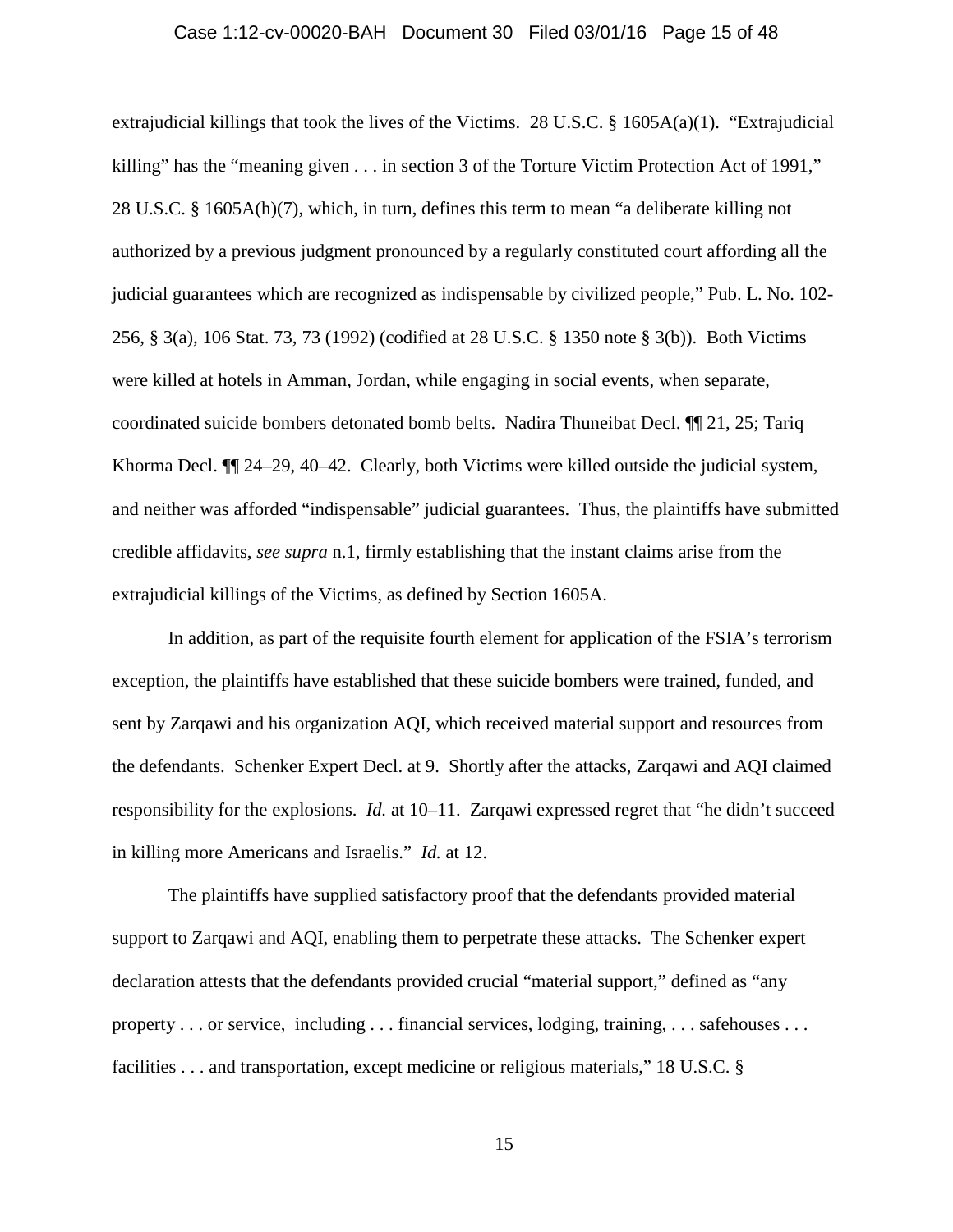extrajudicial killings that took the lives of the Victims. 28 U.S.C. § 1605A(a)(1). "Extrajudicial killing" has the "meaning given . . . in section 3 of the Torture Victim Protection Act of 1991," 28 U.S.C. § 1605A(h)(7), which, in turn, defines this term to mean "a deliberate killing not authorized by a previous judgment pronounced by a regularly constituted court affording all the judicial guarantees which are recognized as indispensable by civilized people," Pub. L. No. 102-256, § 3(a), 106 Stat. 73, 73 (1992) (codified at 28 U.S.C. § 1350 note § 3(b)). Both Victims were killed at hotels in Amman, Jordan, while engaging in social events, when separate, coordinated suicide bombers detonated bomb belts. Nadira Thuneibat Decl. ¶¶ 21, 25; Tariq Khorma Decl. ¶¶ 24–29, 40–42. Clearly, both Victims were killed outside the judicial system, and neither was afforded "indispensable" judicial guarantees. Thus, the plaintiffs have submitted credible affidavits, *see supra* n.1, firmly establishing that the instant claims arise from the extrajudicial killings of the Victims, as defined by Section 1605A.

In addition, as part of the requisite fourth element for application of the FSIA's terrorism exception, the plaintiffs have established that these suicide bombers were trained, funded, and sent by Zarqawi and his organization AQI, which received material support and resources from the defendants. Schenker Expert Decl. at 9. Shortly after the attacks, Zarqawi and AQI claimed responsibility for the explosions. *Id.* at 10–11. Zarqawi expressed regret that "he didn't succeed in killing more Americans and Israelis." *Id.* at 12.

The plaintiffs have supplied satisfactory proof that the defendants provided material support to Zarqawi and AQI, enabling them to perpetrate these attacks. The Schenker expert declaration attests that the defendants provided crucial "material support," defined as "any property . . . or service, including . . . financial services, lodging, training, . . . safehouses . . . facilities . . . and transportation, except medicine or religious materials," 18 U.S.C. §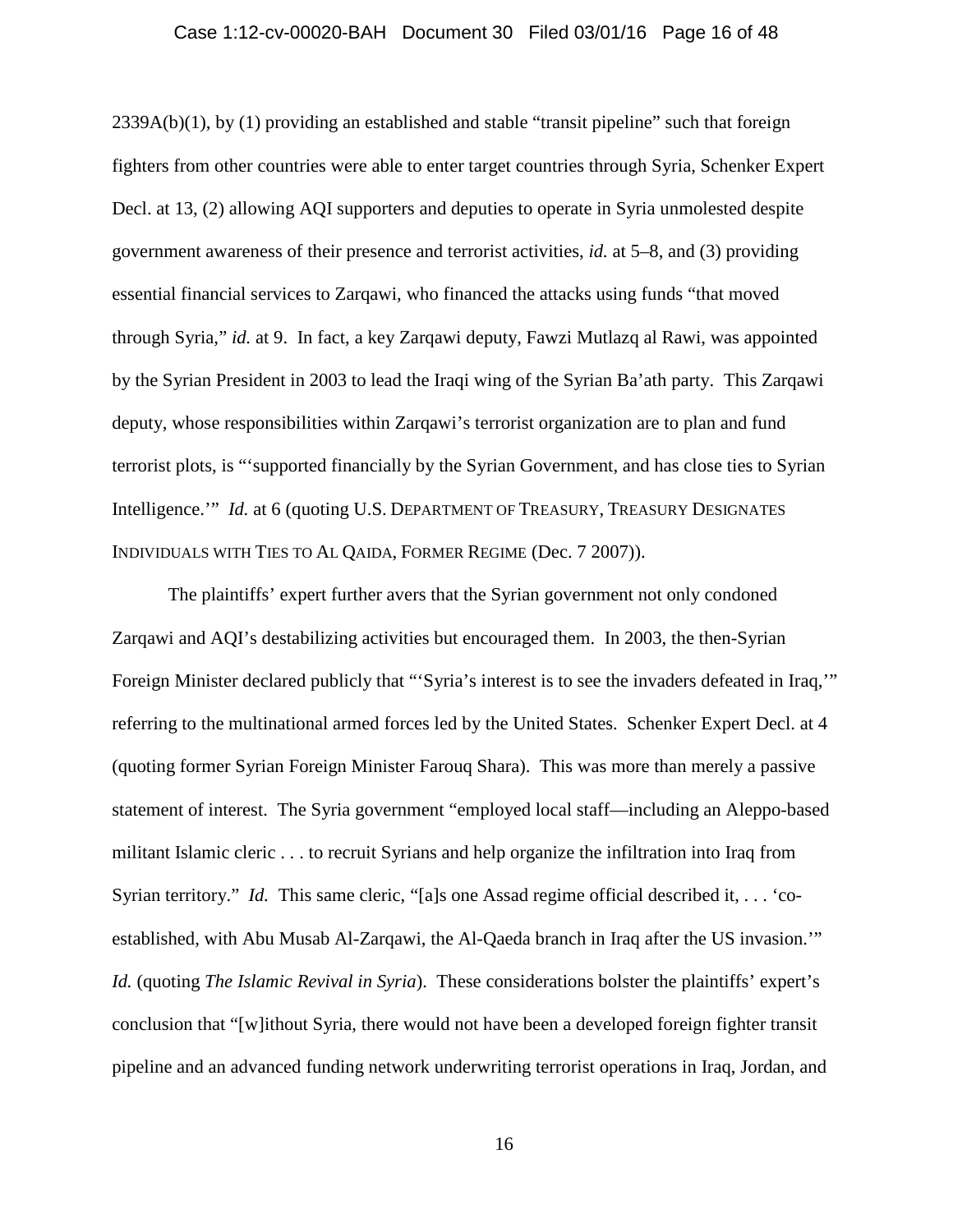2339A(b)(1), by (1) providing an established and stable "transit pipeline" such that foreign fighters from other countries were able to enter target countries through Syria, Schenker Expert Decl. at 13, (2) allowing AQI supporters and deputies to operate in Syria unmolested despite government awareness of their presence and terrorist activities, *id.* at 5–8, and (3) providing essential financial services to Zarqawi, who financed the attacks using funds "that moved through Syria," *id.* at 9. In fact, a key Zarqawi deputy, Fawzi Mutlazq al Rawi, was appointed by the Syrian President in 2003 to lead the Iraqi wing of the Syrian Ba'ath party. This Zarqawi deputy, whose responsibilities within Zarqawi's terrorist organization are to plan and fund terrorist plots, is "'supported financially by the Syrian Government, and has close ties to Syrian Intelligence.'" *Id.* at 6 (quoting U.S. DEPARTMENT OF TREASURY, TREASURY DESIGNATES INDIVIDUALS WITH TIES TO AL QAIDA, FORMER REGIME (Dec. 7 2007)).

The plaintiffs' expert further avers that the Syrian government not only condoned Zarqawi and AQI's destabilizing activities but encouraged them. In 2003, the then-Syrian Foreign Minister declared publicly that "'Syria's interest is to see the invaders defeated in Iraq,'" referring to the multinational armed forces led by the United States. Schenker Expert Decl. at 4 (quoting former Syrian Foreign Minister Farouq Shara). This was more than merely a passive statement of interest. The Syria government "employed local staff—including an Aleppo-based militant Islamic cleric . . . to recruit Syrians and help organize the infiltration into Iraq from Syrian territory." *Id.* This same cleric, "[a]s one Assad regime official described it, . . . 'co-established, with Abu Musab Al-Zarqawi, the Al-Qaeda branch in Iraq after the US invasion.'" *Id.* (quoting *The Islamic Revival in Syria*). These considerations bolster the plaintiffs' expert's conclusion that "[w]ithout Syria, there would not have been a developed foreign fighter transit pipeline and an advanced funding network underwriting terrorist operations in Iraq, Jordan, and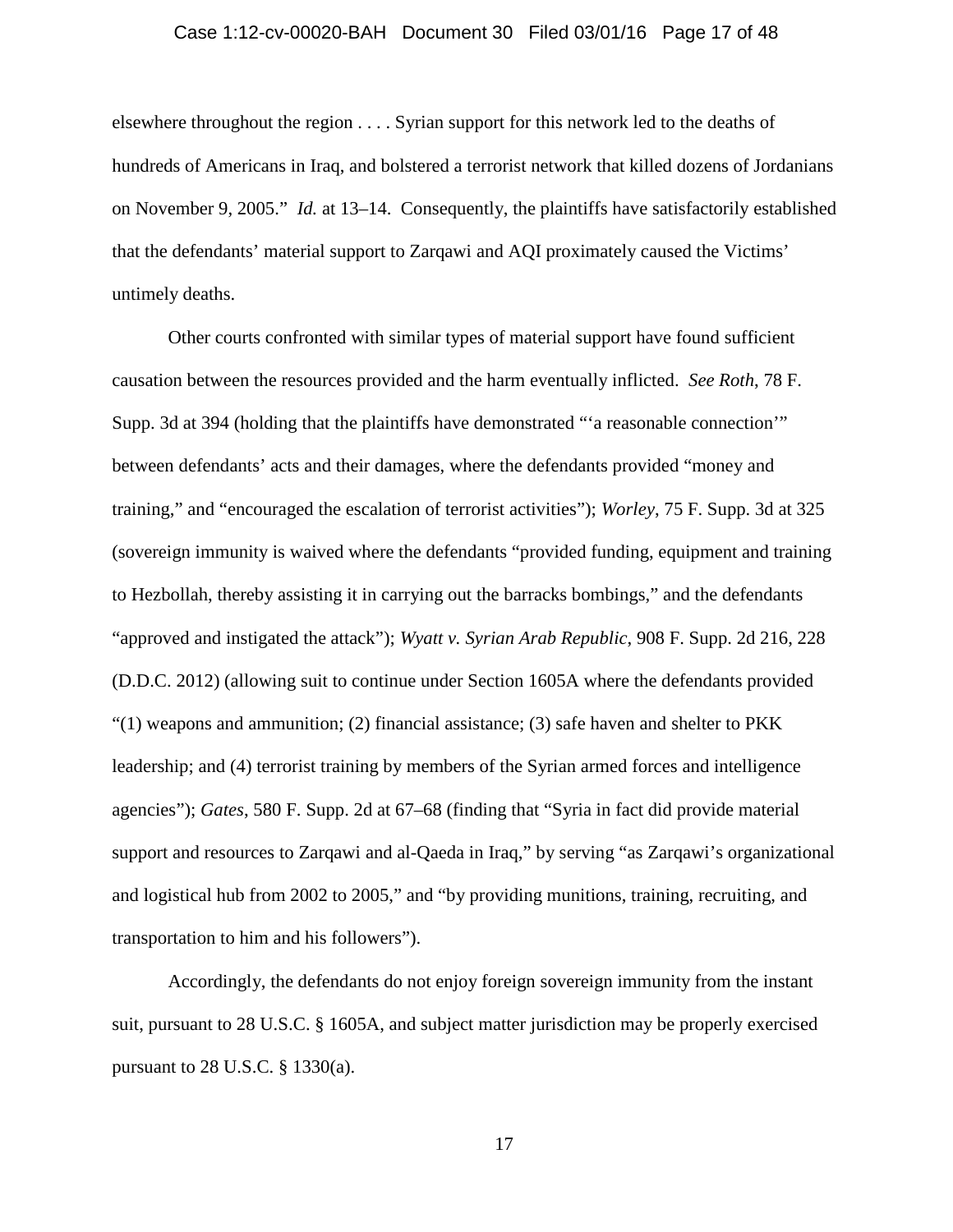elsewhere throughout the region . . . . Syrian support for this network led to the deaths of hundreds of Americans in Iraq, and bolstered a terrorist network that killed dozens of Jordanians on November 9, 2005." *Id.* at 13–14. Consequently, the plaintiffs have satisfactorily established that the defendants' material support to Zarqawi and AQI proximately caused the Victims' untimely deaths.

Other courts confronted with similar types of material support have found sufficient causation between the resources provided and the harm eventually inflicted. *See Roth*, 78 F. Supp. 3d at 394 (holding that the plaintiffs have demonstrated "'a reasonable connection'" between defendants' acts and their damages, where the defendants provided "money and training," and "encouraged the escalation of terrorist activities"); *Worley*, 75 F. Supp. 3d at 325 (sovereign immunity is waived where the defendants "provided funding, equipment and training to Hezbollah, thereby assisting it in carrying out the barracks bombings," and the defendants "approved and instigated the attack"); *Wyatt v. Syrian Arab Republic*, 908 F. Supp. 2d 216, 228 (D.D.C. 2012) (allowing suit to continue under Section 1605A where the defendants provided "(1) weapons and ammunition; (2) financial assistance; (3) safe haven and shelter to PKK leadership; and (4) terrorist training by members of the Syrian armed forces and intelligence agencies"); *Gates*, 580 F. Supp. 2d at 67–68 (finding that "Syria in fact did provide material support and resources to Zarqawi and al-Qaeda in Iraq," by serving "as Zarqawi's organizational and logistical hub from 2002 to 2005," and "by providing munitions, training, recruiting, and transportation to him and his followers").

Accordingly, the defendants do not enjoy foreign sovereign immunity from the instant suit, pursuant to 28 U.S.C. § 1605A, and subject matter jurisdiction may be properly exercised pursuant to 28 U.S.C. § 1330(a).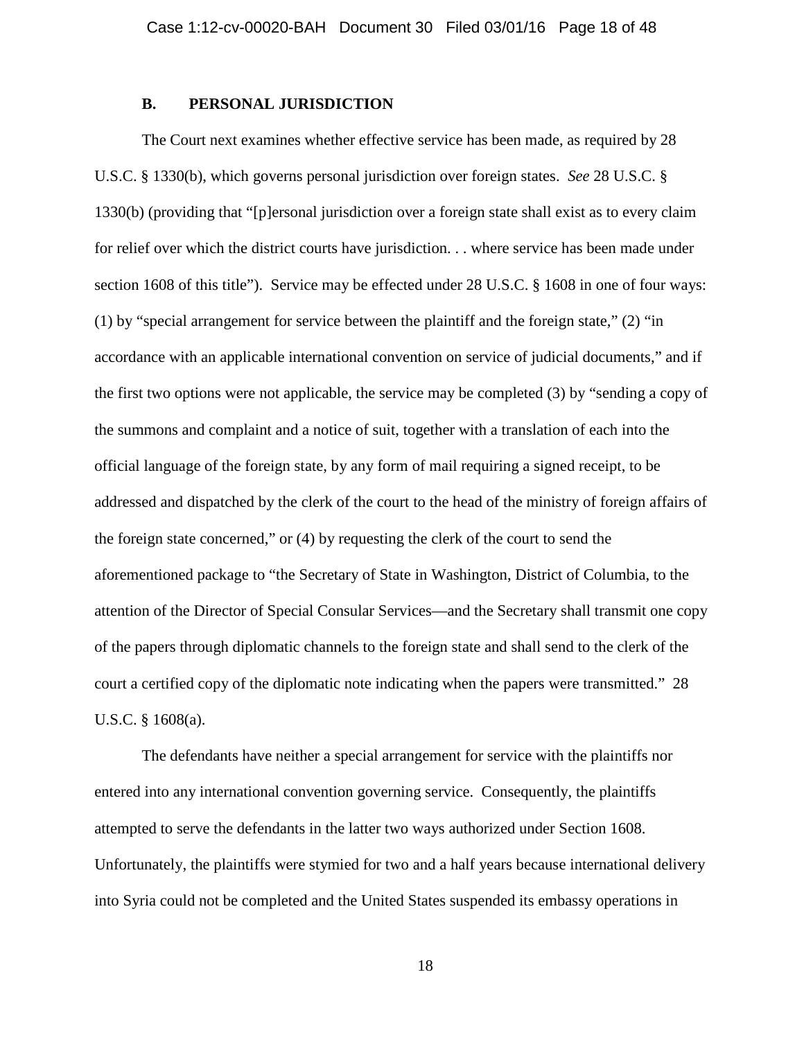### B. PERSONAL JURISDICTION

The Court next examines whether effective service has been made, as required by 28 U.S.C. § 1330(b), which governs personal jurisdiction over foreign states. *See* 28 U.S.C. § 1330(b) (providing that "[p]ersonal jurisdiction over a foreign state shall exist as to every claim for relief over which the district courts have jurisdiction. . . where service has been made under section 1608 of this title"). Service may be effected under 28 U.S.C. § 1608 in one of four ways: (1) by "special arrangement for service between the plaintiff and the foreign state," (2) "in accordance with an applicable international convention on service of judicial documents," and if the first two options were not applicable, the service may be completed (3) by "sending a copy of the summons and complaint and a notice of suit, together with a translation of each into the official language of the foreign state, by any form of mail requiring a signed receipt, to be addressed and dispatched by the clerk of the court to the head of the ministry of foreign affairs of the foreign state concerned," or (4) by requesting the clerk of the court to send the aforementioned package to "the Secretary of State in Washington, District of Columbia, to the attention of the Director of Special Consular Services—and the Secretary shall transmit one copy of the papers through diplomatic channels to the foreign state and shall send to the clerk of the court a certified copy of the diplomatic note indicating when the papers were transmitted." 28 U.S.C. § 1608(a).

The defendants have neither a special arrangement for service with the plaintiffs nor entered into any international convention governing service. Consequently, the plaintiffs attempted to serve the defendants in the latter two ways authorized under Section 1608. Unfortunately, the plaintiffs were stymied for two and a half years because international delivery into Syria could not be completed and the United States suspended its embassy operations in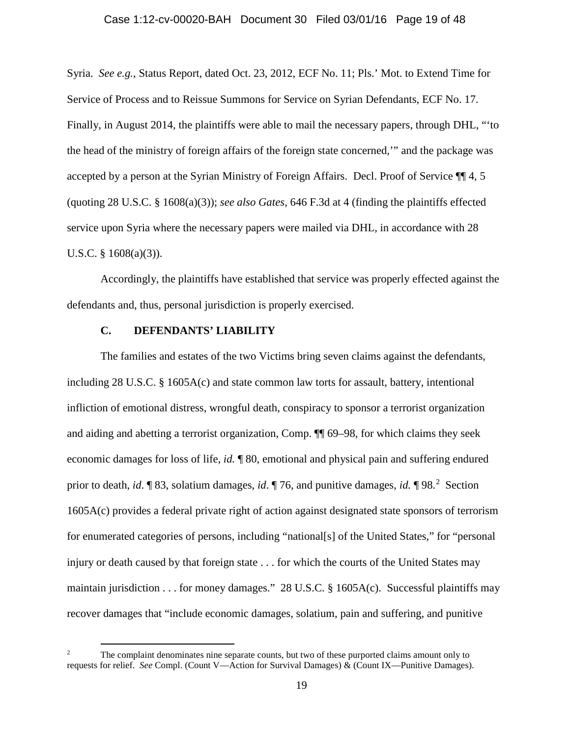Syria. *See e.g.*, Status Report, dated Oct. 23, 2012, ECF No. 11; Pls.' Mot. to Extend Time for Service of Process and to Reissue Summons for Service on Syrian Defendants, ECF No. 17. Finally, in August 2014, the plaintiffs were able to mail the necessary papers, through DHL, "'to the head of the ministry of foreign affairs of the foreign state concerned,'" and the package was accepted by a person at the Syrian Ministry of Foreign Affairs. Decl. Proof of Service ¶¶ 4, 5 (quoting 28 U.S.C. § 1608(a)(3)); *see also Gates*, 646 F.3d at 4 (finding the plaintiffs effected service upon Syria where the necessary papers were mailed via DHL, in accordance with 28 U.S.C. § 1608(a)(3)).

Accordingly, the plaintiffs have established that service was properly effected against the defendants and, thus, personal jurisdiction is properly exercised.

### C. DEFENDANTS' LIABILITY

The families and estates of the two Victims bring seven claims against the defendants, including 28 U.S.C. § 1605A(c) and state common law torts for assault, battery, intentional infliction of emotional distress, wrongful death, conspiracy to sponsor a terrorist organization and aiding and abetting a terrorist organization, Comp. ¶¶ 69–98, for which claims they seek economic damages for loss of life, *id.* ¶ 80, emotional and physical pain and suffering endured prior to death, *id*. ¶ 83, solatium damages, *id*. ¶ 76, and punitive damages, *id.* ¶ 98.[2] Section 1605A(c) provides a federal private right of action against designated state sponsors of terrorism for enumerated categories of persons, including "national[s] of the United States," for "personal injury or death caused by that foreign state . . . for which the courts of the United States may maintain jurisdiction . . . for money damages." 28 U.S.C. § 1605A(c). Successful plaintiffs may recover damages that "include economic damages, solatium, pain and suffering, and punitive

---

[2] The complaint denominates nine separate counts, but two of these purported claims amount only to requests for relief. *See* Compl. (Count V—Action for Survival Damages) & (Count IX—Punitive Damages).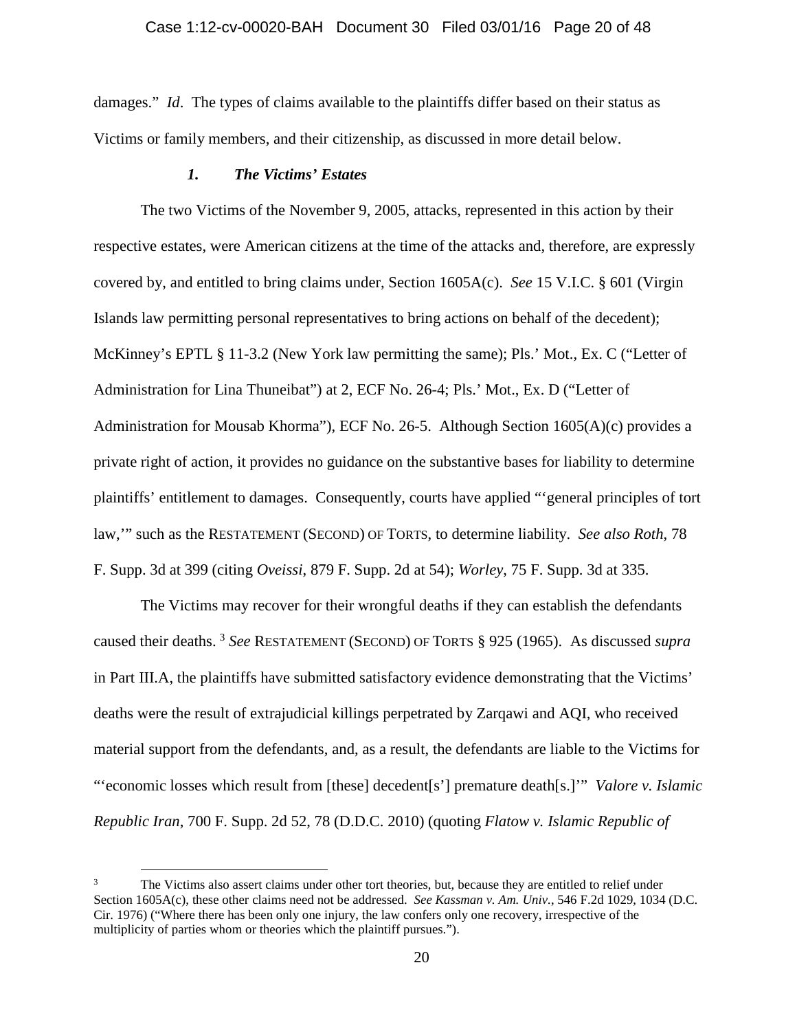damages." *Id*. The types of claims available to the plaintiffs differ based on their status as Victims or family members, and their citizenship, as discussed in more detail below.

### *1. The Victims' Estates*

The two Victims of the November 9, 2005, attacks, represented in this action by their respective estates, were American citizens at the time of the attacks and, therefore, are expressly covered by, and entitled to bring claims under, Section 1605A(c). *See* 15 V.I.C. § 601 (Virgin Islands law permitting personal representatives to bring actions on behalf of the decedent); McKinney's EPTL § 11-3.2 (New York law permitting the same); Pls.' Mot., Ex. C ("Letter of Administration for Lina Thuneibat") at 2, ECF No. 26-4; Pls.' Mot., Ex. D ("Letter of Administration for Mousab Khorma"), ECF No. 26-5. Although Section 1605(A)(c) provides a private right of action, it provides no guidance on the substantive bases for liability to determine plaintiffs' entitlement to damages. Consequently, courts have applied "'general principles of tort law,'" such as the RESTATEMENT (SECOND) OF TORTS, to determine liability. *See also Roth*, 78 F. Supp. 3d at 399 (citing *Oveissi*, 879 F. Supp. 2d at 54); *Worley*, 75 F. Supp. 3d at 335.

The Victims may recover for their wrongful deaths if they can establish the defendants caused their deaths.[3] *See* RESTATEMENT (SECOND) OF TORTS § 925 (1965). As discussed *supra* in Part III.A, the plaintiffs have submitted satisfactory evidence demonstrating that the Victims' deaths were the result of extrajudicial killings perpetrated by Zarqawi and AQI, who received material support from the defendants, and, as a result, the defendants are liable to the Victims for "'economic losses which result from [these] decedent[s'] premature death[s.]'" *Valore v. Islamic Republic Iran*, 700 F. Supp. 2d 52, 78 (D.D.C. 2010) (quoting *Flatow v. Islamic Republic of*

---

[3] The Victims also assert claims under other tort theories, but, because they are entitled to relief under Section 1605A(c), these other claims need not be addressed. *See Kassman v. Am. Univ.*, 546 F.2d 1029, 1034 (D.C. Cir. 1976) ("Where there has been only one injury, the law confers only one recovery, irrespective of the multiplicity of parties whom or theories which the plaintiff pursues.").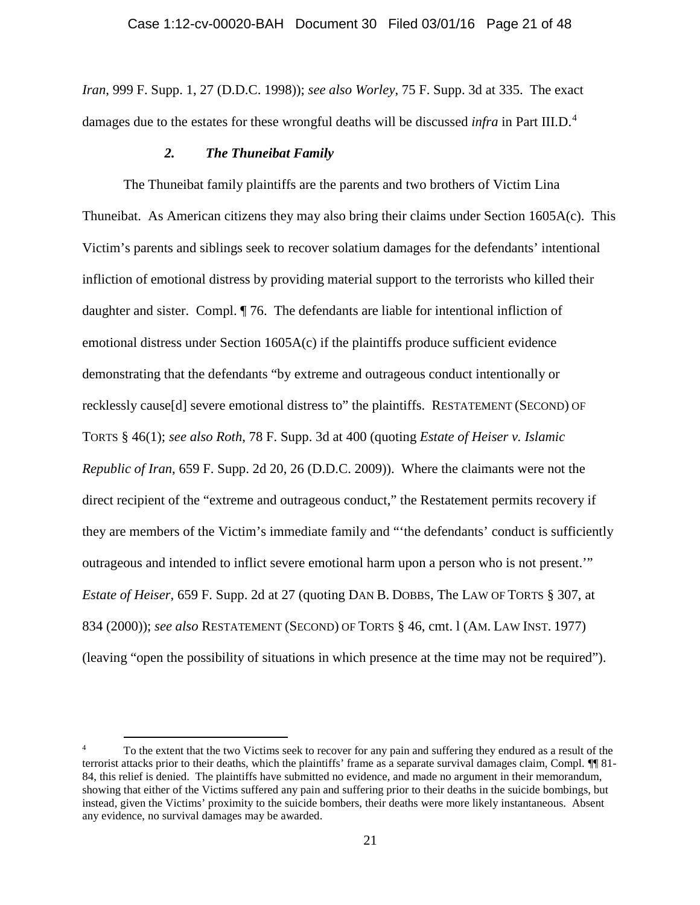*Iran*, 999 F. Supp. 1, 27 (D.D.C. 1998)); *see also Worley*, 75 F. Supp. 3d at 335. The exact damages due to the estates for these wrongful deaths will be discussed *infra* in Part III.D.[4]

### *2. The Thuneibat Family*

The Thuneibat family plaintiffs are the parents and two brothers of Victim Lina Thuneibat. As American citizens they may also bring their claims under Section 1605A(c). This Victim's parents and siblings seek to recover solatium damages for the defendants' intentional infliction of emotional distress by providing material support to the terrorists who killed their daughter and sister. Compl. ¶ 76. The defendants are liable for intentional infliction of emotional distress under Section 1605A(c) if the plaintiffs produce sufficient evidence demonstrating that the defendants "by extreme and outrageous conduct intentionally or recklessly cause[d] severe emotional distress to" the plaintiffs. RESTATEMENT (SECOND) OF TORTS § 46(1); *see also Roth*, 78 F. Supp. 3d at 400 (quoting *Estate of Heiser v. Islamic Republic of Iran*, 659 F. Supp. 2d 20, 26 (D.D.C. 2009)). Where the claimants were not the direct recipient of the "extreme and outrageous conduct," the Restatement permits recovery if they are members of the Victim's immediate family and "'the defendants' conduct is sufficiently outrageous and intended to inflict severe emotional harm upon a person who is not present.'" *Estate of Heiser*, 659 F. Supp. 2d at 27 (quoting DAN B. DOBBS, The LAW OF TORTS § 307, at 834 (2000)); *see also* RESTATEMENT (SECOND) OF TORTS § 46, cmt. l (AM. LAW INST. 1977) (leaving "open the possibility of situations in which presence at the time may not be required").

---

[4] To the extent that the two Victims seek to recover for any pain and suffering they endured as a result of the terrorist attacks prior to their deaths, which the plaintiffs' frame as a separate survival damages claim, Compl. ¶¶ 81-84, this relief is denied. The plaintiffs have submitted no evidence, and made no argument in their memorandum, showing that either of the Victims suffered any pain and suffering prior to their deaths in the suicide bombings, but instead, given the Victims' proximity to the suicide bombers, their deaths were more likely instantaneous. Absent any evidence, no survival damages may be awarded.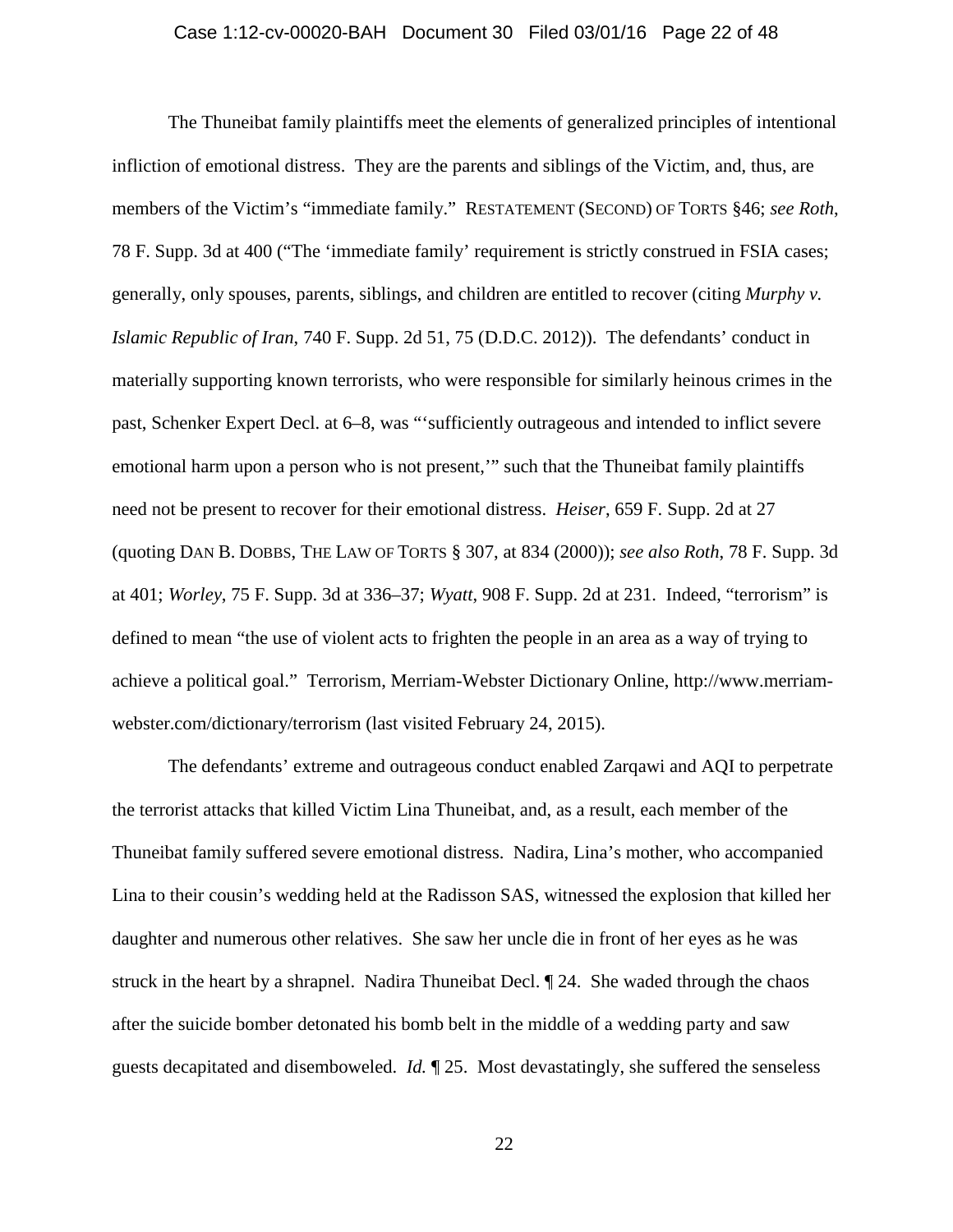The Thuneibat family plaintiffs meet the elements of generalized principles of intentional infliction of emotional distress. They are the parents and siblings of the Victim, and, thus, are members of the Victim's "immediate family." RESTATEMENT (SECOND) OF TORTS §46; *see Roth*, 78 F. Supp. 3d at 400 ("The 'immediate family' requirement is strictly construed in FSIA cases; generally, only spouses, parents, siblings, and children are entitled to recover (citing *Murphy v. Islamic Republic of Iran*, 740 F. Supp. 2d 51, 75 (D.D.C. 2012)). The defendants' conduct in materially supporting known terrorists, who were responsible for similarly heinous crimes in the past, Schenker Expert Decl. at 6–8, was "'sufficiently outrageous and intended to inflict severe emotional harm upon a person who is not present,'" such that the Thuneibat family plaintiffs need not be present to recover for their emotional distress. *Heiser*, 659 F. Supp. 2d at 27 (quoting DAN B. DOBBS, THE LAW OF TORTS § 307, at 834 (2000)); *see also Roth*, 78 F. Supp. 3d at 401; *Worley*, 75 F. Supp. 3d at 336–37; *Wyatt*, 908 F. Supp. 2d at 231. Indeed, "terrorism" is defined to mean "the use of violent acts to frighten the people in an area as a way of trying to achieve a political goal." Terrorism, Merriam-Webster Dictionary Online, http://www.merriam-webster.com/dictionary/terrorism (last visited February 24, 2015).

The defendants' extreme and outrageous conduct enabled Zarqawi and AQI to perpetrate the terrorist attacks that killed Victim Lina Thuneibat, and, as a result, each member of the Thuneibat family suffered severe emotional distress. Nadira, Lina's mother, who accompanied Lina to their cousin's wedding held at the Radisson SAS, witnessed the explosion that killed her daughter and numerous other relatives. She saw her uncle die in front of her eyes as he was struck in the heart by a shrapnel. Nadira Thuneibat Decl. ¶ 24. She waded through the chaos after the suicide bomber detonated his bomb belt in the middle of a wedding party and saw guests decapitated and disemboweled. *Id.* ¶ 25. Most devastatingly, she suffered the senseless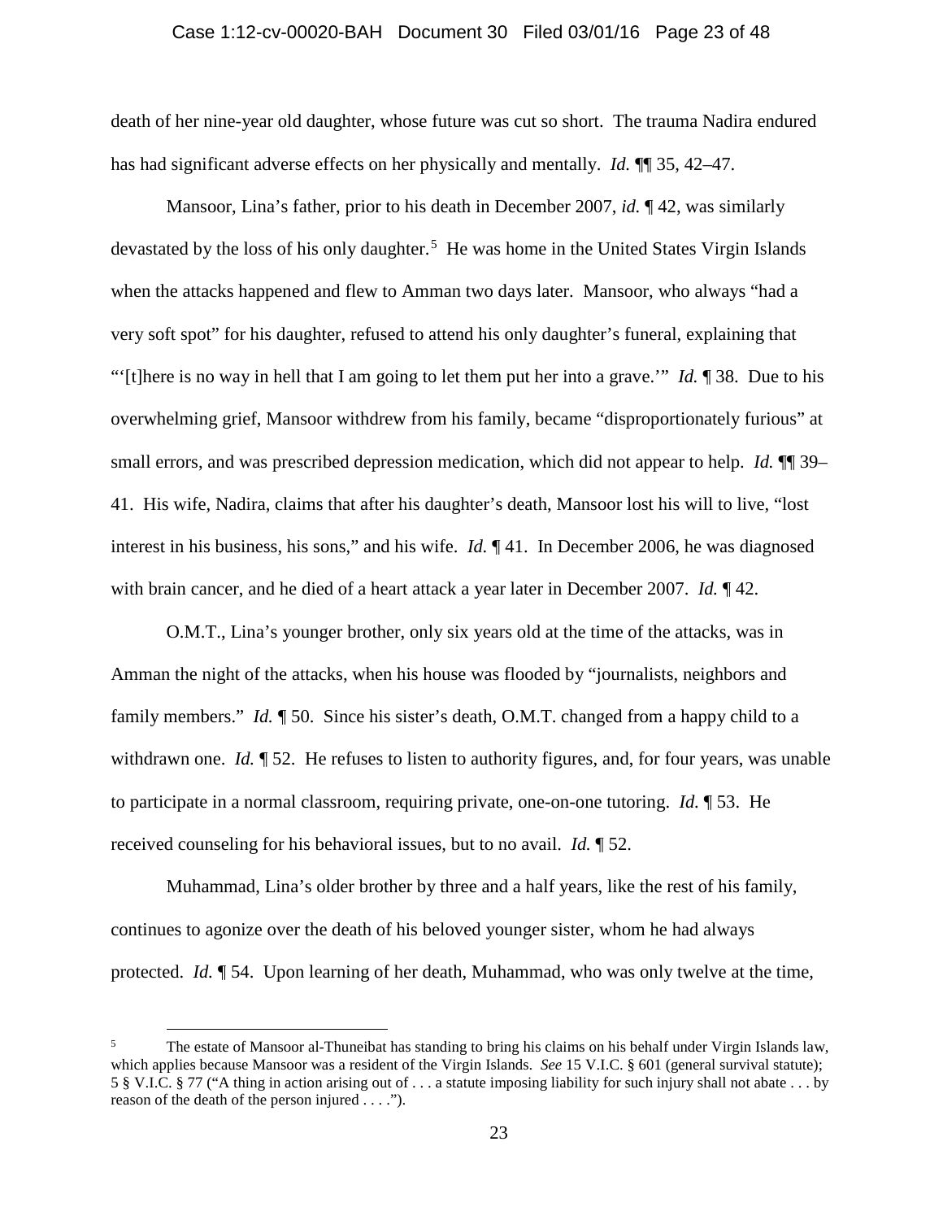death of her nine-year old daughter, whose future was cut so short. The trauma Nadira endured has had significant adverse effects on her physically and mentally. *Id.* ¶¶ 35, 42–47.

Mansoor, Lina's father, prior to his death in December 2007, *id.* ¶ 42, was similarly devastated by the loss of his only daughter.[5] He was home in the United States Virgin Islands when the attacks happened and flew to Amman two days later. Mansoor, who always "had a very soft spot" for his daughter, refused to attend his only daughter's funeral, explaining that "'[t]here is no way in hell that I am going to let them put her into a grave.'" *Id.* ¶ 38. Due to his overwhelming grief, Mansoor withdrew from his family, became "disproportionately furious" at small errors, and was prescribed depression medication, which did not appear to help. *Id.* ¶¶ 39–41. His wife, Nadira, claims that after his daughter's death, Mansoor lost his will to live, "lost interest in his business, his sons," and his wife. *Id.* ¶ 41. In December 2006, he was diagnosed with brain cancer, and he died of a heart attack a year later in December 2007. *Id.* ¶ 42.

O.M.T., Lina's younger brother, only six years old at the time of the attacks, was in Amman the night of the attacks, when his house was flooded by "journalists, neighbors and family members." *Id.* ¶ 50. Since his sister's death, O.M.T. changed from a happy child to a withdrawn one. *Id.* ¶ 52. He refuses to listen to authority figures, and, for four years, was unable to participate in a normal classroom, requiring private, one-on-one tutoring. *Id.* ¶ 53. He received counseling for his behavioral issues, but to no avail. *Id.* ¶ 52.

Muhammad, Lina's older brother by three and a half years, like the rest of his family, continues to agonize over the death of his beloved younger sister, whom he had always protected. *Id.* ¶ 54. Upon learning of her death, Muhammad, who was only twelve at the time,

---

[5] The estate of Mansoor al-Thuneibat has standing to bring his claims on his behalf under Virgin Islands law, which applies because Mansoor was a resident of the Virgin Islands. *See* 15 V.I.C. § 601 (general survival statute); 5 § V.I.C. § 77 ("A thing in action arising out of . . . a statute imposing liability for such injury shall not abate . . . by reason of the death of the person injured . . . .").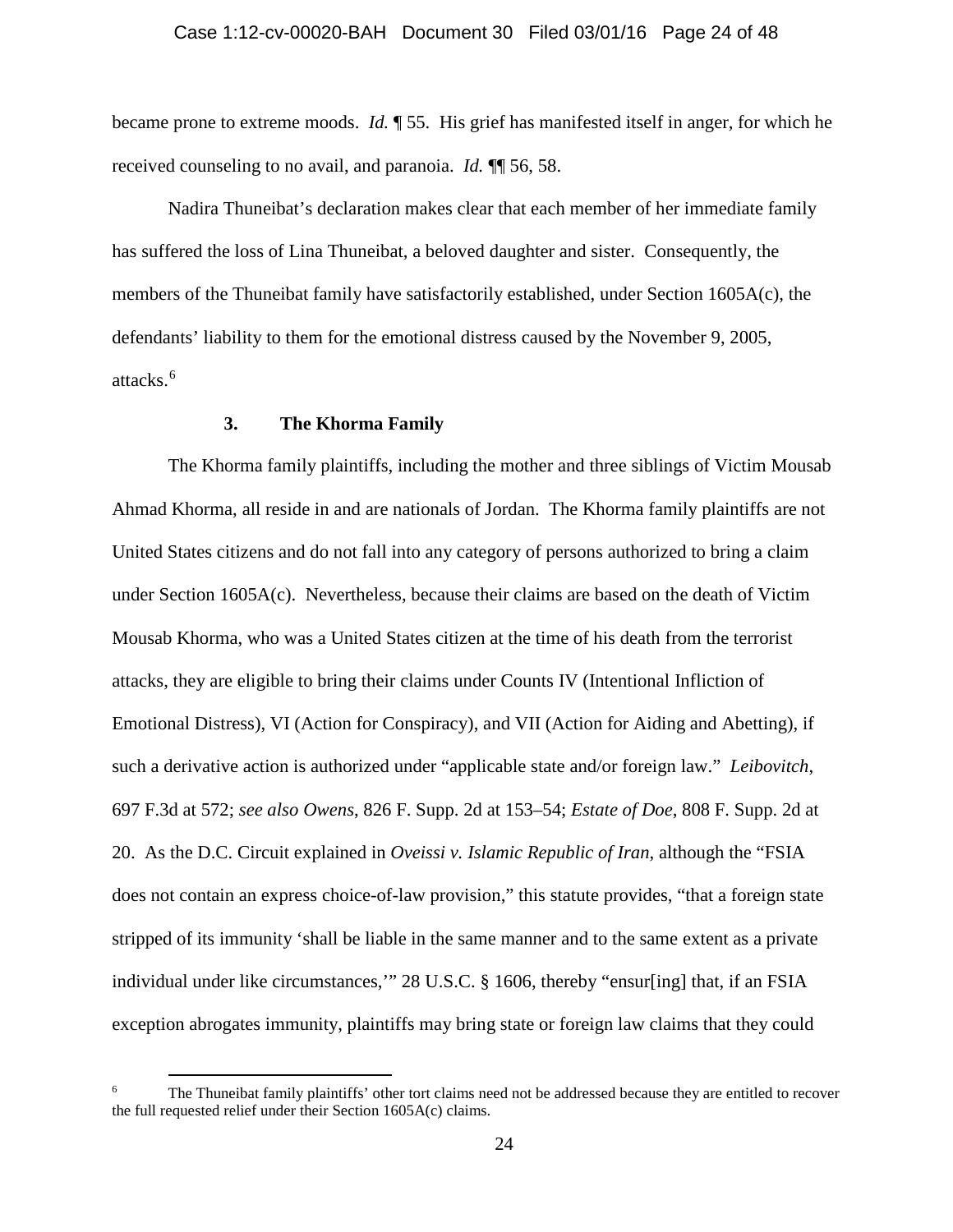became prone to extreme moods. *Id.* ¶ 55. His grief has manifested itself in anger, for which he received counseling to no avail, and paranoia. *Id.* ¶¶ 56, 58.

Nadira Thuneibat's declaration makes clear that each member of her immediate family has suffered the loss of Lina Thuneibat, a beloved daughter and sister. Consequently, the members of the Thuneibat family have satisfactorily established, under Section 1605A(c), the defendants' liability to them for the emotional distress caused by the November 9, 2005, attacks.[6]

### 3. The Khorma Family

The Khorma family plaintiffs, including the mother and three siblings of Victim Mousab Ahmad Khorma, all reside in and are nationals of Jordan. The Khorma family plaintiffs are not United States citizens and do not fall into any category of persons authorized to bring a claim under Section 1605A(c). Nevertheless, because their claims are based on the death of Victim Mousab Khorma, who was a United States citizen at the time of his death from the terrorist attacks, they are eligible to bring their claims under Counts IV (Intentional Infliction of Emotional Distress), VI (Action for Conspiracy), and VII (Action for Aiding and Abetting), if such a derivative action is authorized under "applicable state and/or foreign law." *Leibovitch*, 697 F.3d at 572; *see also Owens*, 826 F. Supp. 2d at 153–54; *Estate of Doe*, 808 F. Supp. 2d at 20. As the D.C. Circuit explained in *Oveissi v. Islamic Republic of Iran*, although the "FSIA does not contain an express choice-of-law provision," this statute provides, "that a foreign state stripped of its immunity 'shall be liable in the same manner and to the same extent as a private individual under like circumstances,'" 28 U.S.C. § 1606, thereby "ensur[ing] that, if an FSIA exception abrogates immunity, plaintiffs may bring state or foreign law claims that they could

---

[6] The Thuneibat family plaintiffs' other tort claims need not be addressed because they are entitled to recover the full requested relief under their Section 1605A(c) claims.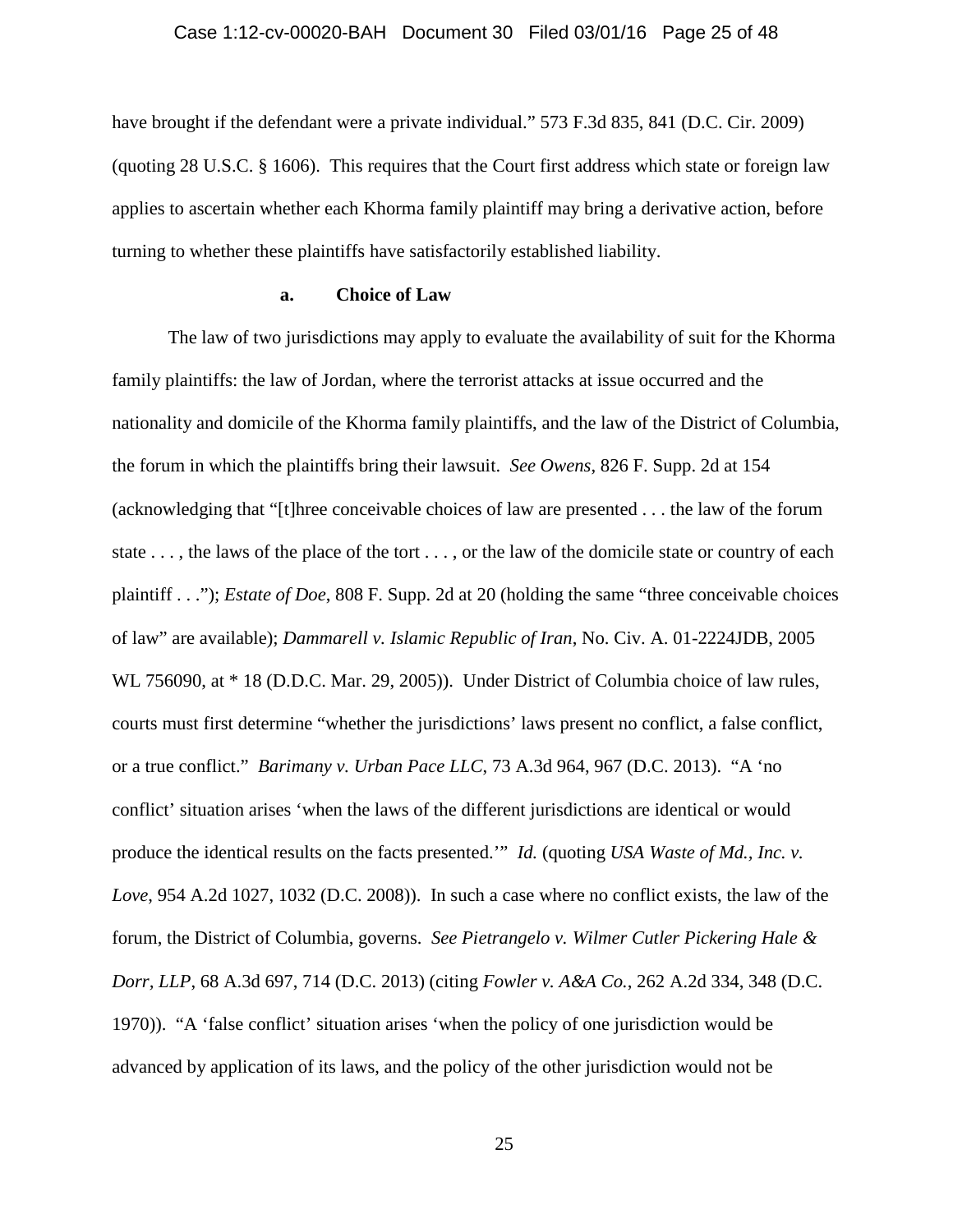have brought if the defendant were a private individual." 573 F.3d 835, 841 (D.C. Cir. 2009) (quoting 28 U.S.C. § 1606). This requires that the Court first address which state or foreign law applies to ascertain whether each Khorma family plaintiff may bring a derivative action, before turning to whether these plaintiffs have satisfactorily established liability.

#### a. Choice of Law

The law of two jurisdictions may apply to evaluate the availability of suit for the Khorma family plaintiffs: the law of Jordan, where the terrorist attacks at issue occurred and the nationality and domicile of the Khorma family plaintiffs, and the law of the District of Columbia, the forum in which the plaintiffs bring their lawsuit. *See Owens*, 826 F. Supp. 2d at 154 (acknowledging that "[t]hree conceivable choices of law are presented . . . the law of the forum state . . . , the laws of the place of the tort . . . , or the law of the domicile state or country of each plaintiff . . ."); *Estate of Doe*, 808 F. Supp. 2d at 20 (holding the same "three conceivable choices of law" are available); *Dammarell v. Islamic Republic of Iran*, No. Civ. A. 01-2224JDB, 2005 WL 756090, at * 18 (D.D.C. Mar. 29, 2005)). Under District of Columbia choice of law rules, courts must first determine "whether the jurisdictions' laws present no conflict, a false conflict, or a true conflict." *Barimany v. Urban Pace LLC*, 73 A.3d 964, 967 (D.C. 2013). "A 'no conflict' situation arises 'when the laws of the different jurisdictions are identical or would produce the identical results on the facts presented.'" *Id.* (quoting *USA Waste of Md., Inc. v. Love*, 954 A.2d 1027, 1032 (D.C. 2008)). In such a case where no conflict exists, the law of the forum, the District of Columbia, governs. *See Pietrangelo v. Wilmer Cutler Pickering Hale & Dorr, LLP*, 68 A.3d 697, 714 (D.C. 2013) (citing *Fowler v. A&A Co.*, 262 A.2d 334, 348 (D.C. 1970)). "A 'false conflict' situation arises 'when the policy of one jurisdiction would be advanced by application of its laws, and the policy of the other jurisdiction would not be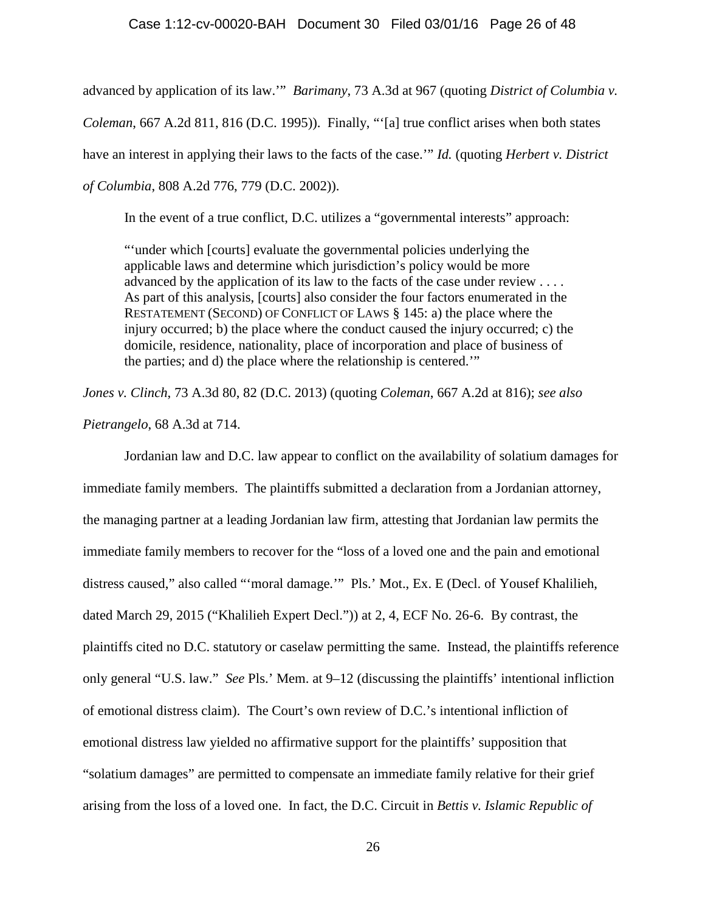advanced by application of its law.'" *Barimany*, 73 A.3d at 967 (quoting *District of Columbia v. Coleman*, 667 A.2d 811, 816 (D.C. 1995)). Finally, "'[a] true conflict arises when both states have an interest in applying their laws to the facts of the case.'" *Id.* (quoting *Herbert v. District of Columbia*, 808 A.2d 776, 779 (D.C. 2002)).

In the event of a true conflict, D.C. utilizes a "governmental interests" approach:

> "'under which [courts] evaluate the governmental policies underlying the applicable laws and determine which jurisdiction's policy would be more advanced by the application of its law to the facts of the case under review . . . . As part of this analysis, [courts] also consider the four factors enumerated in the RESTATEMENT (SECOND) OF CONFLICT OF LAWS § 145: a) the place where the injury occurred; b) the place where the conduct caused the injury occurred; c) the domicile, residence, nationality, place of incorporation and place of business of the parties; and d) the place where the relationship is centered.'"

*Jones v. Clinch*, 73 A.3d 80, 82 (D.C. 2013) (quoting *Coleman*, 667 A.2d at 816); *see also Pietrangelo*, 68 A.3d at 714.

Jordanian law and D.C. law appear to conflict on the availability of solatium damages for immediate family members. The plaintiffs submitted a declaration from a Jordanian attorney, the managing partner at a leading Jordanian law firm, attesting that Jordanian law permits the immediate family members to recover for the "loss of a loved one and the pain and emotional distress caused," also called "'moral damage.'" Pls.' Mot., Ex. E (Decl. of Yousef Khalilieh, dated March 29, 2015 ("Khalilieh Expert Decl.")) at 2, 4, ECF No. 26-6. By contrast, the plaintiffs cited no D.C. statutory or caselaw permitting the same. Instead, the plaintiffs reference only general "U.S. law." *See* Pls.' Mem. at 9–12 (discussing the plaintiffs' intentional infliction of emotional distress claim). The Court's own review of D.C.'s intentional infliction of emotional distress law yielded no affirmative support for the plaintiffs' supposition that "solatium damages" are permitted to compensate an immediate family relative for their grief arising from the loss of a loved one. In fact, the D.C. Circuit in *Bettis v. Islamic Republic of*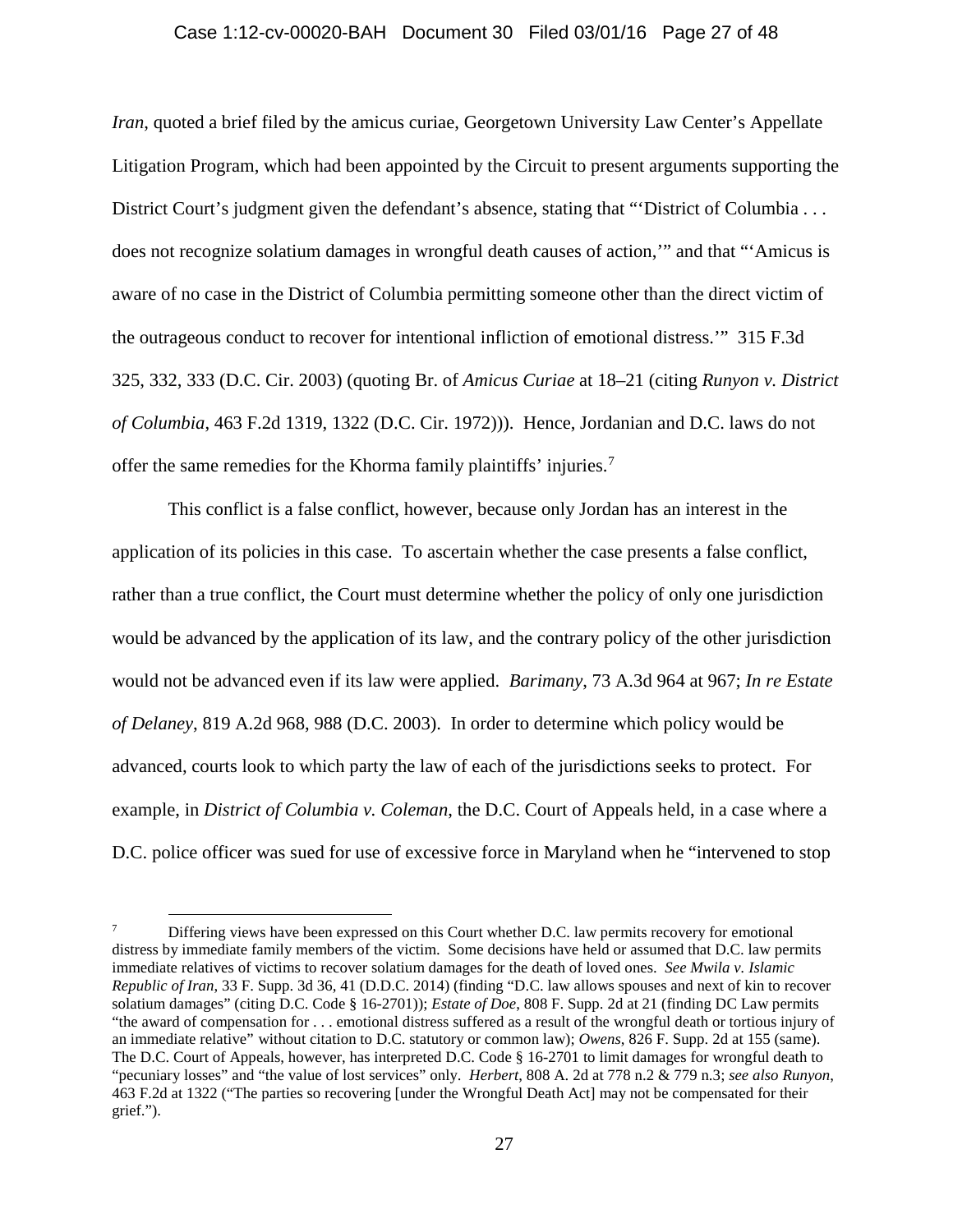*Iran*, quoted a brief filed by the amicus curiae, Georgetown University Law Center's Appellate Litigation Program, which had been appointed by the Circuit to present arguments supporting the District Court's judgment given the defendant's absence, stating that "'District of Columbia . . . does not recognize solatium damages in wrongful death causes of action,'" and that "'Amicus is aware of no case in the District of Columbia permitting someone other than the direct victim of the outrageous conduct to recover for intentional infliction of emotional distress.'" 315 F.3d 325, 332, 333 (D.C. Cir. 2003) (quoting Br. of *Amicus Curiae* at 18–21 (citing *Runyon v. District of Columbia*, 463 F.2d 1319, 1322 (D.C. Cir. 1972))). Hence, Jordanian and D.C. laws do not offer the same remedies for the Khorma family plaintiffs' injuries.[7]

This conflict is a false conflict, however, because only Jordan has an interest in the application of its policies in this case. To ascertain whether the case presents a false conflict, rather than a true conflict, the Court must determine whether the policy of only one jurisdiction would be advanced by the application of its law, and the contrary policy of the other jurisdiction would not be advanced even if its law were applied. *Barimany*, 73 A.3d 964 at 967; *In re Estate of Delaney*, 819 A.2d 968, 988 (D.C. 2003). In order to determine which policy would be advanced, courts look to which party the law of each of the jurisdictions seeks to protect. For example, in *District of Columbia v. Coleman*, the D.C. Court of Appeals held, in a case where a D.C. police officer was sued for use of excessive force in Maryland when he "intervened to stop

[7] Differing views have been expressed on this Court whether D.C. law permits recovery for emotional distress by immediate family members of the victim. Some decisions have held or assumed that D.C. law permits immediate relatives of victims to recover solatium damages for the death of loved ones. *See Mwila v. Islamic Republic of Iran*, 33 F. Supp. 3d 36, 41 (D.D.C. 2014) (finding "D.C. law allows spouses and next of kin to recover solatium damages" (citing D.C. Code § 16-2701)); *Estate of Doe*, 808 F. Supp. 2d at 21 (finding DC Law permits "the award of compensation for . . . emotional distress suffered as a result of the wrongful death or tortious injury of an immediate relative" without citation to D.C. statutory or common law); *Owens*, 826 F. Supp. 2d at 155 (same). The D.C. Court of Appeals, however, has interpreted D.C. Code § 16-2701 to limit damages for wrongful death to "pecuniary losses" and "the value of lost services" only. *Herbert*, 808 A. 2d at 778 n.2 & 779 n.3; *see also Runyon*, 463 F.2d at 1322 ("The parties so recovering [under the Wrongful Death Act] may not be compensated for their grief.").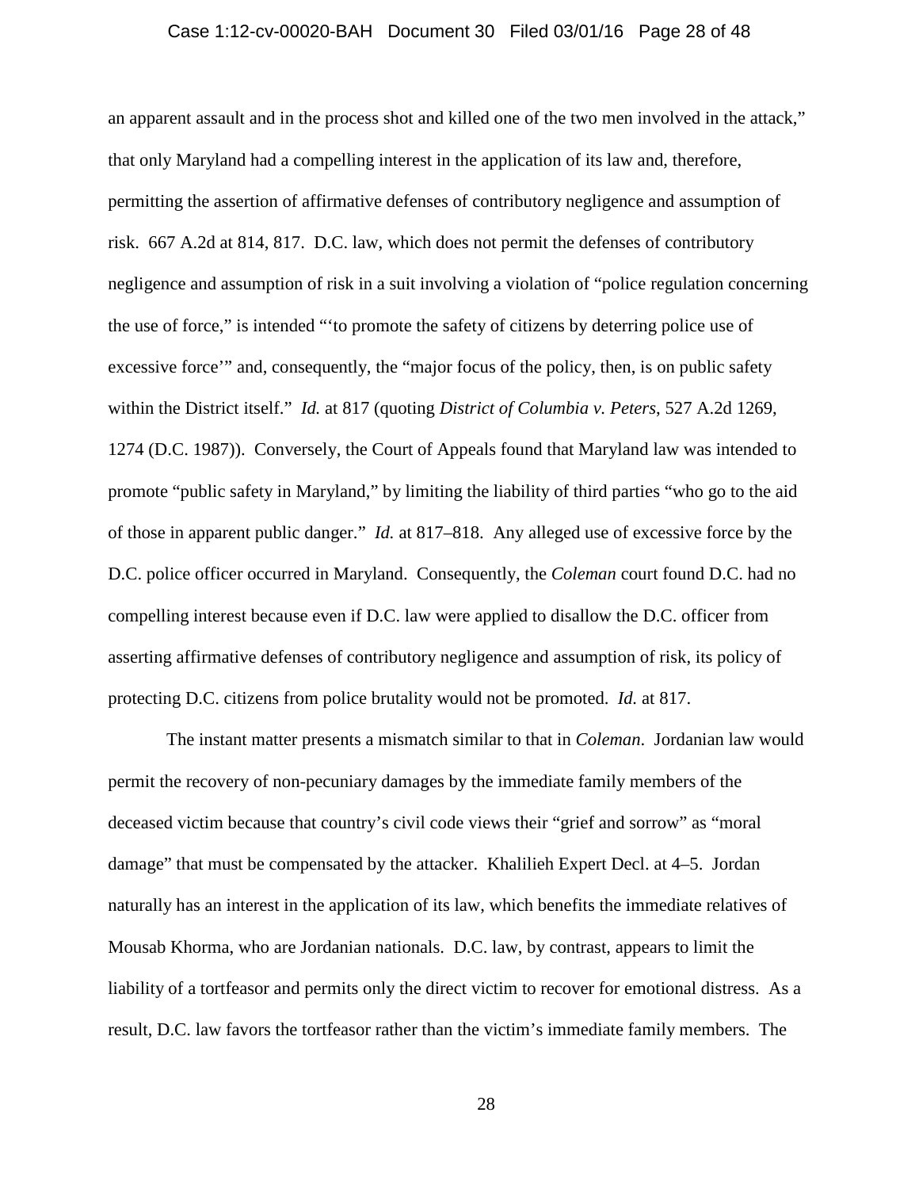an apparent assault and in the process shot and killed one of the two men involved in the attack," that only Maryland had a compelling interest in the application of its law and, therefore, permitting the assertion of affirmative defenses of contributory negligence and assumption of risk. 667 A.2d at 814, 817. D.C. law, which does not permit the defenses of contributory negligence and assumption of risk in a suit involving a violation of "police regulation concerning the use of force," is intended "'to promote the safety of citizens by deterring police use of excessive force'" and, consequently, the "major focus of the policy, then, is on public safety within the District itself." *Id.* at 817 (quoting *District of Columbia v. Peters*, 527 A.2d 1269, 1274 (D.C. 1987)). Conversely, the Court of Appeals found that Maryland law was intended to promote "public safety in Maryland," by limiting the liability of third parties "who go to the aid of those in apparent public danger." *Id.* at 817–818. Any alleged use of excessive force by the D.C. police officer occurred in Maryland. Consequently, the *Coleman* court found D.C. had no compelling interest because even if D.C. law were applied to disallow the D.C. officer from asserting affirmative defenses of contributory negligence and assumption of risk, its policy of protecting D.C. citizens from police brutality would not be promoted. *Id.* at 817.

The instant matter presents a mismatch similar to that in *Coleman*. Jordanian law would permit the recovery of non-pecuniary damages by the immediate family members of the deceased victim because that country's civil code views their "grief and sorrow" as "moral damage" that must be compensated by the attacker. Khalilieh Expert Decl. at 4–5. Jordan naturally has an interest in the application of its law, which benefits the immediate relatives of Mousab Khorma, who are Jordanian nationals. D.C. law, by contrast, appears to limit the liability of a tortfeasor and permits only the direct victim to recover for emotional distress. As a result, D.C. law favors the tortfeasor rather than the victim's immediate family members. The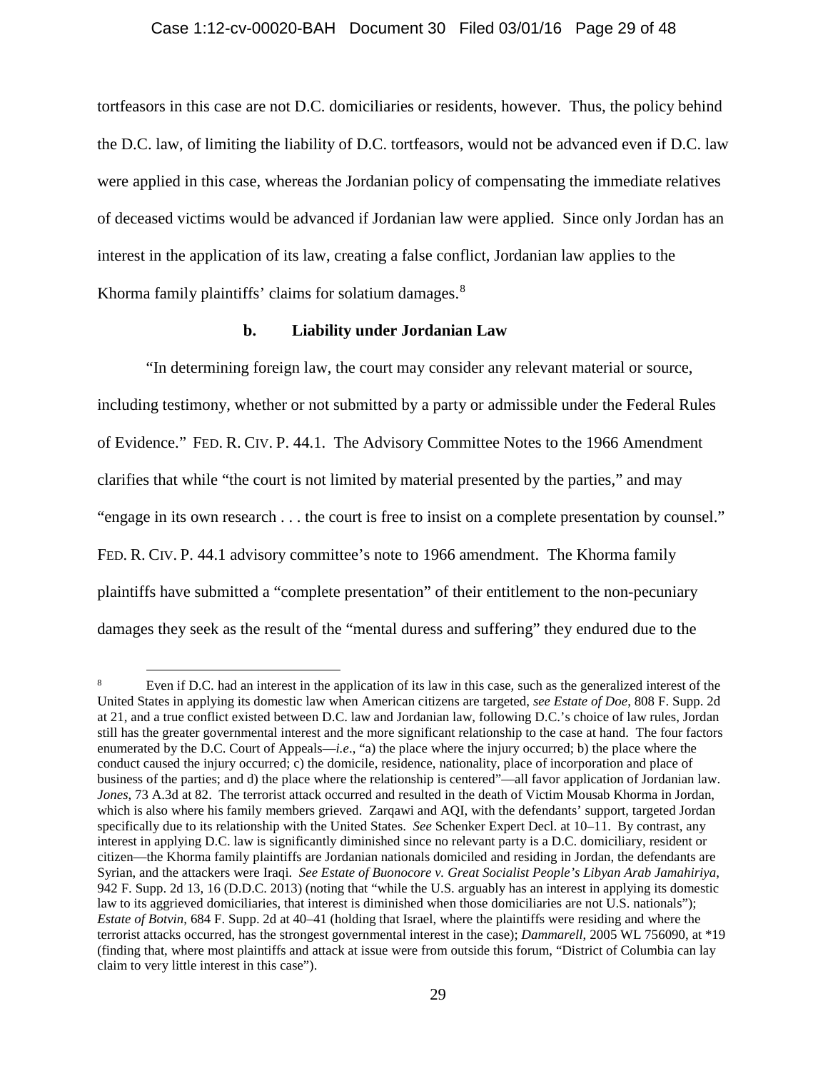tortfeasors in this case are not D.C. domiciliaries or residents, however. Thus, the policy behind the D.C. law, of limiting the liability of D.C. tortfeasors, would not be advanced even if D.C. law were applied in this case, whereas the Jordanian policy of compensating the immediate relatives of deceased victims would be advanced if Jordanian law were applied. Since only Jordan has an interest in the application of its law, creating a false conflict, Jordanian law applies to the Khorma family plaintiffs' claims for solatium damages.[8]

**b. Liability under Jordanian Law**

"In determining foreign law, the court may consider any relevant material or source, including testimony, whether or not submitted by a party or admissible under the Federal Rules of Evidence." FED. R. CIV. P. 44.1. The Advisory Committee Notes to the 1966 Amendment clarifies that while "the court is not limited by material presented by the parties," and may "engage in its own research . . . the court is free to insist on a complete presentation by counsel." FED. R. CIV. P. 44.1 advisory committee's note to 1966 amendment. The Khorma family plaintiffs have submitted a "complete presentation" of their entitlement to the non-pecuniary damages they seek as the result of the "mental duress and suffering" they endured due to the

---

[8] Even if D.C. had an interest in the application of its law in this case, such as the generalized interest of the United States in applying its domestic law when American citizens are targeted, *see Estate of Doe*, 808 F. Supp. 2d at 21, and a true conflict existed between D.C. law and Jordanian law, following D.C.'s choice of law rules, Jordan still has the greater governmental interest and the more significant relationship to the case at hand. The four factors enumerated by the D.C. Court of Appeals—*i.e*., "a) the place where the injury occurred; b) the place where the conduct caused the injury occurred; c) the domicile, residence, nationality, place of incorporation and place of business of the parties; and d) the place where the relationship is centered"—all favor application of Jordanian law. *Jones*, 73 A.3d at 82. The terrorist attack occurred and resulted in the death of Victim Mousab Khorma in Jordan, which is also where his family members grieved. Zarqawi and AQI, with the defendants' support, targeted Jordan specifically due to its relationship with the United States. *See* Schenker Expert Decl. at 10–11. By contrast, any interest in applying D.C. law is significantly diminished since no relevant party is a D.C. domiciliary, resident or citizen—the Khorma family plaintiffs are Jordanian nationals domiciled and residing in Jordan, the defendants are Syrian, and the attackers were Iraqi. *See Estate of Buonocore v. Great Socialist People's Libyan Arab Jamahiriya*, 942 F. Supp. 2d 13, 16 (D.D.C. 2013) (noting that "while the U.S. arguably has an interest in applying its domestic law to its aggrieved domiciliaries, that interest is diminished when those domiciliaries are not U.S. nationals"); *Estate of Botvin*, 684 F. Supp. 2d at 40–41 (holding that Israel, where the plaintiffs were residing and where the terrorist attacks occurred, has the strongest governmental interest in the case); *Dammarell*, 2005 WL 756090, at \*19 (finding that, where most plaintiffs and attack at issue were from outside this forum, "District of Columbia can lay claim to very little interest in this case").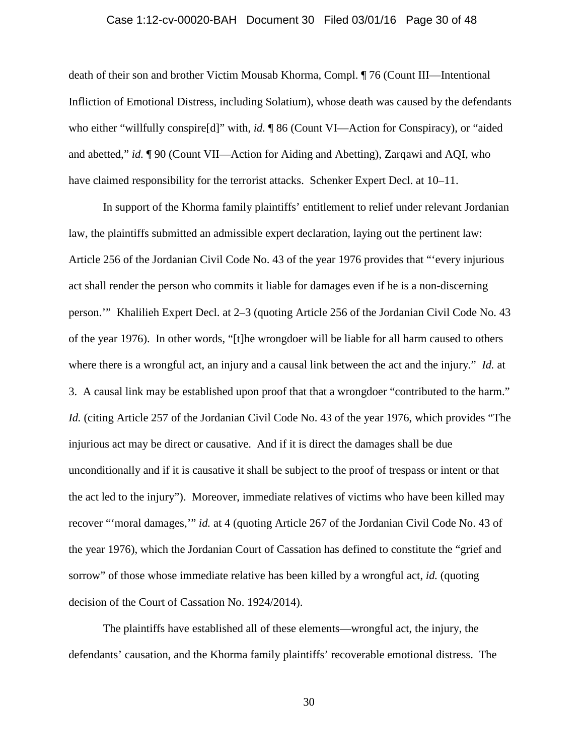death of their son and brother Victim Mousab Khorma, Compl. ¶ 76 (Count III—Intentional Infliction of Emotional Distress, including Solatium), whose death was caused by the defendants who either "willfully conspire[d]" with, *id.* ¶ 86 (Count VI—Action for Conspiracy), or "aided and abetted," *id.* ¶ 90 (Count VII—Action for Aiding and Abetting), Zarqawi and AQI, who have claimed responsibility for the terrorist attacks. Schenker Expert Decl. at 10–11.

In support of the Khorma family plaintiffs' entitlement to relief under relevant Jordanian law, the plaintiffs submitted an admissible expert declaration, laying out the pertinent law: Article 256 of the Jordanian Civil Code No. 43 of the year 1976 provides that "'every injurious act shall render the person who commits it liable for damages even if he is a non-discerning person.'" Khalilieh Expert Decl. at 2–3 (quoting Article 256 of the Jordanian Civil Code No. 43 of the year 1976). In other words, "[t]he wrongdoer will be liable for all harm caused to others where there is a wrongful act, an injury and a causal link between the act and the injury." *Id.* at 3. A causal link may be established upon proof that that a wrongdoer "contributed to the harm." *Id.* (citing Article 257 of the Jordanian Civil Code No. 43 of the year 1976, which provides "The injurious act may be direct or causative. And if it is direct the damages shall be due unconditionally and if it is causative it shall be subject to the proof of trespass or intent or that the act led to the injury"). Moreover, immediate relatives of victims who have been killed may recover "'moral damages,'" *id.* at 4 (quoting Article 267 of the Jordanian Civil Code No. 43 of the year 1976), which the Jordanian Court of Cassation has defined to constitute the "grief and sorrow" of those whose immediate relative has been killed by a wrongful act, *id.* (quoting decision of the Court of Cassation No. 1924/2014).

The plaintiffs have established all of these elements—wrongful act, the injury, the defendants' causation, and the Khorma family plaintiffs' recoverable emotional distress. The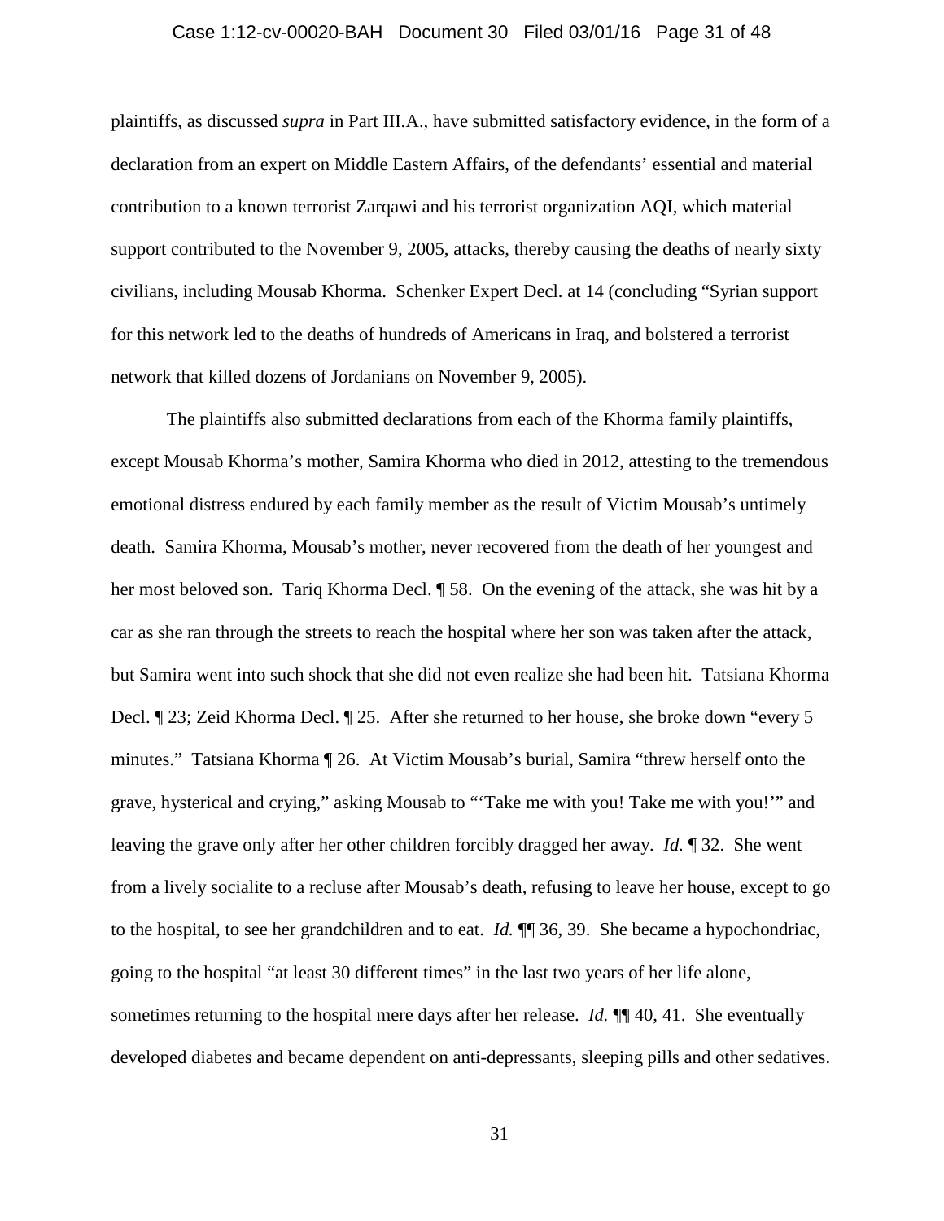plaintiffs, as discussed *supra* in Part III.A., have submitted satisfactory evidence, in the form of a declaration from an expert on Middle Eastern Affairs, of the defendants' essential and material contribution to a known terrorist Zarqawi and his terrorist organization AQI, which material support contributed to the November 9, 2005, attacks, thereby causing the deaths of nearly sixty civilians, including Mousab Khorma. Schenker Expert Decl. at 14 (concluding "Syrian support for this network led to the deaths of hundreds of Americans in Iraq, and bolstered a terrorist network that killed dozens of Jordanians on November 9, 2005).

The plaintiffs also submitted declarations from each of the Khorma family plaintiffs, except Mousab Khorma's mother, Samira Khorma who died in 2012, attesting to the tremendous emotional distress endured by each family member as the result of Victim Mousab's untimely death. Samira Khorma, Mousab's mother, never recovered from the death of her youngest and her most beloved son. Tariq Khorma Decl. ¶ 58. On the evening of the attack, she was hit by a car as she ran through the streets to reach the hospital where her son was taken after the attack, but Samira went into such shock that she did not even realize she had been hit. Tatsiana Khorma Decl. ¶ 23; Zeid Khorma Decl. ¶ 25. After she returned to her house, she broke down "every 5 minutes." Tatsiana Khorma ¶ 26. At Victim Mousab's burial, Samira "threw herself onto the grave, hysterical and crying," asking Mousab to "'Take me with you! Take me with you!'" and leaving the grave only after her other children forcibly dragged her away. *Id.* ¶ 32. She went from a lively socialite to a recluse after Mousab's death, refusing to leave her house, except to go to the hospital, to see her grandchildren and to eat. *Id.* ¶¶ 36, 39. She became a hypochondriac, going to the hospital "at least 30 different times" in the last two years of her life alone, sometimes returning to the hospital mere days after her release. *Id.* ¶¶ 40, 41. She eventually developed diabetes and became dependent on anti-depressants, sleeping pills and other sedatives.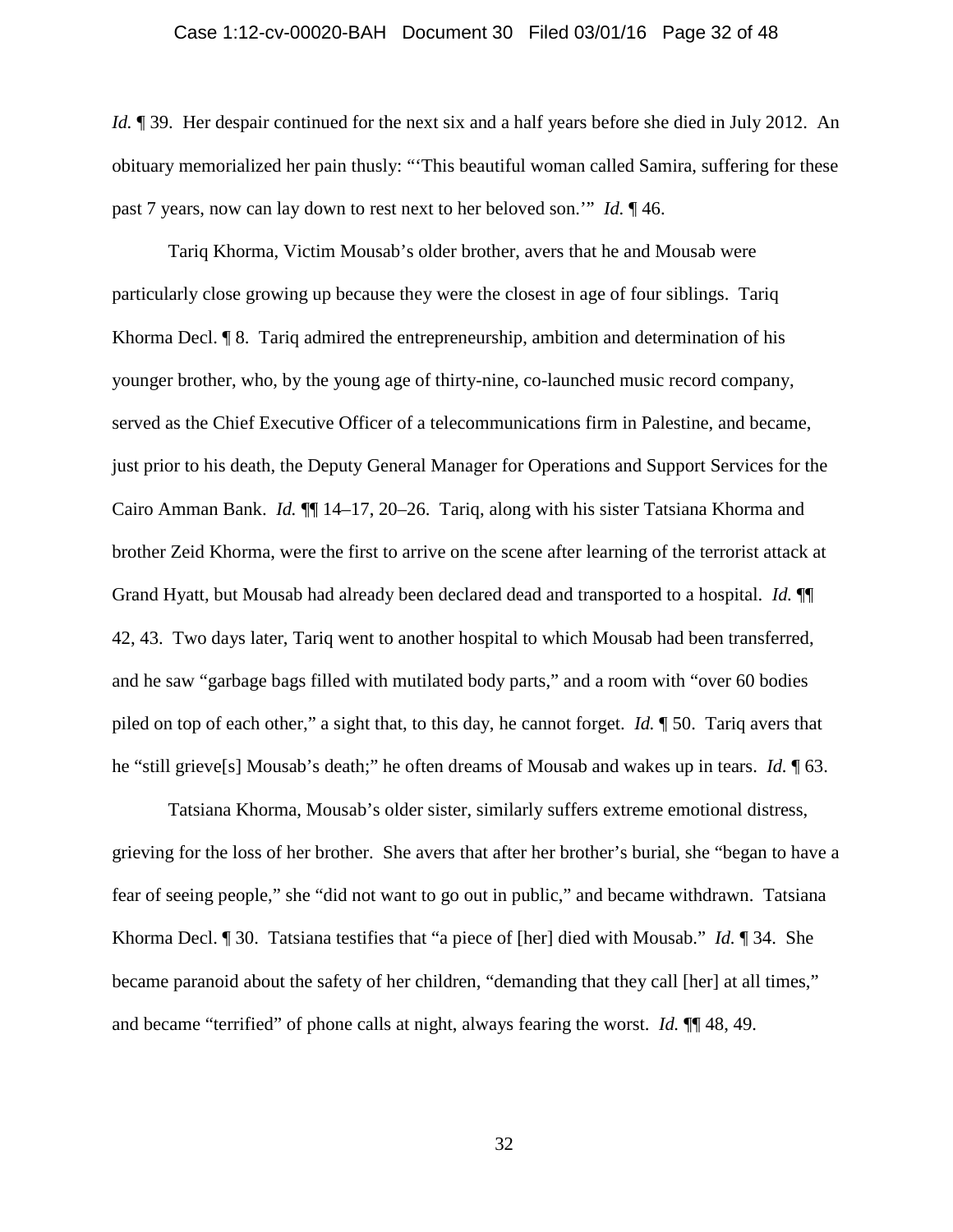*Id.* ¶ 39. Her despair continued for the next six and a half years before she died in July 2012. An obituary memorialized her pain thusly: "'This beautiful woman called Samira, suffering for these past 7 years, now can lay down to rest next to her beloved son.'" *Id.* ¶ 46.

Tariq Khorma, Victim Mousab's older brother, avers that he and Mousab were particularly close growing up because they were the closest in age of four siblings. Tariq Khorma Decl. ¶ 8. Tariq admired the entrepreneurship, ambition and determination of his younger brother, who, by the young age of thirty-nine, co-launched music record company, served as the Chief Executive Officer of a telecommunications firm in Palestine, and became, just prior to his death, the Deputy General Manager for Operations and Support Services for the Cairo Amman Bank. *Id.* ¶¶ 14–17, 20–26. Tariq, along with his sister Tatsiana Khorma and brother Zeid Khorma, were the first to arrive on the scene after learning of the terrorist attack at Grand Hyatt, but Mousab had already been declared dead and transported to a hospital. *Id.* ¶¶ 42, 43. Two days later, Tariq went to another hospital to which Mousab had been transferred, and he saw "garbage bags filled with mutilated body parts," and a room with "over 60 bodies piled on top of each other," a sight that, to this day, he cannot forget. *Id.* ¶ 50. Tariq avers that he "still grieve[s] Mousab's death;" he often dreams of Mousab and wakes up in tears. *Id.* ¶ 63.

Tatsiana Khorma, Mousab's older sister, similarly suffers extreme emotional distress, grieving for the loss of her brother. She avers that after her brother's burial, she "began to have a fear of seeing people," she "did not want to go out in public," and became withdrawn. Tatsiana Khorma Decl. ¶ 30. Tatsiana testifies that "a piece of [her] died with Mousab." *Id.* ¶ 34. She became paranoid about the safety of her children, "demanding that they call [her] at all times," and became "terrified" of phone calls at night, always fearing the worst. *Id.* ¶¶ 48, 49.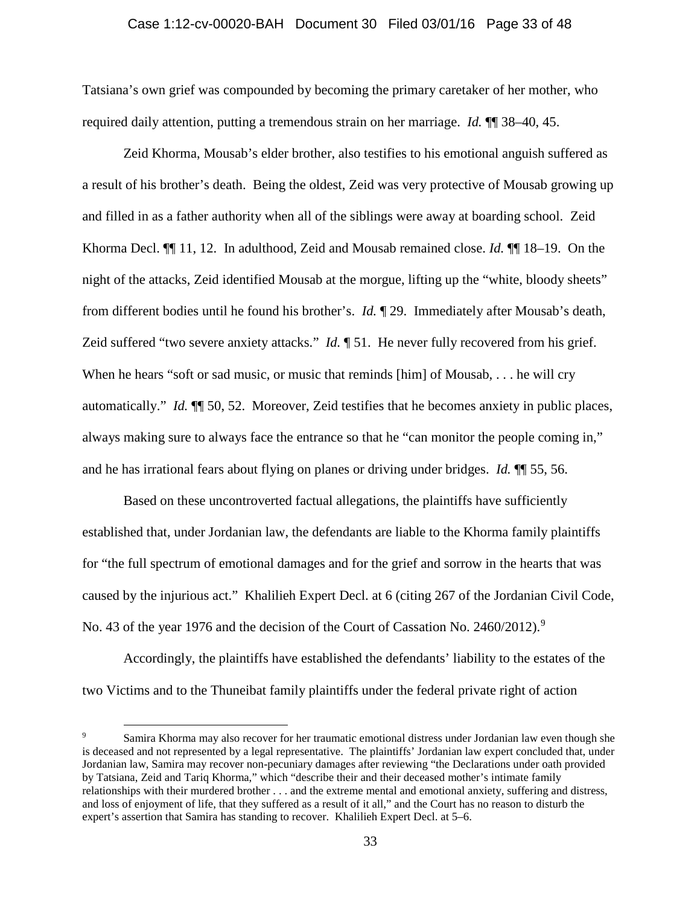Tatsiana's own grief was compounded by becoming the primary caretaker of her mother, who required daily attention, putting a tremendous strain on her marriage. *Id.* ¶¶ 38–40, 45.

Zeid Khorma, Mousab's elder brother, also testifies to his emotional anguish suffered as a result of his brother's death. Being the oldest, Zeid was very protective of Mousab growing up and filled in as a father authority when all of the siblings were away at boarding school. Zeid Khorma Decl. ¶¶ 11, 12. In adulthood, Zeid and Mousab remained close. *Id.* ¶¶ 18–19. On the night of the attacks, Zeid identified Mousab at the morgue, lifting up the "white, bloody sheets" from different bodies until he found his brother's. *Id.* ¶ 29. Immediately after Mousab's death, Zeid suffered "two severe anxiety attacks." *Id.* ¶ 51. He never fully recovered from his grief. When he hears "soft or sad music, or music that reminds [him] of Mousab, . . . he will cry automatically." *Id.* ¶¶ 50, 52. Moreover, Zeid testifies that he becomes anxiety in public places, always making sure to always face the entrance so that he "can monitor the people coming in," and he has irrational fears about flying on planes or driving under bridges. *Id.* ¶¶ 55, 56.

Based on these uncontroverted factual allegations, the plaintiffs have sufficiently established that, under Jordanian law, the defendants are liable to the Khorma family plaintiffs for "the full spectrum of emotional damages and for the grief and sorrow in the hearts that was caused by the injurious act." Khalilieh Expert Decl. at 6 (citing 267 of the Jordanian Civil Code, No. 43 of the year 1976 and the decision of the Court of Cassation No. 2460/2012).[9]

Accordingly, the plaintiffs have established the defendants' liability to the estates of the two Victims and to the Thuneibat family plaintiffs under the federal private right of action

---

[9] Samira Khorma may also recover for her traumatic emotional distress under Jordanian law even though she is deceased and not represented by a legal representative. The plaintiffs' Jordanian law expert concluded that, under Jordanian law, Samira may recover non-pecuniary damages after reviewing "the Declarations under oath provided by Tatsiana, Zeid and Tariq Khorma," which "describe their and their deceased mother's intimate family relationships with their murdered brother . . . and the extreme mental and emotional anxiety, suffering and distress, and loss of enjoyment of life, that they suffered as a result of it all," and the Court has no reason to disturb the expert's assertion that Samira has standing to recover. Khalilieh Expert Decl. at 5–6.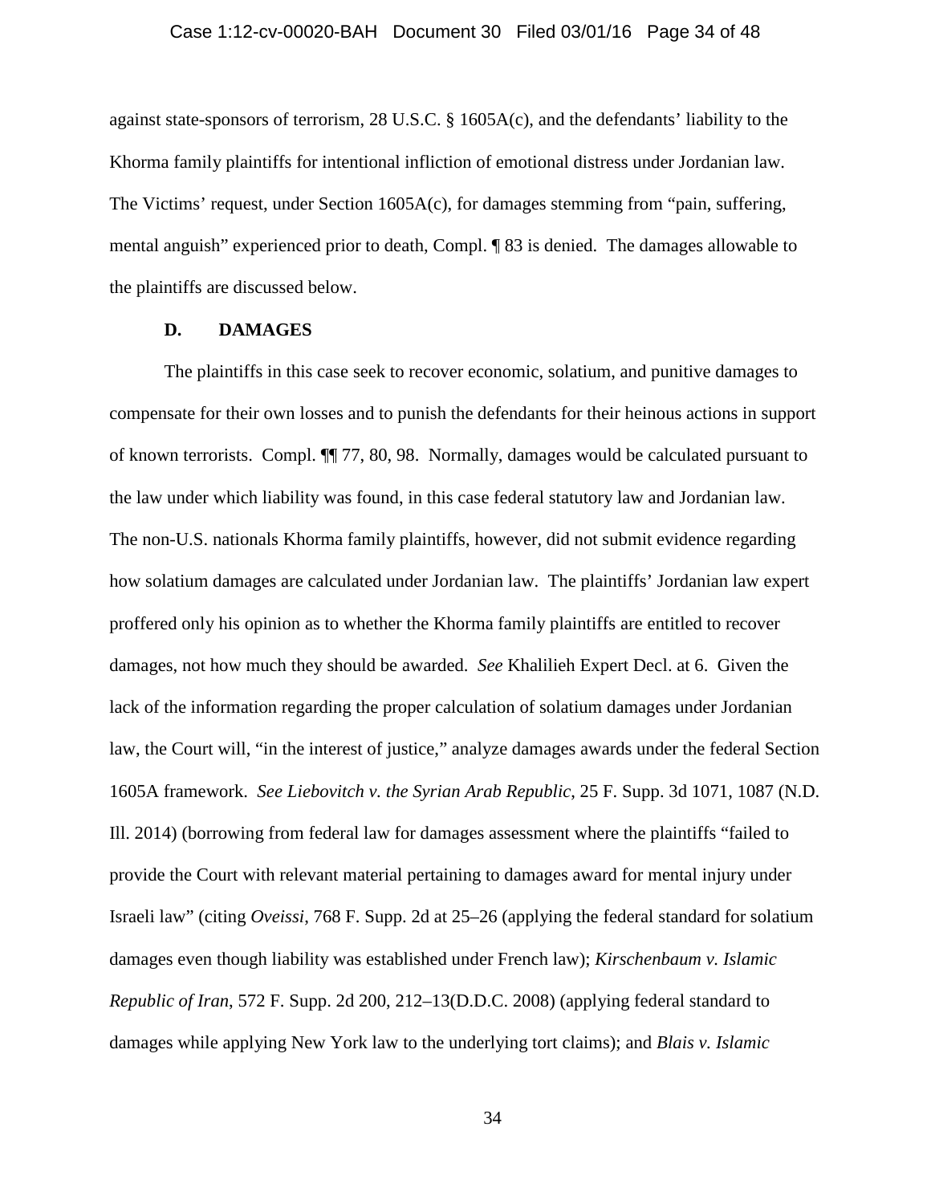against state-sponsors of terrorism, 28 U.S.C. § 1605A(c), and the defendants' liability to the Khorma family plaintiffs for intentional infliction of emotional distress under Jordanian law. The Victims' request, under Section 1605A(c), for damages stemming from "pain, suffering, mental anguish" experienced prior to death, Compl. ¶ 83 is denied. The damages allowable to the plaintiffs are discussed below.

### D. DAMAGES

The plaintiffs in this case seek to recover economic, solatium, and punitive damages to compensate for their own losses and to punish the defendants for their heinous actions in support of known terrorists. Compl. ¶¶ 77, 80, 98. Normally, damages would be calculated pursuant to the law under which liability was found, in this case federal statutory law and Jordanian law. The non-U.S. nationals Khorma family plaintiffs, however, did not submit evidence regarding how solatium damages are calculated under Jordanian law. The plaintiffs' Jordanian law expert proffered only his opinion as to whether the Khorma family plaintiffs are entitled to recover damages, not how much they should be awarded. *See* Khalilieh Expert Decl. at 6. Given the lack of the information regarding the proper calculation of solatium damages under Jordanian law, the Court will, "in the interest of justice," analyze damages awards under the federal Section 1605A framework. *See Liebovitch v. the Syrian Arab Republic*, 25 F. Supp. 3d 1071, 1087 (N.D. Ill. 2014) (borrowing from federal law for damages assessment where the plaintiffs "failed to provide the Court with relevant material pertaining to damages award for mental injury under Israeli law" (citing *Oveissi*, 768 F. Supp. 2d at 25–26 (applying the federal standard for solatium damages even though liability was established under French law); *Kirschenbaum v. Islamic Republic of Iran*, 572 F. Supp. 2d 200, 212–13(D.D.C. 2008) (applying federal standard to damages while applying New York law to the underlying tort claims); and *Blais v. Islamic*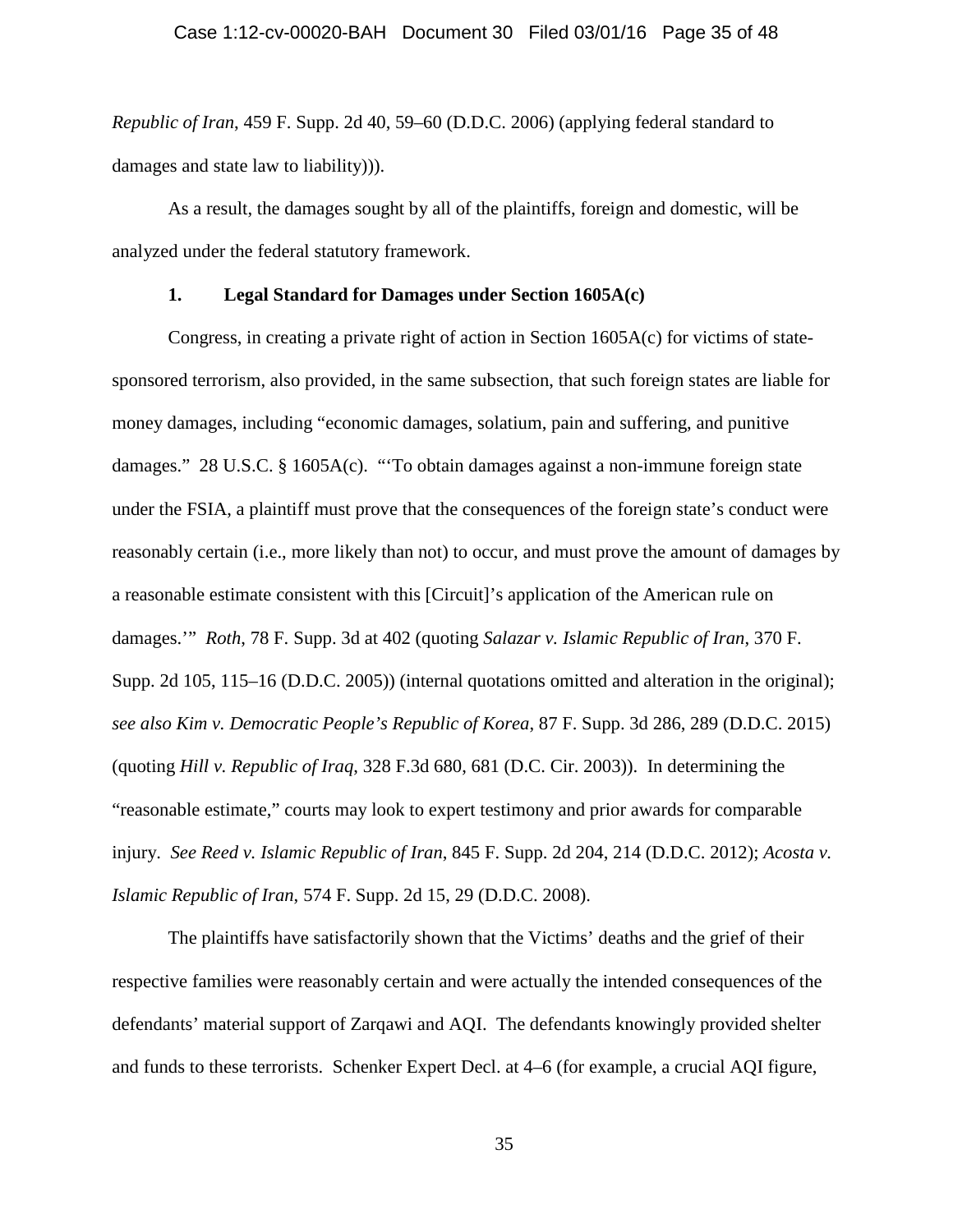*Republic of Iran*, 459 F. Supp. 2d 40, 59–60 (D.D.C. 2006) (applying federal standard to damages and state law to liability))).

As a result, the damages sought by all of the plaintiffs, foreign and domestic, will be analyzed under the federal statutory framework.

### 1. Legal Standard for Damages under Section 1605A(c)

Congress, in creating a private right of action in Section 1605A(c) for victims of state-sponsored terrorism, also provided, in the same subsection, that such foreign states are liable for money damages, including "economic damages, solatium, pain and suffering, and punitive damages." 28 U.S.C. § 1605A(c). "'To obtain damages against a non-immune foreign state under the FSIA, a plaintiff must prove that the consequences of the foreign state's conduct were reasonably certain (i.e., more likely than not) to occur, and must prove the amount of damages by a reasonable estimate consistent with this [Circuit]'s application of the American rule on damages.'" *Roth*, 78 F. Supp. 3d at 402 (quoting *Salazar v. Islamic Republic of Iran*, 370 F. Supp. 2d 105, 115–16 (D.D.C. 2005)) (internal quotations omitted and alteration in the original); *see also Kim v. Democratic People's Republic of Korea*, 87 F. Supp. 3d 286, 289 (D.D.C. 2015) (quoting *Hill v. Republic of Iraq*, 328 F.3d 680, 681 (D.C. Cir. 2003)). In determining the "reasonable estimate," courts may look to expert testimony and prior awards for comparable injury. *See Reed v. Islamic Republic of Iran*, 845 F. Supp. 2d 204, 214 (D.D.C. 2012); *Acosta v. Islamic Republic of Iran*, 574 F. Supp. 2d 15, 29 (D.D.C. 2008).

The plaintiffs have satisfactorily shown that the Victims' deaths and the grief of their respective families were reasonably certain and were actually the intended consequences of the defendants' material support of Zarqawi and AQI. The defendants knowingly provided shelter and funds to these terrorists. Schenker Expert Decl. at 4–6 (for example, a crucial AQI figure,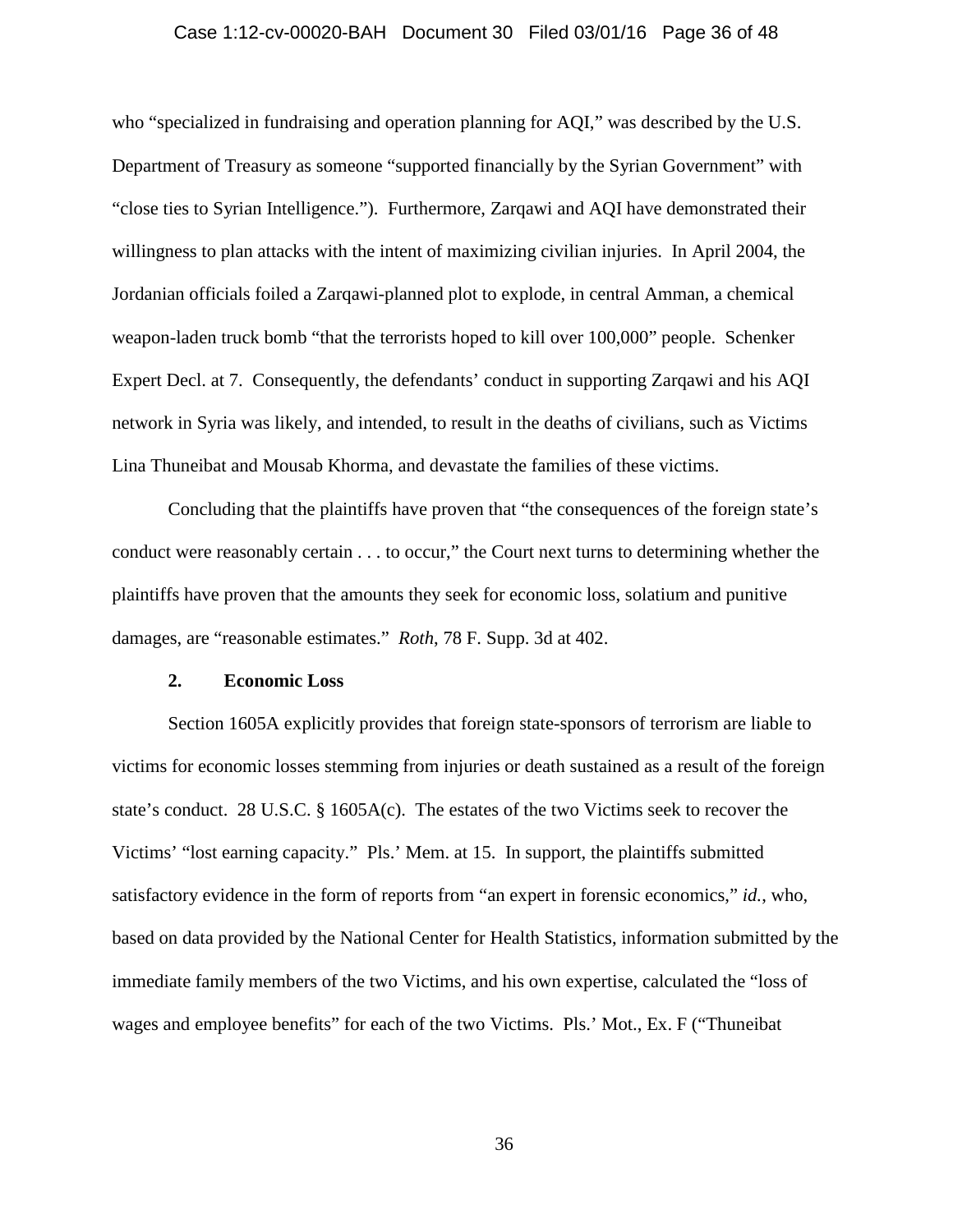who "specialized in fundraising and operation planning for AQI," was described by the U.S. Department of Treasury as someone "supported financially by the Syrian Government" with "close ties to Syrian Intelligence."). Furthermore, Zarqawi and AQI have demonstrated their willingness to plan attacks with the intent of maximizing civilian injuries. In April 2004, the Jordanian officials foiled a Zarqawi-planned plot to explode, in central Amman, a chemical weapon-laden truck bomb "that the terrorists hoped to kill over 100,000" people. Schenker Expert Decl. at 7. Consequently, the defendants' conduct in supporting Zarqawi and his AQI network in Syria was likely, and intended, to result in the deaths of civilians, such as Victims Lina Thuneibat and Mousab Khorma, and devastate the families of these victims.

Concluding that the plaintiffs have proven that "the consequences of the foreign state's conduct were reasonably certain . . . to occur," the Court next turns to determining whether the plaintiffs have proven that the amounts they seek for economic loss, solatium and punitive damages, are "reasonable estimates." *Roth*, 78 F. Supp. 3d at 402.

### 2. Economic Loss

Section 1605A explicitly provides that foreign state-sponsors of terrorism are liable to victims for economic losses stemming from injuries or death sustained as a result of the foreign state's conduct. 28 U.S.C. § 1605A(c). The estates of the two Victims seek to recover the Victims' "lost earning capacity." Pls.' Mem. at 15. In support, the plaintiffs submitted satisfactory evidence in the form of reports from "an expert in forensic economics," *id.*, who, based on data provided by the National Center for Health Statistics, information submitted by the immediate family members of the two Victims, and his own expertise, calculated the "loss of wages and employee benefits" for each of the two Victims. Pls.' Mot., Ex. F ("Thuneibat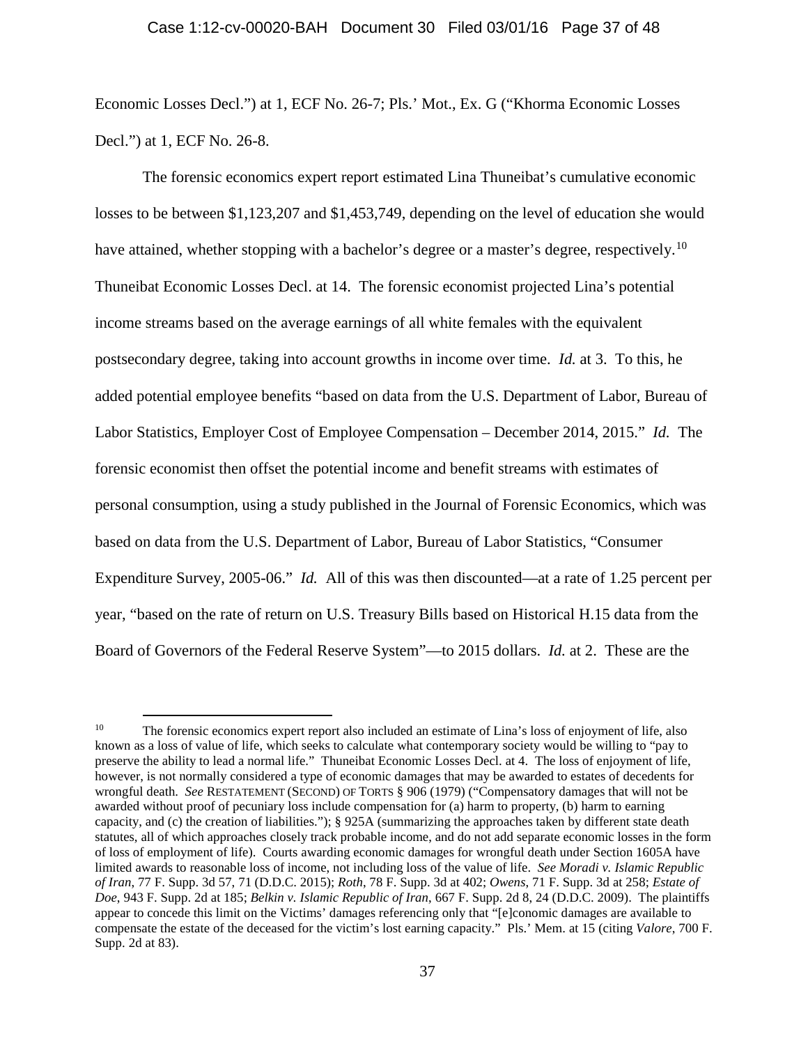Economic Losses Decl.") at 1, ECF No. 26-7; Pls.' Mot., Ex. G ("Khorma Economic Losses Decl.") at 1, ECF No. 26-8.

The forensic economics expert report estimated Lina Thuneibat's cumulative economic losses to be between \$1,123,207 and \$1,453,749, depending on the level of education she would have attained, whether stopping with a bachelor's degree or a master's degree, respectively.[10] Thuneibat Economic Losses Decl. at 14. The forensic economist projected Lina's potential income streams based on the average earnings of all white females with the equivalent postsecondary degree, taking into account growths in income over time. *Id.* at 3. To this, he added potential employee benefits "based on data from the U.S. Department of Labor, Bureau of Labor Statistics, Employer Cost of Employee Compensation – December 2014, 2015." *Id.* The forensic economist then offset the potential income and benefit streams with estimates of personal consumption, using a study published in the Journal of Forensic Economics, which was based on data from the U.S. Department of Labor, Bureau of Labor Statistics, "Consumer Expenditure Survey, 2005-06." *Id.* All of this was then discounted—at a rate of 1.25 percent per year, "based on the rate of return on U.S. Treasury Bills based on Historical H.15 data from the Board of Governors of the Federal Reserve System"—to 2015 dollars. *Id.* at 2. These are the

---

[10] The forensic economics expert report also included an estimate of Lina's loss of enjoyment of life, also known as a loss of value of life, which seeks to calculate what contemporary society would be willing to "pay to preserve the ability to lead a normal life." Thuneibat Economic Losses Decl. at 4. The loss of enjoyment of life, however, is not normally considered a type of economic damages that may be awarded to estates of decedents for wrongful death. *See* RESTATEMENT (SECOND) OF TORTS § 906 (1979) ("Compensatory damages that will not be awarded without proof of pecuniary loss include compensation for (a) harm to property, (b) harm to earning capacity, and (c) the creation of liabilities."); § 925A (summarizing the approaches taken by different state death statutes, all of which approaches closely track probable income, and do not add separate economic losses in the form of loss of employment of life). Courts awarding economic damages for wrongful death under Section 1605A have limited awards to reasonable loss of income, not including loss of the value of life. *See Moradi v. Islamic Republic of Iran*, 77 F. Supp. 3d 57, 71 (D.D.C. 2015); *Roth*, 78 F. Supp. 3d at 402; *Owens*, 71 F. Supp. 3d at 258; *Estate of Doe*, 943 F. Supp. 2d at 185; *Belkin v. Islamic Republic of Iran*, 667 F. Supp. 2d 8, 24 (D.D.C. 2009). The plaintiffs appear to concede this limit on the Victims' damages referencing only that "[e]conomic damages are available to compensate the estate of the deceased for the victim's lost earning capacity." Pls.' Mem. at 15 (citing *Valore*, 700 F. Supp. 2d at 83).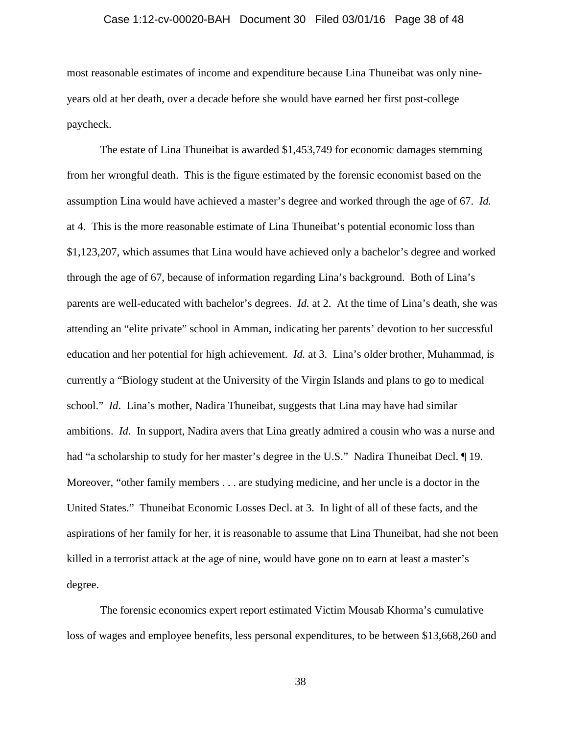most reasonable estimates of income and expenditure because Lina Thuneibat was only nine-years old at her death, over a decade before she would have earned her first post-college paycheck.

The estate of Lina Thuneibat is awarded $1,453,749 for economic damages stemming from her wrongful death. This is the figure estimated by the forensic economist based on the assumption Lina would have achieved a master's degree and worked through the age of 67. *Id.* at 4. This is the more reasonable estimate of Lina Thuneibat's potential economic loss than $1,123,207, which assumes that Lina would have achieved only a bachelor's degree and worked through the age of 67, because of information regarding Lina's background. Both of Lina's parents are well-educated with bachelor's degrees. *Id.* at 2. At the time of Lina's death, she was attending an "elite private" school in Amman, indicating her parents' devotion to her successful education and her potential for high achievement. *Id.* at 3. Lina's older brother, Muhammad, is currently a "Biology student at the University of the Virgin Islands and plans to go to medical school." *Id*. Lina's mother, Nadira Thuneibat, suggests that Lina may have had similar ambitions. *Id.* In support, Nadira avers that Lina greatly admired a cousin who was a nurse and had "a scholarship to study for her master's degree in the U.S." Nadira Thuneibat Decl. ¶ 19. Moreover, "other family members . . . are studying medicine, and her uncle is a doctor in the United States." Thuneibat Economic Losses Decl. at 3. In light of all of these facts, and the aspirations of her family for her, it is reasonable to assume that Lina Thuneibat, had she not been killed in a terrorist attack at the age of nine, would have gone on to earn at least a master's degree.

The forensic economics expert report estimated Victim Mousab Khorma's cumulative loss of wages and employee benefits, less personal expenditures, to be between $13,668,260 and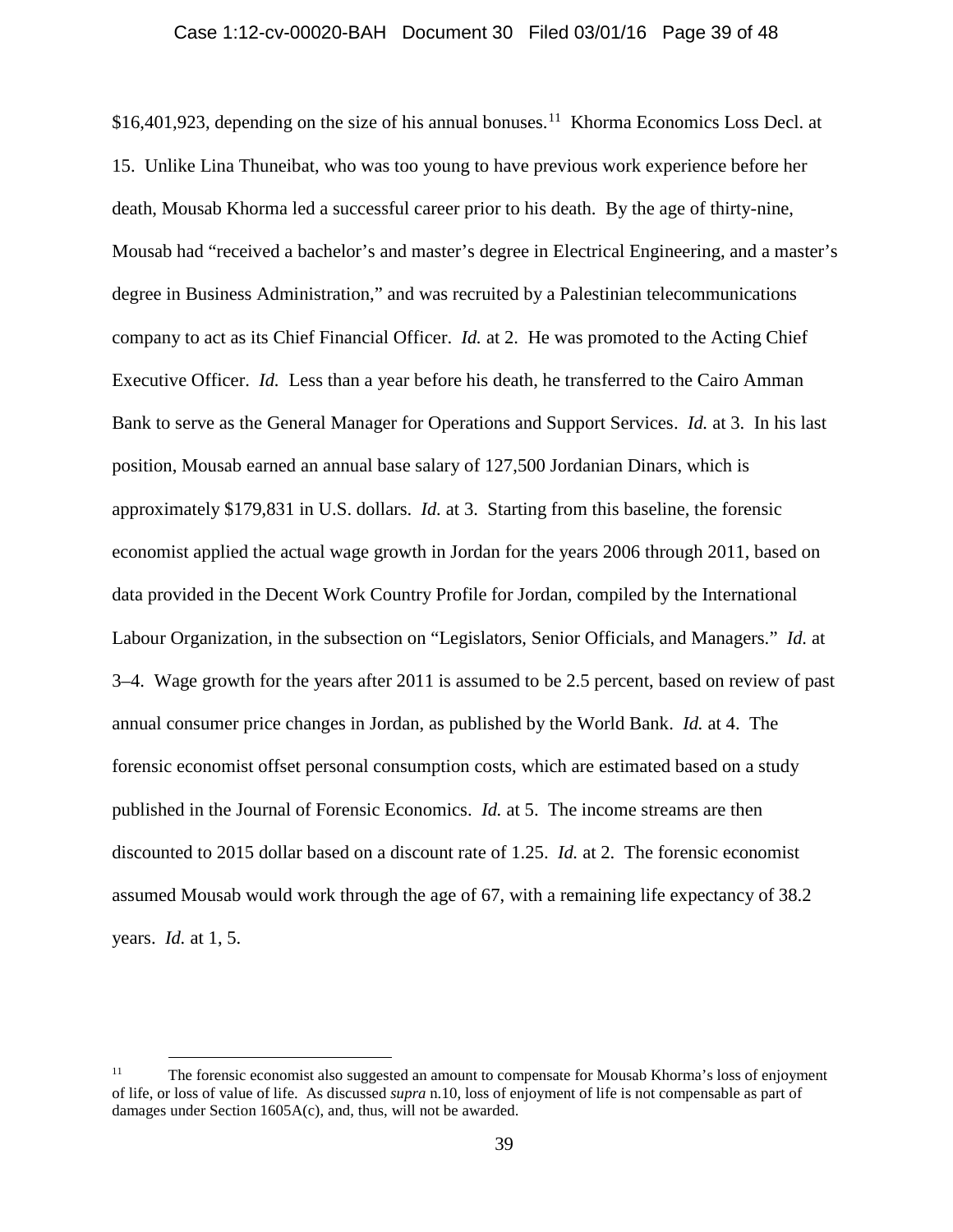$16,401,923, depending on the size of his annual bonuses.[11] Khorma Economics Loss Decl. at 15. Unlike Lina Thuneibat, who was too young to have previous work experience before her death, Mousab Khorma led a successful career prior to his death. By the age of thirty-nine, Mousab had "received a bachelor's and master's degree in Electrical Engineering, and a master's degree in Business Administration," and was recruited by a Palestinian telecommunications company to act as its Chief Financial Officer. *Id.* at 2. He was promoted to the Acting Chief Executive Officer. *Id.* Less than a year before his death, he transferred to the Cairo Amman Bank to serve as the General Manager for Operations and Support Services. *Id.* at 3. In his last position, Mousab earned an annual base salary of 127,500 Jordanian Dinars, which is approximately $179,831 in U.S. dollars. *Id.* at 3. Starting from this baseline, the forensic economist applied the actual wage growth in Jordan for the years 2006 through 2011, based on data provided in the Decent Work Country Profile for Jordan, compiled by the International Labour Organization, in the subsection on "Legislators, Senior Officials, and Managers." *Id.* at 3–4. Wage growth for the years after 2011 is assumed to be 2.5 percent, based on review of past annual consumer price changes in Jordan, as published by the World Bank. *Id.* at 4. The forensic economist offset personal consumption costs, which are estimated based on a study published in the Journal of Forensic Economics. *Id.* at 5. The income streams are then discounted to 2015 dollar based on a discount rate of 1.25. *Id.* at 2. The forensic economist assumed Mousab would work through the age of 67, with a remaining life expectancy of 38.2 years. *Id.* at 1, 5.

---

[11] The forensic economist also suggested an amount to compensate for Mousab Khorma's loss of enjoyment of life, or loss of value of life. As discussed *supra* n.10, loss of enjoyment of life is not compensable as part of damages under Section 1605A(c), and, thus, will not be awarded.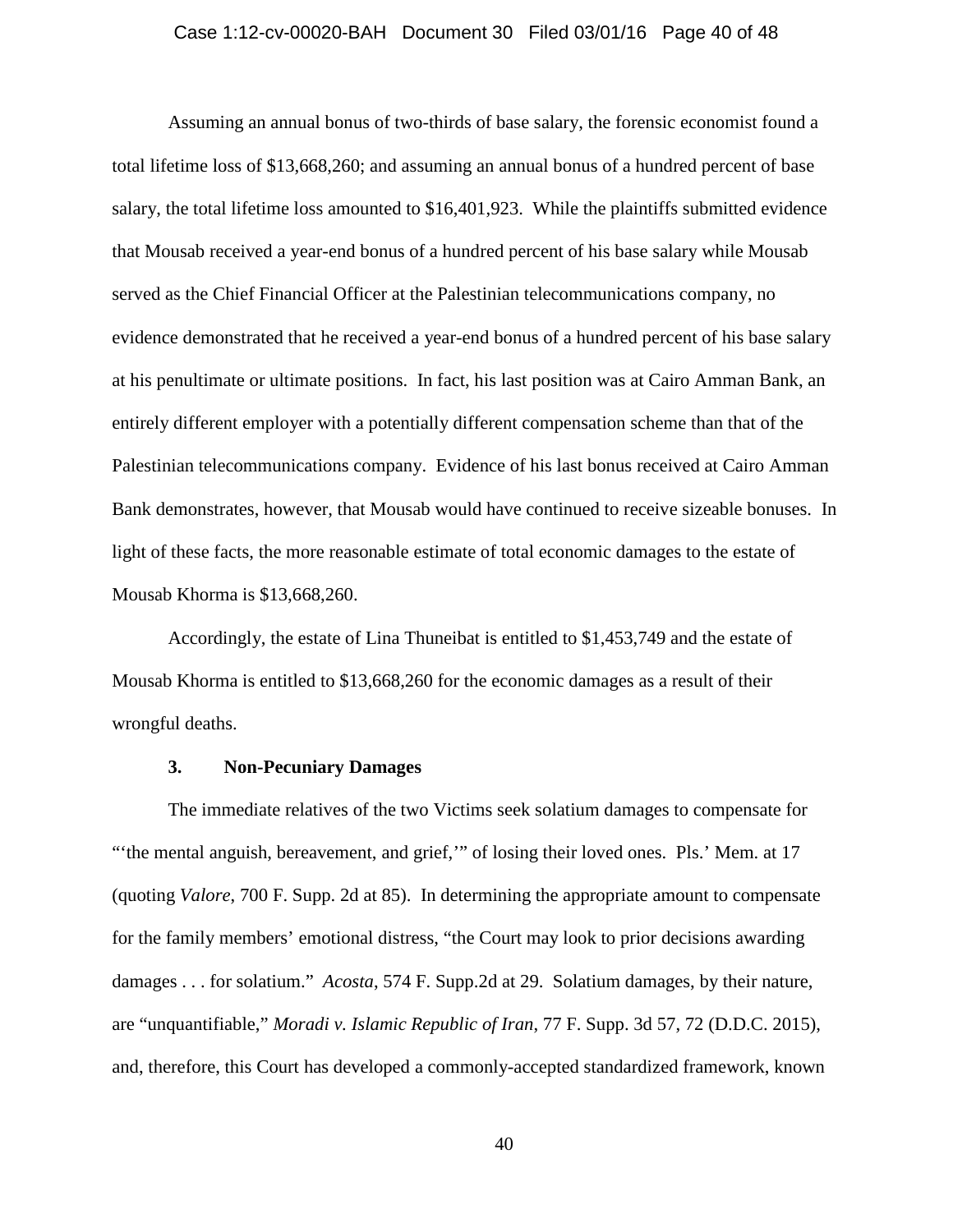Assuming an annual bonus of two-thirds of base salary, the forensic economist found a total lifetime loss of $13,668,260; and assuming an annual bonus of a hundred percent of base salary, the total lifetime loss amounted to $16,401,923. While the plaintiffs submitted evidence that Mousab received a year-end bonus of a hundred percent of his base salary while Mousab served as the Chief Financial Officer at the Palestinian telecommunications company, no evidence demonstrated that he received a year-end bonus of a hundred percent of his base salary at his penultimate or ultimate positions. In fact, his last position was at Cairo Amman Bank, an entirely different employer with a potentially different compensation scheme than that of the Palestinian telecommunications company. Evidence of his last bonus received at Cairo Amman Bank demonstrates, however, that Mousab would have continued to receive sizeable bonuses. In light of these facts, the more reasonable estimate of total economic damages to the estate of Mousab Khorma is $13,668,260.

Accordingly, the estate of Lina Thuneibat is entitled to $1,453,749 and the estate of Mousab Khorma is entitled to $13,668,260 for the economic damages as a result of their wrongful deaths.

### 3. Non-Pecuniary Damages

The immediate relatives of the two Victims seek solatium damages to compensate for "'the mental anguish, bereavement, and grief,'" of losing their loved ones. Pls.' Mem. at 17 (quoting *Valore*, 700 F. Supp. 2d at 85). In determining the appropriate amount to compensate for the family members' emotional distress, "the Court may look to prior decisions awarding damages . . . for solatium." *Acosta*, 574 F. Supp.2d at 29. Solatium damages, by their nature, are "unquantifiable," *Moradi v. Islamic Republic of Iran*, 77 F. Supp. 3d 57, 72 (D.D.C. 2015), and, therefore, this Court has developed a commonly-accepted standardized framework, known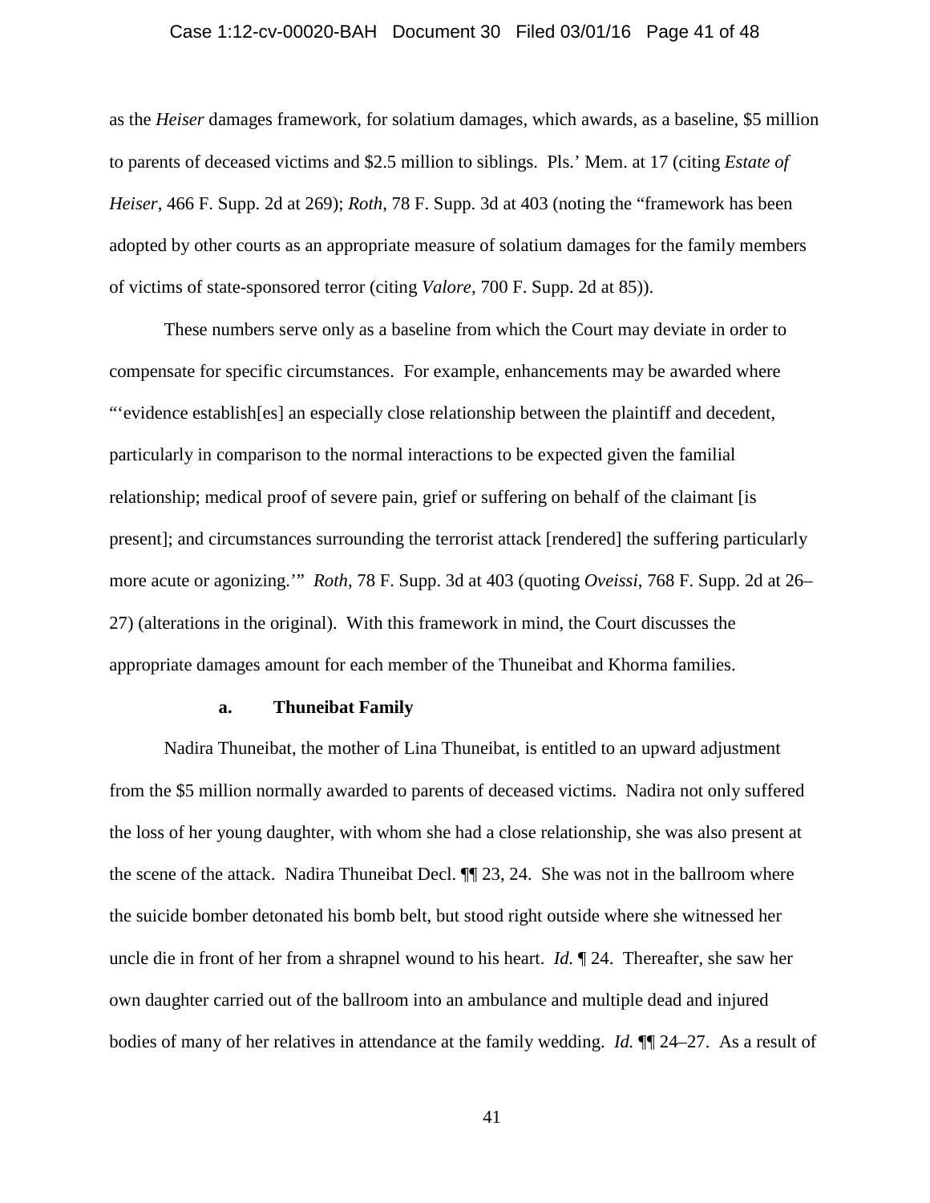as the *Heiser* damages framework, for solatium damages, which awards, as a baseline, $5 million to parents of deceased victims and $2.5 million to siblings. Pls.' Mem. at 17 (citing *Estate of Heiser*, 466 F. Supp. 2d at 269); *Roth*, 78 F. Supp. 3d at 403 (noting the "framework has been adopted by other courts as an appropriate measure of solatium damages for the family members of victims of state-sponsored terror (citing *Valore*, 700 F. Supp. 2d at 85)).

These numbers serve only as a baseline from which the Court may deviate in order to compensate for specific circumstances. For example, enhancements may be awarded where "'evidence establish[es] an especially close relationship between the plaintiff and decedent, particularly in comparison to the normal interactions to be expected given the familial relationship; medical proof of severe pain, grief or suffering on behalf of the claimant [is present]; and circumstances surrounding the terrorist attack [rendered] the suffering particularly more acute or agonizing.'" *Roth*, 78 F. Supp. 3d at 403 (quoting *Oveissi*, 768 F. Supp. 2d at 26–27) (alterations in the original). With this framework in mind, the Court discusses the appropriate damages amount for each member of the Thuneibat and Khorma families.

**a. Thuneibat Family**

Nadira Thuneibat, the mother of Lina Thuneibat, is entitled to an upward adjustment from the $5 million normally awarded to parents of deceased victims. Nadira not only suffered the loss of her young daughter, with whom she had a close relationship, she was also present at the scene of the attack. Nadira Thuneibat Decl. ¶¶ 23, 24. She was not in the ballroom where the suicide bomber detonated his bomb belt, but stood right outside where she witnessed her uncle die in front of her from a shrapnel wound to his heart. *Id.* ¶ 24. Thereafter, she saw her own daughter carried out of the ballroom into an ambulance and multiple dead and injured bodies of many of her relatives in attendance at the family wedding. *Id.* ¶¶ 24–27. As a result of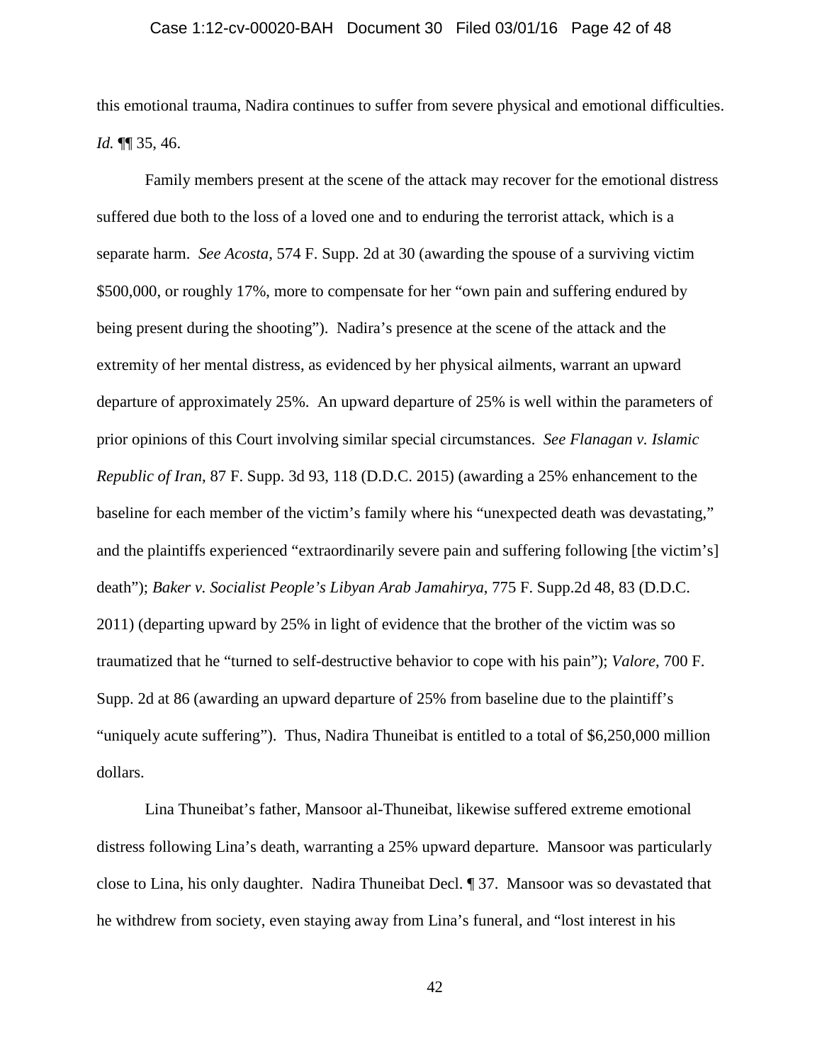this emotional trauma, Nadira continues to suffer from severe physical and emotional difficulties. *Id.* ¶¶ 35, 46.

Family members present at the scene of the attack may recover for the emotional distress suffered due both to the loss of a loved one and to enduring the terrorist attack, which is a separate harm. *See Acosta*, 574 F. Supp. 2d at 30 (awarding the spouse of a surviving victim $500,000, or roughly 17%, more to compensate for her "own pain and suffering endured by being present during the shooting"). Nadira's presence at the scene of the attack and the extremity of her mental distress, as evidenced by her physical ailments, warrant an upward departure of approximately 25%. An upward departure of 25% is well within the parameters of prior opinions of this Court involving similar special circumstances. *See Flanagan v. Islamic Republic of Iran*, 87 F. Supp. 3d 93, 118 (D.D.C. 2015) (awarding a 25% enhancement to the baseline for each member of the victim's family where his "unexpected death was devastating," and the plaintiffs experienced "extraordinarily severe pain and suffering following [the victim's] death"); *Baker v. Socialist People's Libyan Arab Jamahirya*, 775 F. Supp.2d 48, 83 (D.D.C. 2011) (departing upward by 25% in light of evidence that the brother of the victim was so traumatized that he "turned to self-destructive behavior to cope with his pain"); *Valore*, 700 F. Supp. 2d at 86 (awarding an upward departure of 25% from baseline due to the plaintiff's "uniquely acute suffering"). Thus, Nadira Thuneibat is entitled to a total of $6,250,000 million dollars.

Lina Thuneibat's father, Mansoor al-Thuneibat, likewise suffered extreme emotional distress following Lina's death, warranting a 25% upward departure. Mansoor was particularly close to Lina, his only daughter. Nadira Thuneibat Decl. ¶ 37. Mansoor was so devastated that he withdrew from society, even staying away from Lina's funeral, and "lost interest in his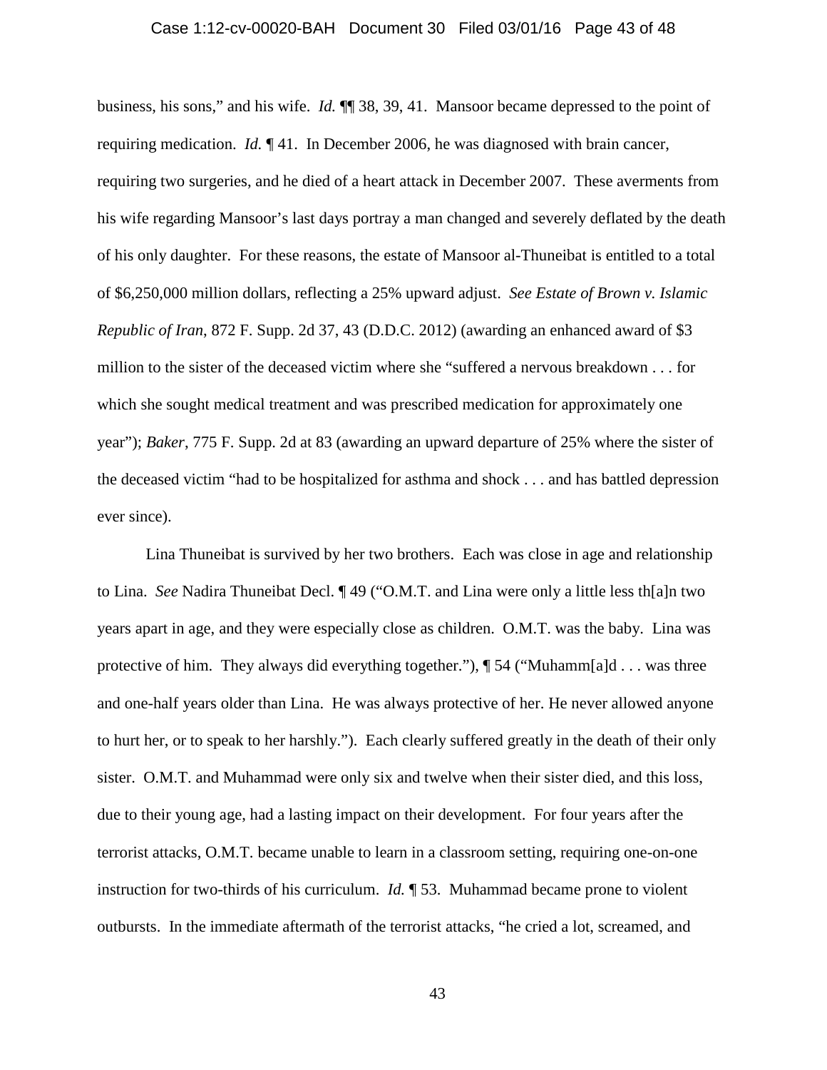business, his sons," and his wife. *Id.* ¶¶ 38, 39, 41. Mansoor became depressed to the point of requiring medication. *Id.* ¶ 41. In December 2006, he was diagnosed with brain cancer, requiring two surgeries, and he died of a heart attack in December 2007. These averments from his wife regarding Mansoor's last days portray a man changed and severely deflated by the death of his only daughter. For these reasons, the estate of Mansoor al-Thuneibat is entitled to a total of $6,250,000 million dollars, reflecting a 25% upward adjust. *See Estate of Brown v. Islamic Republic of Iran*, 872 F. Supp. 2d 37, 43 (D.D.C. 2012) (awarding an enhanced award of $3 million to the sister of the deceased victim where she "suffered a nervous breakdown . . . for which she sought medical treatment and was prescribed medication for approximately one year"); *Baker*, 775 F. Supp. 2d at 83 (awarding an upward departure of 25% where the sister of the deceased victim "had to be hospitalized for asthma and shock . . . and has battled depression ever since).

Lina Thuneibat is survived by her two brothers. Each was close in age and relationship to Lina. *See* Nadira Thuneibat Decl. ¶ 49 ("O.M.T. and Lina were only a little less th[a]n two years apart in age, and they were especially close as children. O.M.T. was the baby. Lina was protective of him. They always did everything together."), ¶ 54 ("Muhamm[a]d . . . was three and one-half years older than Lina. He was always protective of her. He never allowed anyone to hurt her, or to speak to her harshly."). Each clearly suffered greatly in the death of their only sister. O.M.T. and Muhammad were only six and twelve when their sister died, and this loss, due to their young age, had a lasting impact on their development. For four years after the terrorist attacks, O.M.T. became unable to learn in a classroom setting, requiring one-on-one instruction for two-thirds of his curriculum. *Id.* ¶ 53. Muhammad became prone to violent outbursts. In the immediate aftermath of the terrorist attacks, "he cried a lot, screamed, and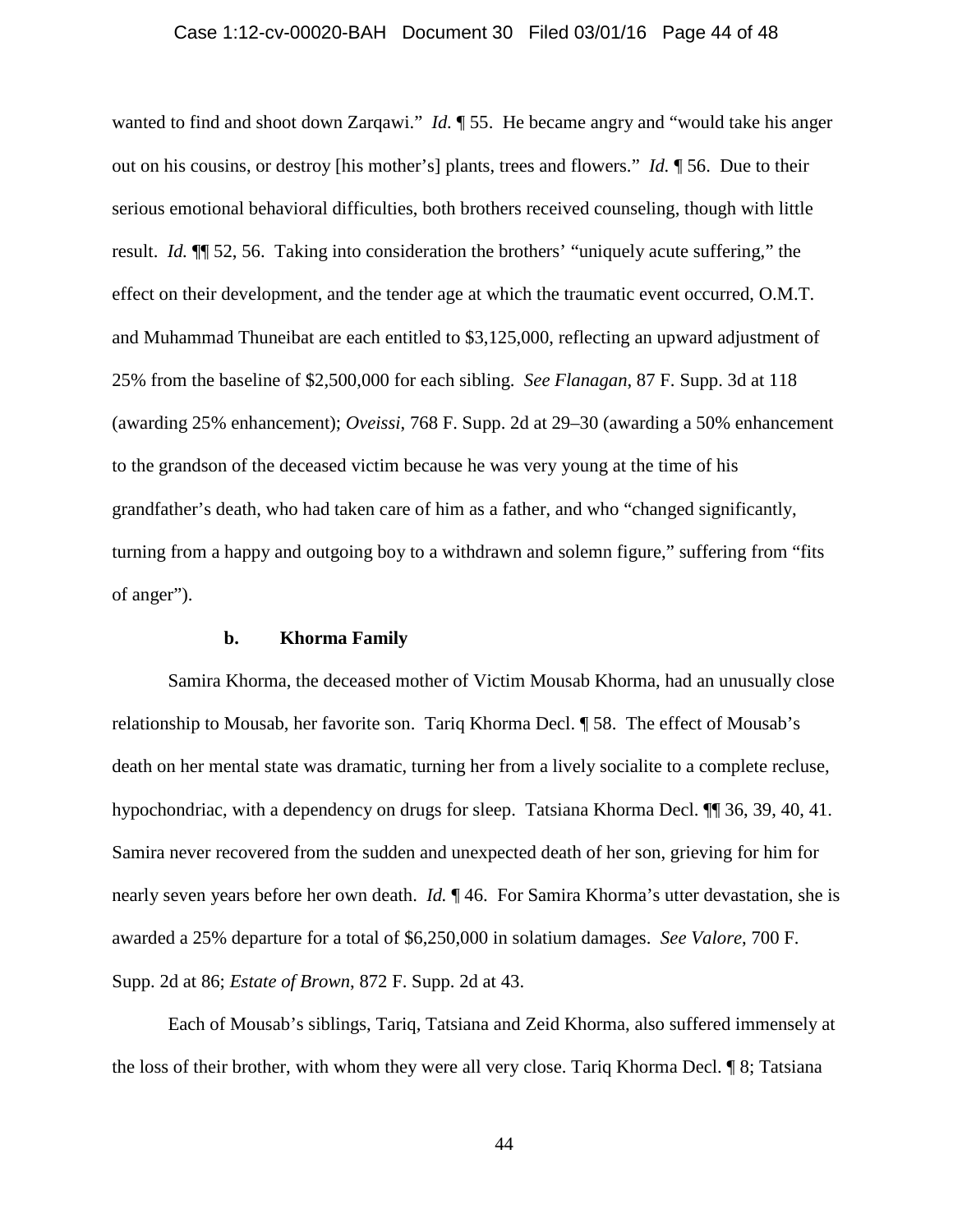wanted to find and shoot down Zarqawi." *Id.* ¶ 55. He became angry and "would take his anger out on his cousins, or destroy [his mother's] plants, trees and flowers." *Id.* ¶ 56. Due to their serious emotional behavioral difficulties, both brothers received counseling, though with little result. *Id.* ¶¶ 52, 56. Taking into consideration the brothers' "uniquely acute suffering," the effect on their development, and the tender age at which the traumatic event occurred, O.M.T. and Muhammad Thuneibat are each entitled to $3,125,000, reflecting an upward adjustment of 25% from the baseline of $2,500,000 for each sibling. *See Flanagan*, 87 F. Supp. 3d at 118 (awarding 25% enhancement); *Oveissi*, 768 F. Supp. 2d at 29–30 (awarding a 50% enhancement to the grandson of the deceased victim because he was very young at the time of his grandfather's death, who had taken care of him as a father, and who "changed significantly, turning from a happy and outgoing boy to a withdrawn and solemn figure," suffering from "fits of anger").

**b. Khorma Family**

Samira Khorma, the deceased mother of Victim Mousab Khorma, had an unusually close relationship to Mousab, her favorite son. Tariq Khorma Decl. ¶ 58. The effect of Mousab's death on her mental state was dramatic, turning her from a lively socialite to a complete recluse, hypochondriac, with a dependency on drugs for sleep. Tatsiana Khorma Decl. ¶¶ 36, 39, 40, 41. Samira never recovered from the sudden and unexpected death of her son, grieving for him for nearly seven years before her own death. *Id.* ¶ 46. For Samira Khorma's utter devastation, she is awarded a 25% departure for a total of $6,250,000 in solatium damages. *See Valore*, 700 F. Supp. 2d at 86; *Estate of Brown*, 872 F. Supp. 2d at 43.

Each of Mousab's siblings, Tariq, Tatsiana and Zeid Khorma, also suffered immensely at the loss of their brother, with whom they were all very close. Tariq Khorma Decl. ¶ 8; Tatsiana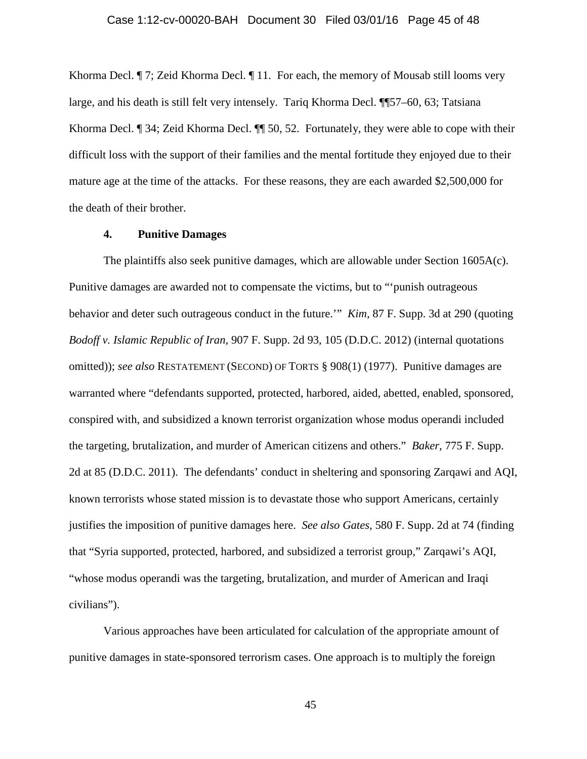Khorma Decl. ¶ 7; Zeid Khorma Decl. ¶ 11. For each, the memory of Mousab still looms very large, and his death is still felt very intensely. Tariq Khorma Decl. ¶¶57–60, 63; Tatsiana Khorma Decl. ¶ 34; Zeid Khorma Decl. ¶¶ 50, 52. Fortunately, they were able to cope with their difficult loss with the support of their families and the mental fortitude they enjoyed due to their mature age at the time of the attacks. For these reasons, they are each awarded $2,500,000 for the death of their brother.

#### 4. Punitive Damages

The plaintiffs also seek punitive damages, which are allowable under Section 1605A(c). Punitive damages are awarded not to compensate the victims, but to "'punish outrageous behavior and deter such outrageous conduct in the future.'" *Kim*, 87 F. Supp. 3d at 290 (quoting *Bodoff v. Islamic Republic of Iran*, 907 F. Supp. 2d 93, 105 (D.D.C. 2012) (internal quotations omitted)); *see also* RESTATEMENT (SECOND) OF TORTS § 908(1) (1977). Punitive damages are warranted where "defendants supported, protected, harbored, aided, abetted, enabled, sponsored, conspired with, and subsidized a known terrorist organization whose modus operandi included the targeting, brutalization, and murder of American citizens and others." *Baker*, 775 F. Supp. 2d at 85 (D.D.C. 2011). The defendants' conduct in sheltering and sponsoring Zarqawi and AQI, known terrorists whose stated mission is to devastate those who support Americans, certainly justifies the imposition of punitive damages here. *See also Gates*, 580 F. Supp. 2d at 74 (finding that "Syria supported, protected, harbored, and subsidized a terrorist group," Zarqawi's AQI, "whose modus operandi was the targeting, brutalization, and murder of American and Iraqi civilians").

Various approaches have been articulated for calculation of the appropriate amount of punitive damages in state-sponsored terrorism cases. One approach is to multiply the foreign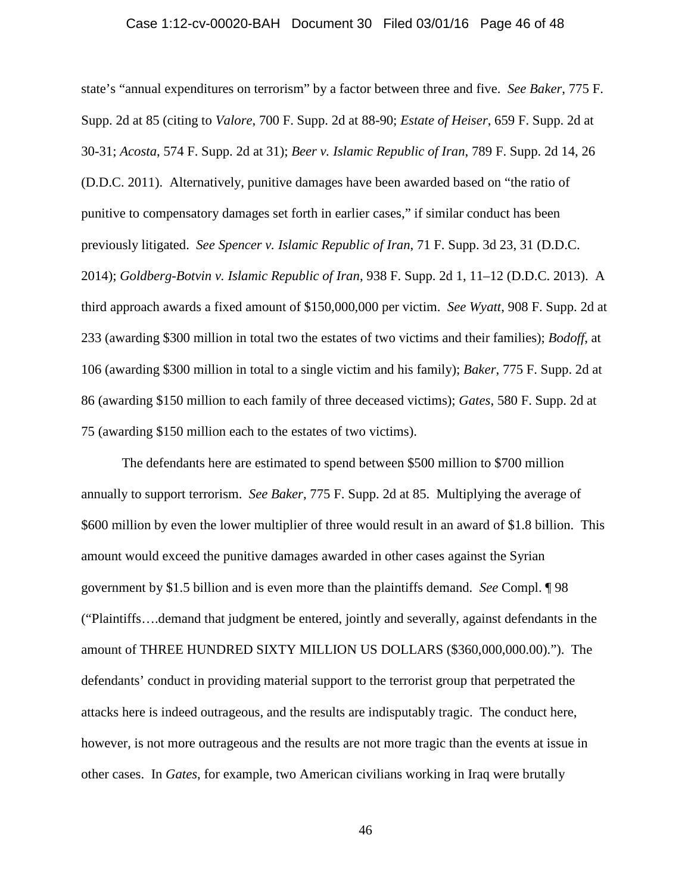state's "annual expenditures on terrorism" by a factor between three and five. *See Baker*, 775 F. Supp. 2d at 85 (citing to *Valore*, 700 F. Supp. 2d at 88-90; *Estate of Heiser*, 659 F. Supp. 2d at 30-31; *Acosta*, 574 F. Supp. 2d at 31); *Beer v. Islamic Republic of Iran*, 789 F. Supp. 2d 14, 26 (D.D.C. 2011). Alternatively, punitive damages have been awarded based on "the ratio of punitive to compensatory damages set forth in earlier cases," if similar conduct has been previously litigated. *See Spencer v. Islamic Republic of Iran*, 71 F. Supp. 3d 23, 31 (D.D.C. 2014); *Goldberg-Botvin v. Islamic Republic of Iran*, 938 F. Supp. 2d 1, 11–12 (D.D.C. 2013). A third approach awards a fixed amount of $150,000,000 per victim. *See Wyatt*, 908 F. Supp. 2d at 233 (awarding $300 million in total two the estates of two victims and their families); *Bodoff*, at 106 (awarding $300 million in total to a single victim and his family); *Baker*, 775 F. Supp. 2d at 86 (awarding $150 million to each family of three deceased victims); *Gates*, 580 F. Supp. 2d at 75 (awarding $150 million each to the estates of two victims).

The defendants here are estimated to spend between $500 million to $700 million annually to support terrorism. *See Baker*, 775 F. Supp. 2d at 85. Multiplying the average of $600 million by even the lower multiplier of three would result in an award of $1.8 billion. This amount would exceed the punitive damages awarded in other cases against the Syrian government by $1.5 billion and is even more than the plaintiffs demand. *See* Compl. ¶ 98 ("Plaintiffs….demand that judgment be entered, jointly and severally, against defendants in the amount of THREE HUNDRED SIXTY MILLION US DOLLARS ($360,000,000.00)."). The defendants' conduct in providing material support to the terrorist group that perpetrated the attacks here is indeed outrageous, and the results are indisputably tragic. The conduct here, however, is not more outrageous and the results are not more tragic than the events at issue in other cases. In *Gates*, for example, two American civilians working in Iraq were brutally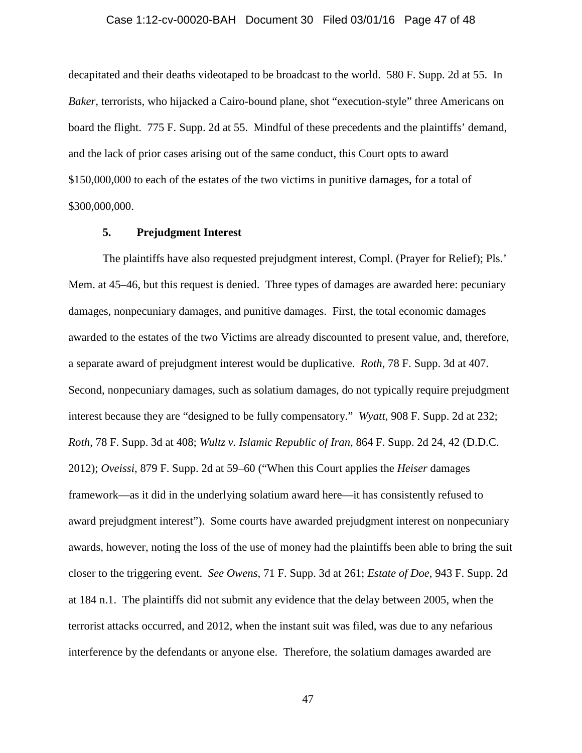decapitated and their deaths videotaped to be broadcast to the world. 580 F. Supp. 2d at 55. In *Baker*, terrorists, who hijacked a Cairo-bound plane, shot "execution-style" three Americans on board the flight. 775 F. Supp. 2d at 55. Mindful of these precedents and the plaintiffs' demand, and the lack of prior cases arising out of the same conduct, this Court opts to award $150,000,000 to each of the estates of the two victims in punitive damages, for a total of $300,000,000.

### 5. Prejudgment Interest

The plaintiffs have also requested prejudgment interest, Compl. (Prayer for Relief); Pls.' Mem. at 45–46, but this request is denied. Three types of damages are awarded here: pecuniary damages, nonpecuniary damages, and punitive damages. First, the total economic damages awarded to the estates of the two Victims are already discounted to present value, and, therefore, a separate award of prejudgment interest would be duplicative. *Roth*, 78 F. Supp. 3d at 407. Second, nonpecuniary damages, such as solatium damages, do not typically require prejudgment interest because they are "designed to be fully compensatory." *Wyatt*, 908 F. Supp. 2d at 232; *Roth*, 78 F. Supp. 3d at 408; *Wultz v. Islamic Republic of Iran*, 864 F. Supp. 2d 24, 42 (D.D.C. 2012); *Oveissi*, 879 F. Supp. 2d at 59–60 ("When this Court applies the *Heiser* damages framework—as it did in the underlying solatium award here—it has consistently refused to award prejudgment interest"). Some courts have awarded prejudgment interest on nonpecuniary awards, however, noting the loss of the use of money had the plaintiffs been able to bring the suit closer to the triggering event. *See Owens*, 71 F. Supp. 3d at 261; *Estate of Doe*, 943 F. Supp. 2d at 184 n.1. The plaintiffs did not submit any evidence that the delay between 2005, when the terrorist attacks occurred, and 2012, when the instant suit was filed, was due to any nefarious interference by the defendants or anyone else. Therefore, the solatium damages awarded are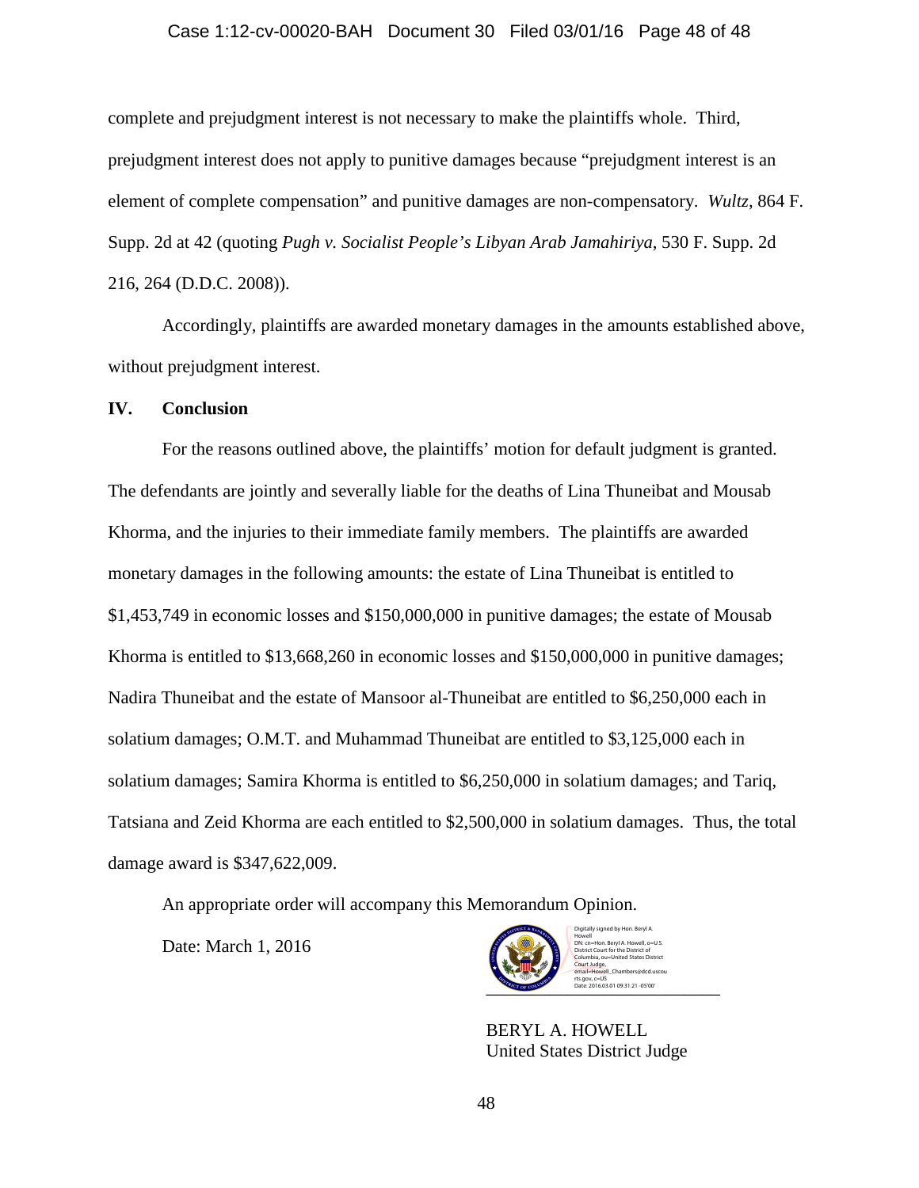complete and prejudgment interest is not necessary to make the plaintiffs whole. Third, prejudgment interest does not apply to punitive damages because "prejudgment interest is an element of complete compensation" and punitive damages are non-compensatory. *Wultz*, 864 F. Supp. 2d at 42 (quoting *Pugh v. Socialist People's Libyan Arab Jamahiriya*, 530 F. Supp. 2d 216, 264 (D.D.C. 2008)).

Accordingly, plaintiffs are awarded monetary damages in the amounts established above, without prejudgment interest.

## IV. Conclusion

For the reasons outlined above, the plaintiffs' motion for default judgment is granted. The defendants are jointly and severally liable for the deaths of Lina Thuneibat and Mousab Khorma, and the injuries to their immediate family members. The plaintiffs are awarded monetary damages in the following amounts: the estate of Lina Thuneibat is entitled to \$1,453,749 in economic losses and \$150,000,000 in punitive damages; the estate of Mousab Khorma is entitled to \$13,668,260 in economic losses and \$150,000,000 in punitive damages; Nadira Thuneibat and the estate of Mansoor al-Thuneibat are entitled to \$6,250,000 each in solatium damages; O.M.T. and Muhammad Thuneibat are entitled to \$3,125,000 each in solatium damages; Samira Khorma is entitled to \$6,250,000 in solatium damages; and Tariq, Tatsiana and Zeid Khorma are each entitled to \$2,500,000 in solatium damages. Thus, the total damage award is \$347,622,009.

An appropriate order will accompany this Memorandum Opinion.

Date: March 1, 2016

Digitally signed by Hon. Beryl A. Howell
DN: cn=Hon. Beryl A. Howell, o=U.S. District Court for the District of Columbia, ou=United States District Court Judge, email=Howell_Chambers@dcd.uscourts.gov, c=US
Date: 2016.03.01 09:31:21 -05'00'

BERYL A. HOWELL
United States District Judge